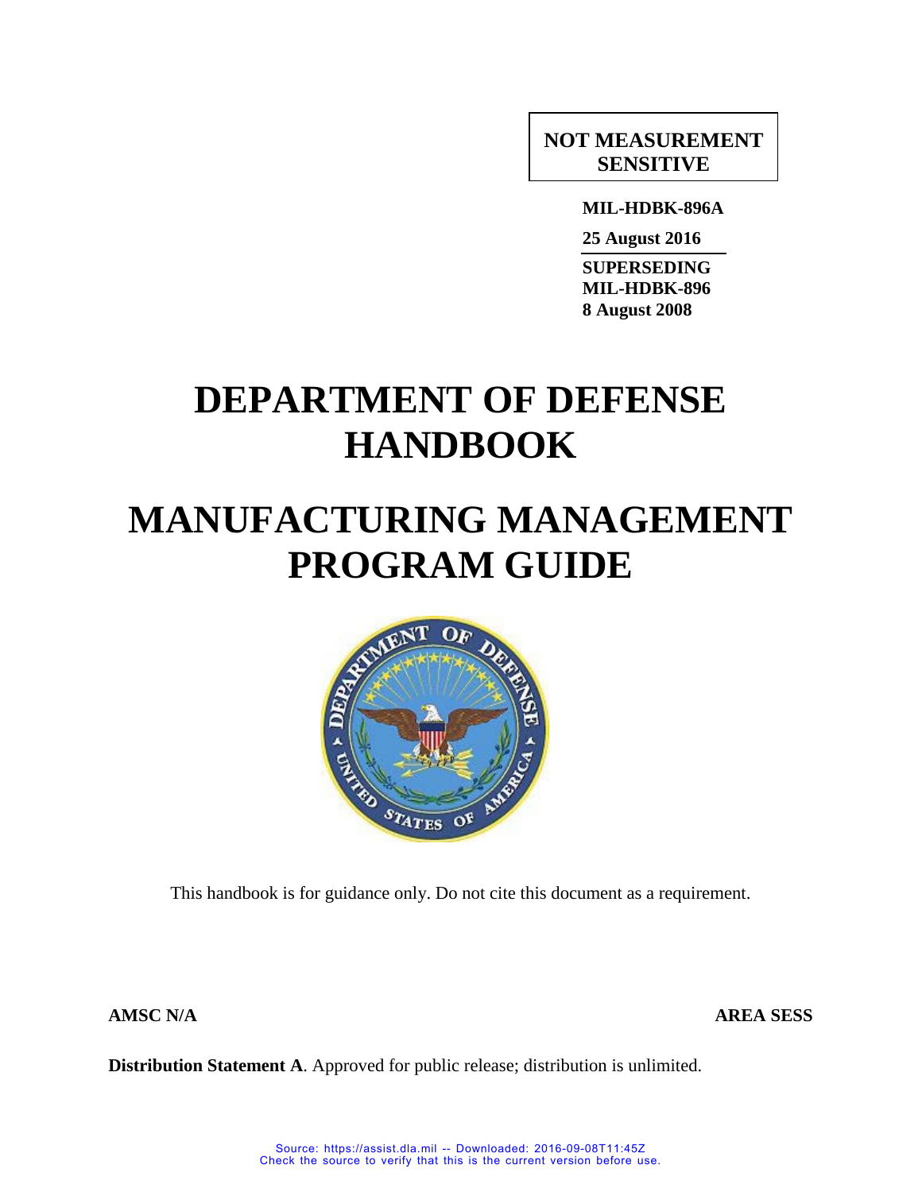**NOT MEASUREMENT SENSITIVE**

**MIL-HDBK-896A**

**25 August 2016**

**SUPERSEDING**
**MIL-HDBK-896**
**8 August 2008**

# DEPARTMENT OF DEFENSE HANDBOOK

# MANUFACTURING MANAGEMENT PROGRAM GUIDE

This handbook is for guidance only. Do not cite this document as a requirement.

**AMSC N/A** **AREA SESS**

**Distribution Statement A**. Approved for public release; distribution is unlimited.

Source: https://assist.dla.mil -- Downloaded: 2016-09-08T11:45Z
Check the source to verify that this is the current version before use.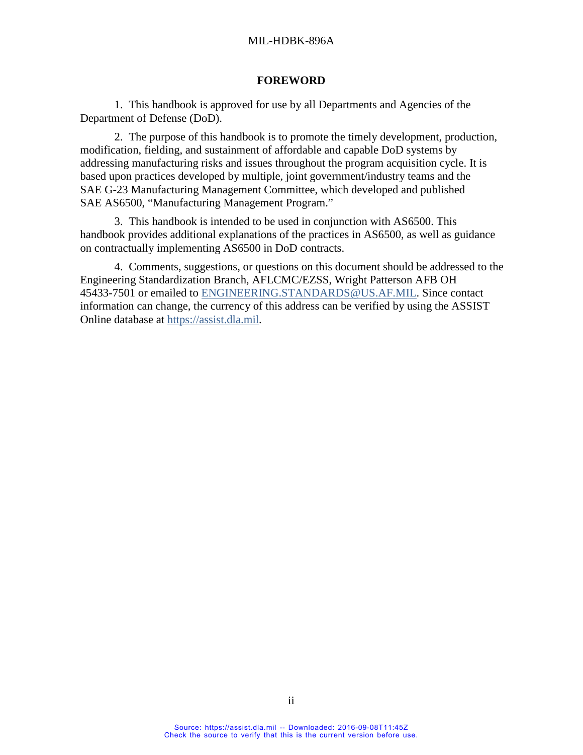## FOREWORD

1. This handbook is approved for use by all Departments and Agencies of the Department of Defense (DoD).

2. The purpose of this handbook is to promote the timely development, production, modification, fielding, and sustainment of affordable and capable DoD systems by addressing manufacturing risks and issues throughout the program acquisition cycle. It is based upon practices developed by multiple, joint government/industry teams and the SAE G-23 Manufacturing Management Committee, which developed and published SAE AS6500, "Manufacturing Management Program."

3. This handbook is intended to be used in conjunction with AS6500. This handbook provides additional explanations of the practices in AS6500, as well as guidance on contractually implementing AS6500 in DoD contracts.

4. Comments, suggestions, or questions on this document should be addressed to the Engineering Standardization Branch, AFLCMC/EZSS, Wright Patterson AFB OH 45433-7501 or emailed to ENGINEERING.STANDARDS@US.AF.MIL. Since contact information can change, the currency of this address can be verified by using the ASSIST Online database at https://assist.dla.mil.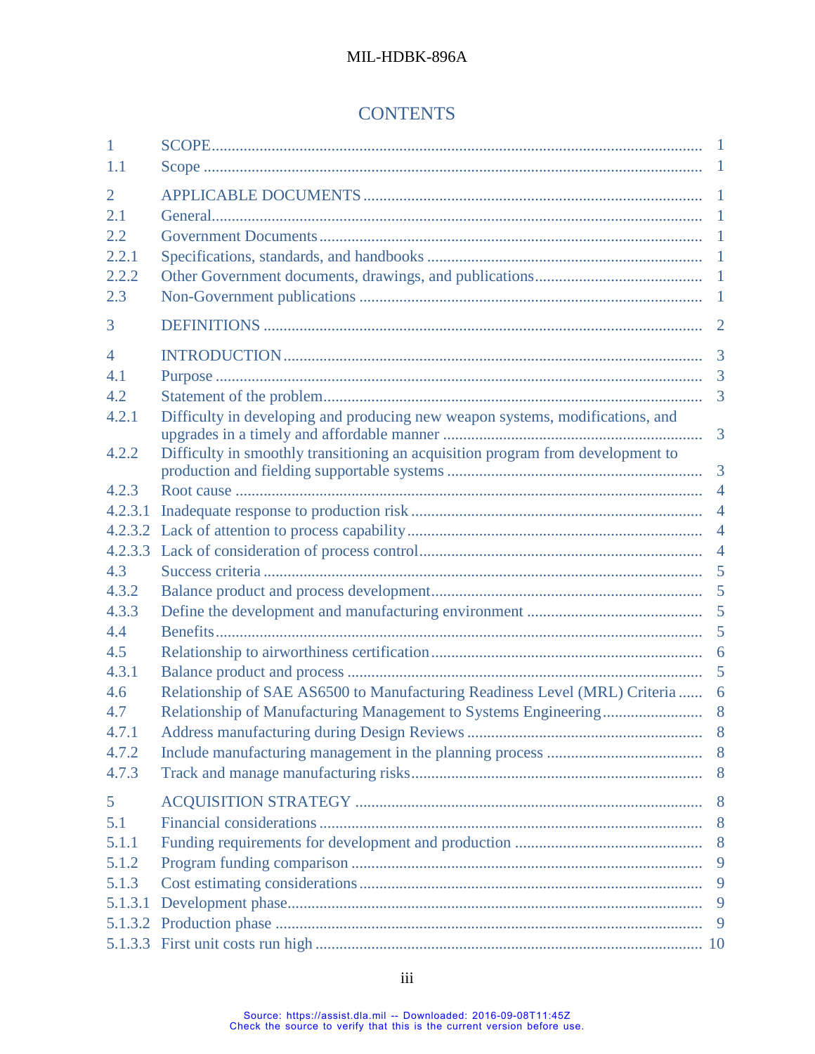# CONTENTS

| | | |
|---|---|---|
| 1 | SCOPE | 1 |
| 1.1 | Scope | 1 |
| 2 | APPLICABLE DOCUMENTS | 1 |
| 2.1 | General | 1 |
| 2.2 | Government Documents | 1 |
| 2.2.1 | Specifications, standards, and handbooks | 1 |
| 2.2.2 | Other Government documents, drawings, and publications | 1 |
| 2.3 | Non-Government publications | 1 |
| 3 | DEFINITIONS | 2 |
| 4 | INTRODUCTION | 3 |
| 4.1 | Purpose | 3 |
| 4.2 | Statement of the problem | 3 |
| 4.2.1 | Difficulty in developing and producing new weapon systems, modifications, and upgrades in a timely and affordable manner | 3 |
| 4.2.2 | Difficulty in smoothly transitioning an acquisition program from development to production and fielding supportable systems | 3 |
| 4.2.3 | Root cause | 4 |
| 4.2.3.1 | Inadequate response to production risk | 4 |
| 4.2.3.2 | Lack of attention to process capability | 4 |
| 4.2.3.3 | Lack of consideration of process control | 4 |
| 4.3 | Success criteria | 5 |
| 4.3.2 | Balance product and process development | 5 |
| 4.3.3 | Define the development and manufacturing environment | 5 |
| 4.4 | Benefits | 5 |
| 4.5 | Relationship to airworthiness certification | 6 |
| 4.3.1 | Balance product and process | 5 |
| 4.6 | Relationship of SAE AS6500 to Manufacturing Readiness Level (MRL) Criteria | 6 |
| 4.7 | Relationship of Manufacturing Management to Systems Engineering | 8 |
| 4.7.1 | Address manufacturing during Design Reviews | 8 |
| 4.7.2 | Include manufacturing management in the planning process | 8 |
| 4.7.3 | Track and manage manufacturing risks | 8 |
| 5 | ACQUISITION STRATEGY | 8 |
| 5.1 | Financial considerations | 8 |
| 5.1.1 | Funding requirements for development and production | 8 |
| 5.1.2 | Program funding comparison | 9 |
| 5.1.3 | Cost estimating considerations | 9 |
| 5.1.3.1 | Development phase | 9 |
| 5.1.3.2 | Production phase | 9 |
| 5.1.3.3 | First unit costs run high | 10 |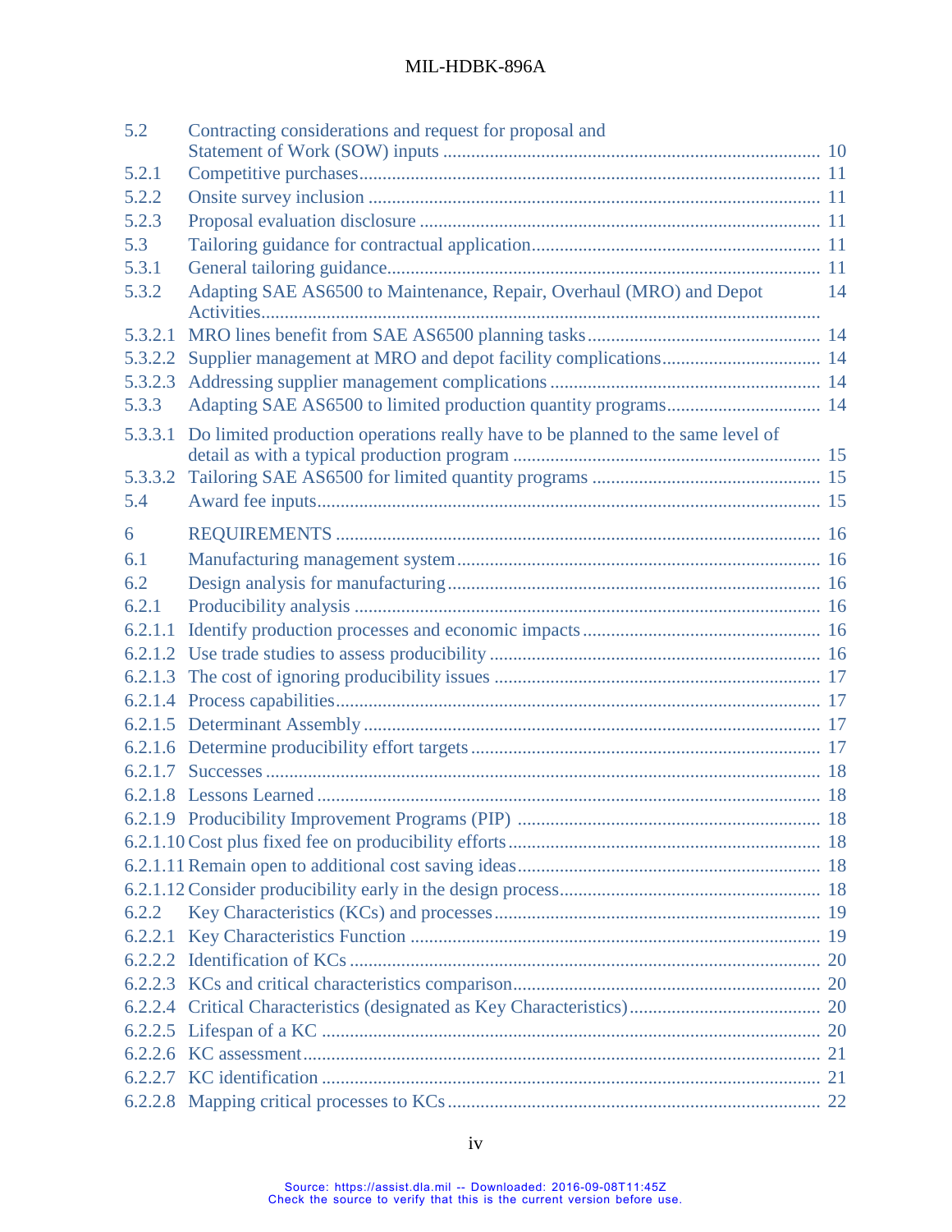| | | |
|---|---|---|
| 5.2 | Contracting considerations and request for proposal and Statement of Work (SOW) inputs | 10 |
| 5.2.1 | Competitive purchases | 11 |
| 5.2.2 | Onsite survey inclusion | 11 |
| 5.2.3 | Proposal evaluation disclosure | 11 |
| 5.3 | Tailoring guidance for contractual application | 11 |
| 5.3.1 | General tailoring guidance | 11 |
| 5.3.2 | Adapting SAE AS6500 to Maintenance, Repair, Overhaul (MRO) and Depot Activities | 14 |
| 5.3.2.1 | MRO lines benefit from SAE AS6500 planning tasks | 14 |
| 5.3.2.2 | Supplier management at MRO and depot facility complications | 14 |
| 5.3.2.3 | Addressing supplier management complications | 14 |
| 5.3.3 | Adapting SAE AS6500 to limited production quantity programs | 14 |
| 5.3.3.1 | Do limited production operations really have to be planned to the same level of detail as with a typical production program | 15 |
| 5.3.3.2 | Tailoring SAE AS6500 for limited quantity programs | 15 |
| 5.4 | Award fee inputs | 15 |
| 6 | REQUIREMENTS | 16 |
| 6.1 | Manufacturing management system | 16 |
| 6.2 | Design analysis for manufacturing | 16 |
| 6.2.1 | Producibility analysis | 16 |
| 6.2.1.1 | Identify production processes and economic impacts | 16 |
| 6.2.1.2 | Use trade studies to assess producibility | 16 |
| 6.2.1.3 | The cost of ignoring producibility issues | 17 |
| 6.2.1.4 | Process capabilities | 17 |
| 6.2.1.5 | Determinant Assembly | 17 |
| 6.2.1.6 | Determine producibility effort targets | 17 |
| 6.2.1.7 | Successes | 18 |
| 6.2.1.8 | Lessons Learned | 18 |
| 6.2.1.9 | Producibility Improvement Programs (PIP) | 18 |
| 6.2.1.10 | Cost plus fixed fee on producibility efforts | 18 |
| 6.2.1.11 | Remain open to additional cost saving ideas | 18 |
| 6.2.1.12 | Consider producibility early in the design process | 18 |
| 6.2.2 | Key Characteristics (KCs) and processes | 19 |
| 6.2.2.1 | Key Characteristics Function | 19 |
| 6.2.2.2 | Identification of KCs | 20 |
| 6.2.2.3 | KCs and critical characteristics comparison | 20 |
| 6.2.2.4 | Critical Characteristics (designated as Key Characteristics) | 20 |
| 6.2.2.5 | Lifespan of a KC | 20 |
| 6.2.2.6 | KC assessment | 21 |
| 6.2.2.7 | KC identification | 21 |
| 6.2.2.8 | Mapping critical processes to KCs | 22 |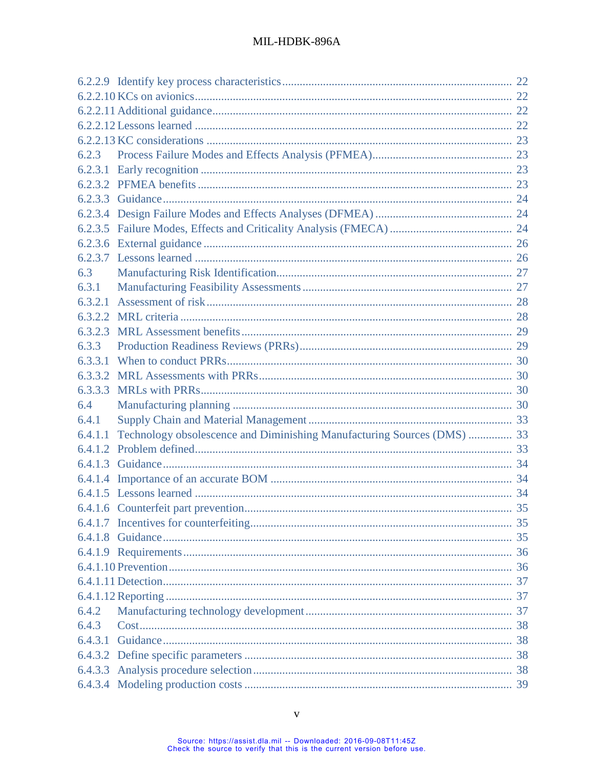6.2.2.9 Identify key process characteristics ............ 22
6.2.2.10 KCs on avionics ............ 22
6.2.2.11 Additional guidance ............ 22
6.2.2.12 Lessons learned ............ 22
6.2.2.13 KC considerations ............ 23
6.2.3 Process Failure Modes and Effects Analysis (PFMEA) ............ 23
6.2.3.1 Early recognition ............ 23
6.2.3.2 PFMEA benefits ............ 23
6.2.3.3 Guidance ............ 24
6.2.3.4 Design Failure Modes and Effects Analyses (DFMEA) ............ 24
6.2.3.5 Failure Modes, Effects and Criticality Analysis (FMECA) ............ 24
6.2.3.6 External guidance ............ 26
6.2.3.7 Lessons learned ............ 26
6.3 Manufacturing Risk Identification ............ 27
6.3.1 Manufacturing Feasibility Assessments ............ 27
6.3.2.1 Assessment of risk ............ 28
6.3.2.2 MRL criteria ............ 28
6.3.2.3 MRL Assessment benefits ............ 29
6.3.3 Production Readiness Reviews (PRRs) ............ 29
6.3.3.1 When to conduct PRRs ............ 30
6.3.3.2 MRL Assessments with PRRs ............ 30
6.3.3.3 MRLs with PRRs ............ 30
6.4 Manufacturing planning ............ 30
6.4.1 Supply Chain and Material Management ............ 33
6.4.1.1 Technology obsolescence and Diminishing Manufacturing Sources (DMS) ............ 33
6.4.1.2 Problem defined ............ 33
6.4.1.3 Guidance ............ 34
6.4.1.4 Importance of an accurate BOM ............ 34
6.4.1.5 Lessons learned ............ 34
6.4.1.6 Counterfeit part prevention ............ 35
6.4.1.7 Incentives for counterfeiting ............ 35
6.4.1.8 Guidance ............ 35
6.4.1.9 Requirements ............ 36
6.4.1.10 Prevention ............ 36
6.4.1.11 Detection ............ 37
6.4.1.12 Reporting ............ 37
6.4.2 Manufacturing technology development ............ 37
6.4.3 Cost ............ 38
6.4.3.1 Guidance ............ 38
6.4.3.2 Define specific parameters ............ 38
6.4.3.3 Analysis procedure selection ............ 38
6.4.3.4 Modeling production costs ............ 39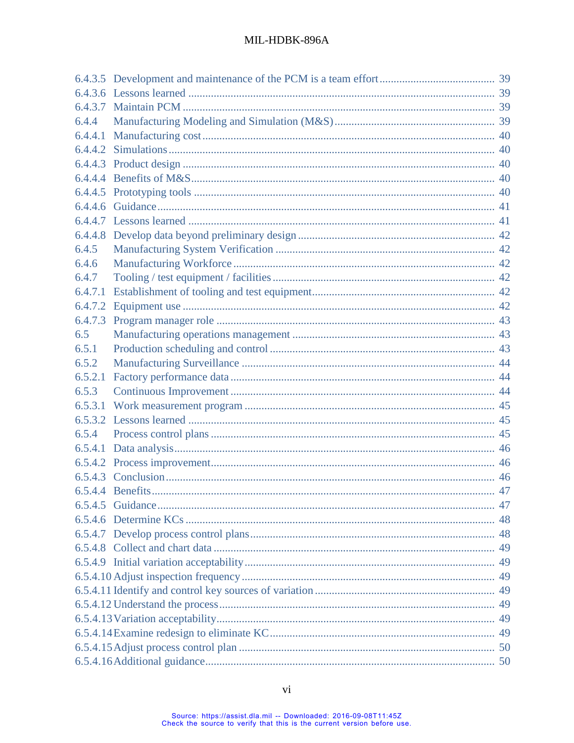6.4.3.5 Development and maintenance of the PCM is a team effort ........................................ 39
6.4.3.6 Lessons learned ........................................................................................................... 39
6.4.3.7 Maintain PCM ............................................................................................................. 39
6.4.4 Manufacturing Modeling and Simulation (M&S) ........................................................ 39
6.4.4.1 Manufacturing cost ...................................................................................................... 40
6.4.4.2 Simulations .................................................................................................................. 40
6.4.4.3 Product design ............................................................................................................. 40
6.4.4.4 Benefits of M&S .......................................................................................................... 40
6.4.4.5 Prototyping tools ......................................................................................................... 40
6.4.4.6 Guidance ..................................................................................................................... 41
6.4.4.7 Lessons learned ........................................................................................................... 41
6.4.4.8 Develop data beyond preliminary design ..................................................................... 42
6.4.5 Manufacturing System Verification ............................................................................. 42
6.4.6 Manufacturing Workforce ............................................................................................ 42
6.4.7 Tooling / test equipment / facilities .............................................................................. 42
6.4.7.1 Establishment of tooling and test equipment ................................................................ 42
6.4.7.2 Equipment use ............................................................................................................. 42
6.4.7.3 Program manager role ................................................................................................. 43
6.5 Manufacturing operations management ....................................................................... 43
6.5.1 Production scheduling and control ............................................................................... 43
6.5.2 Manufacturing Surveillance ......................................................................................... 44
6.5.2.1 Factory performance data ............................................................................................ 44
6.5.3 Continuous Improvement ............................................................................................. 44
6.5.3.1 Work measurement program ........................................................................................ 45
6.5.3.2 Lessons learned ........................................................................................................... 45
6.5.4 Process control plans .................................................................................................... 45
6.5.4.1 Data analysis ................................................................................................................ 46
6.5.4.2 Process improvement ................................................................................................... 46
6.5.4.3 Conclusion ................................................................................................................... 46
6.5.4.4 Benefits ....................................................................................................................... 47
6.5.4.5 Guidance ..................................................................................................................... 47
6.5.4.6 Determine KCs ............................................................................................................ 48
6.5.4.7 Develop process control plans ..................................................................................... 48
6.5.4.8 Collect and chart data .................................................................................................. 49
6.5.4.9 Initial variation acceptability ....................................................................................... 49
6.5.4.10 Adjust inspection frequency ......................................................................................... 49
6.5.4.11 Identify and control key sources of variation ............................................................... 49
6.5.4.12 Understand the process ................................................................................................ 49
6.5.4.13 Variation acceptability ................................................................................................. 49
6.5.4.14 Examine redesign to eliminate KC ............................................................................... 49
6.5.4.15 Adjust process control plan .......................................................................................... 50
6.5.4.16 Additional guidance ..................................................................................................... 50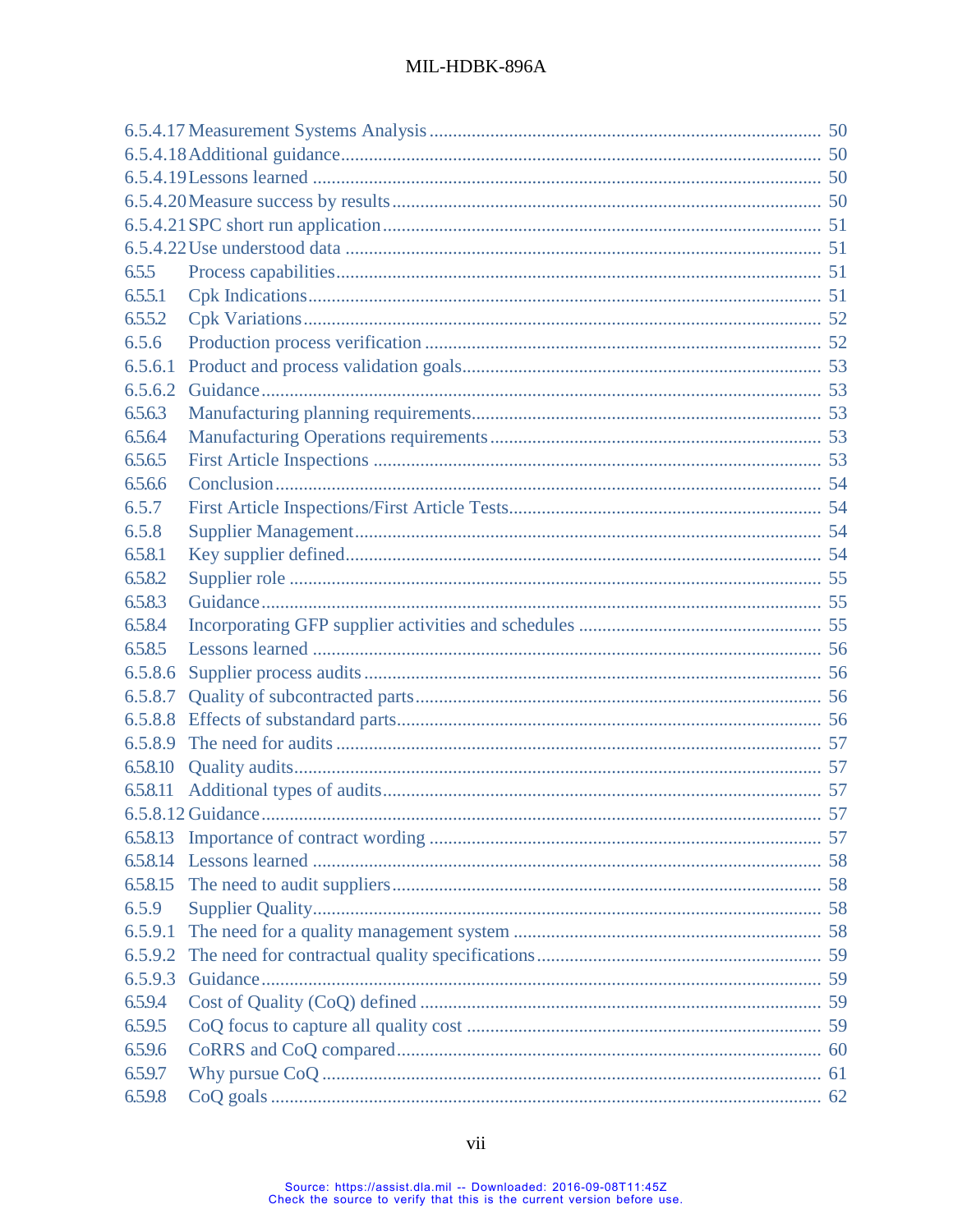6.5.4.17 Measurement Systems Analysis .... 50
6.5.4.18 Additional guidance .... 50
6.5.4.19 Lessons learned .... 50
6.5.4.20 Measure success by results .... 50
6.5.4.21 SPC short run application .... 51
6.5.4.22 Use understood data .... 51
6.5.5 Process capabilities .... 51
6.5.5.1 Cpk Indications .... 51
6.5.5.2 Cpk Variations .... 52
6.5.6 Production process verification .... 52
6.5.6.1 Product and process validation goals .... 53
6.5.6.2 Guidance .... 53
6.5.6.3 Manufacturing planning requirements .... 53
6.5.6.4 Manufacturing Operations requirements .... 53
6.5.6.5 First Article Inspections .... 53
6.5.6.6 Conclusion .... 54
6.5.7 First Article Inspections/First Article Tests .... 54
6.5.8 Supplier Management .... 54
6.5.8.1 Key supplier defined .... 54
6.5.8.2 Supplier role .... 55
6.5.8.3 Guidance .... 55
6.5.8.4 Incorporating GFP supplier activities and schedules .... 55
6.5.8.5 Lessons learned .... 56
6.5.8.6 Supplier process audits .... 56
6.5.8.7 Quality of subcontracted parts .... 56
6.5.8.8 Effects of substandard parts .... 56
6.5.8.9 The need for audits .... 57
6.5.8.10 Quality audits .... 57
6.5.8.11 Additional types of audits .... 57
6.5.8.12 Guidance .... 57
6.5.8.13 Importance of contract wording .... 57
6.5.8.14 Lessons learned .... 58
6.5.8.15 The need to audit suppliers .... 58
6.5.9 Supplier Quality .... 58
6.5.9.1 The need for a quality management system .... 58
6.5.9.2 The need for contractual quality specifications .... 59
6.5.9.3 Guidance .... 59
6.5.9.4 Cost of Quality (CoQ) defined .... 59
6.5.9.5 CoQ focus to capture all quality cost .... 59
6.5.9.6 CoRRS and CoQ compared .... 60
6.5.9.7 Why pursue CoQ .... 61
6.5.9.8 CoQ goals .... 62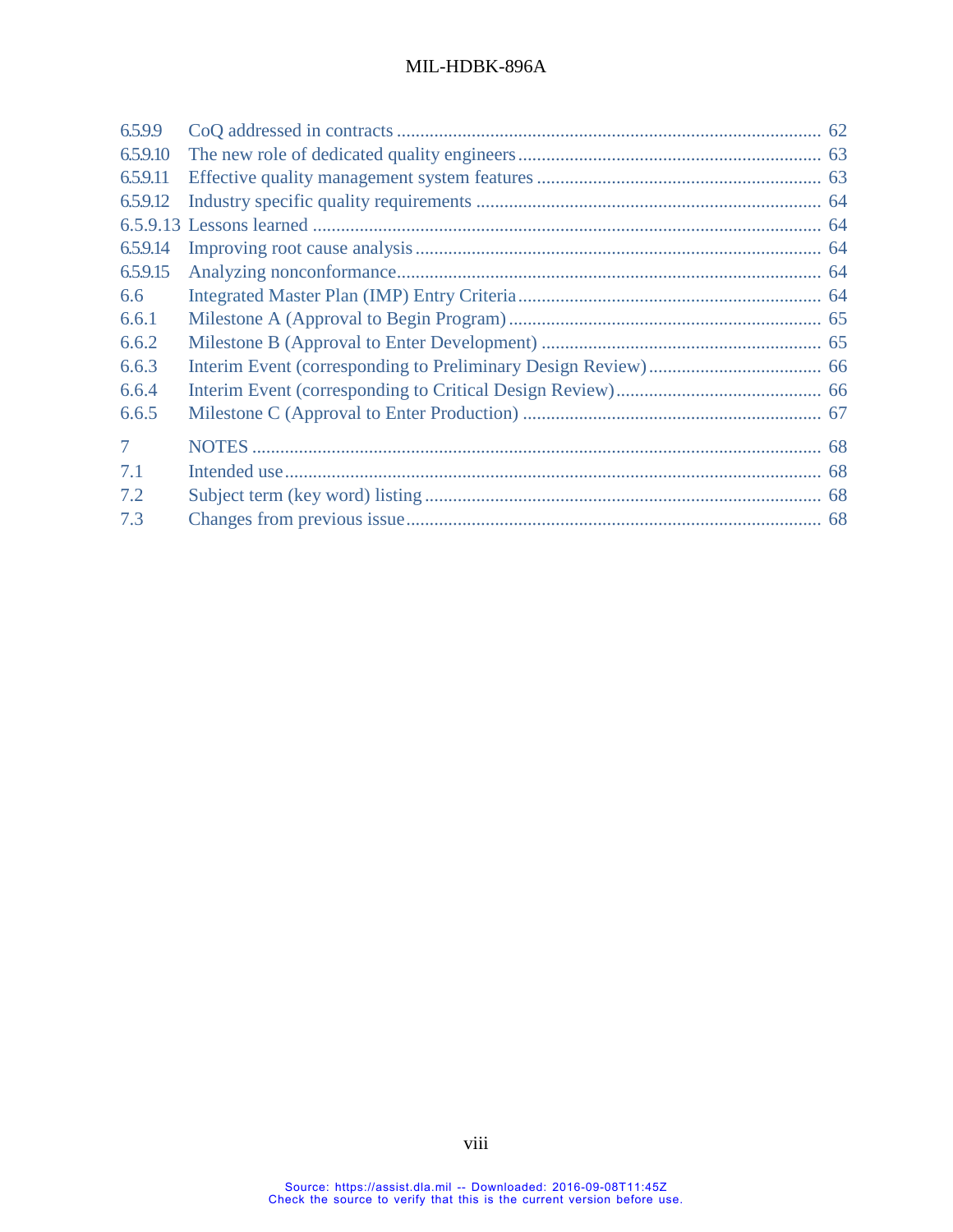| | | |
|---|---|---|
| 6.5.9.9 | CoQ addressed in contracts | 62 |
| 6.5.9.10 | The new role of dedicated quality engineers | 63 |
| 6.5.9.11 | Effective quality management system features | 63 |
| 6.5.9.12 | Industry specific quality requirements | 64 |
| 6.5.9.13 | Lessons learned | 64 |
| 6.5.9.14 | Improving root cause analysis | 64 |
| 6.5.9.15 | Analyzing nonconformance | 64 |
| 6.6 | Integrated Master Plan (IMP) Entry Criteria | 64 |
| 6.6.1 | Milestone A (Approval to Begin Program) | 65 |
| 6.6.2 | Milestone B (Approval to Enter Development) | 65 |
| 6.6.3 | Interim Event (corresponding to Preliminary Design Review) | 66 |
| 6.6.4 | Interim Event (corresponding to Critical Design Review) | 66 |
| 6.6.5 | Milestone C (Approval to Enter Production) | 67 |
| 7 | NOTES | 68 |
| 7.1 | Intended use | 68 |
| 7.2 | Subject term (key word) listing | 68 |
| 7.3 | Changes from previous issue | 68 |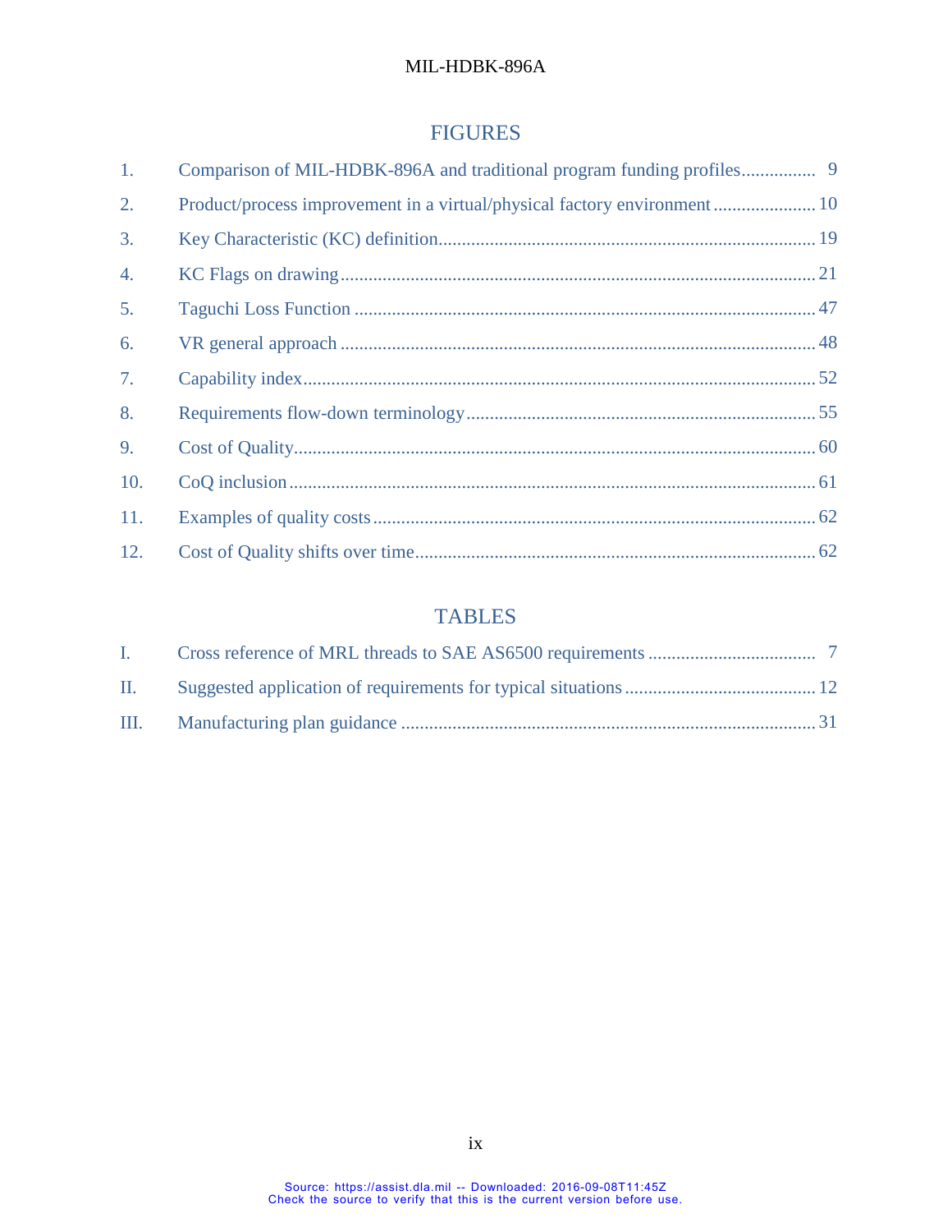## FIGURES

| | | |
|---|---|---|
| 1. | Comparison of MIL-HDBK-896A and traditional program funding profiles | 9 |
| 2. | Product/process improvement in a virtual/physical factory environment | 10 |
| 3. | Key Characteristic (KC) definition | 19 |
| 4. | KC Flags on drawing | 21 |
| 5. | Taguchi Loss Function | 47 |
| 6. | VR general approach | 48 |
| 7. | Capability index | 52 |
| 8. | Requirements flow-down terminology | 55 |
| 9. | Cost of Quality | 60 |
| 10. | CoQ inclusion | 61 |
| 11. | Examples of quality costs | 62 |
| 12. | Cost of Quality shifts over time | 62 |

## TABLES

| | | |
|---|---|---|
| I. | Cross reference of MRL threads to SAE AS6500 requirements | 7 |
| II. | Suggested application of requirements for typical situations | 12 |
| III. | Manufacturing plan guidance | 31 |

Source: https://assist.dla.mil -- Downloaded: 2016-09-08T11:45Z
Check the source to verify that this is the current version before use.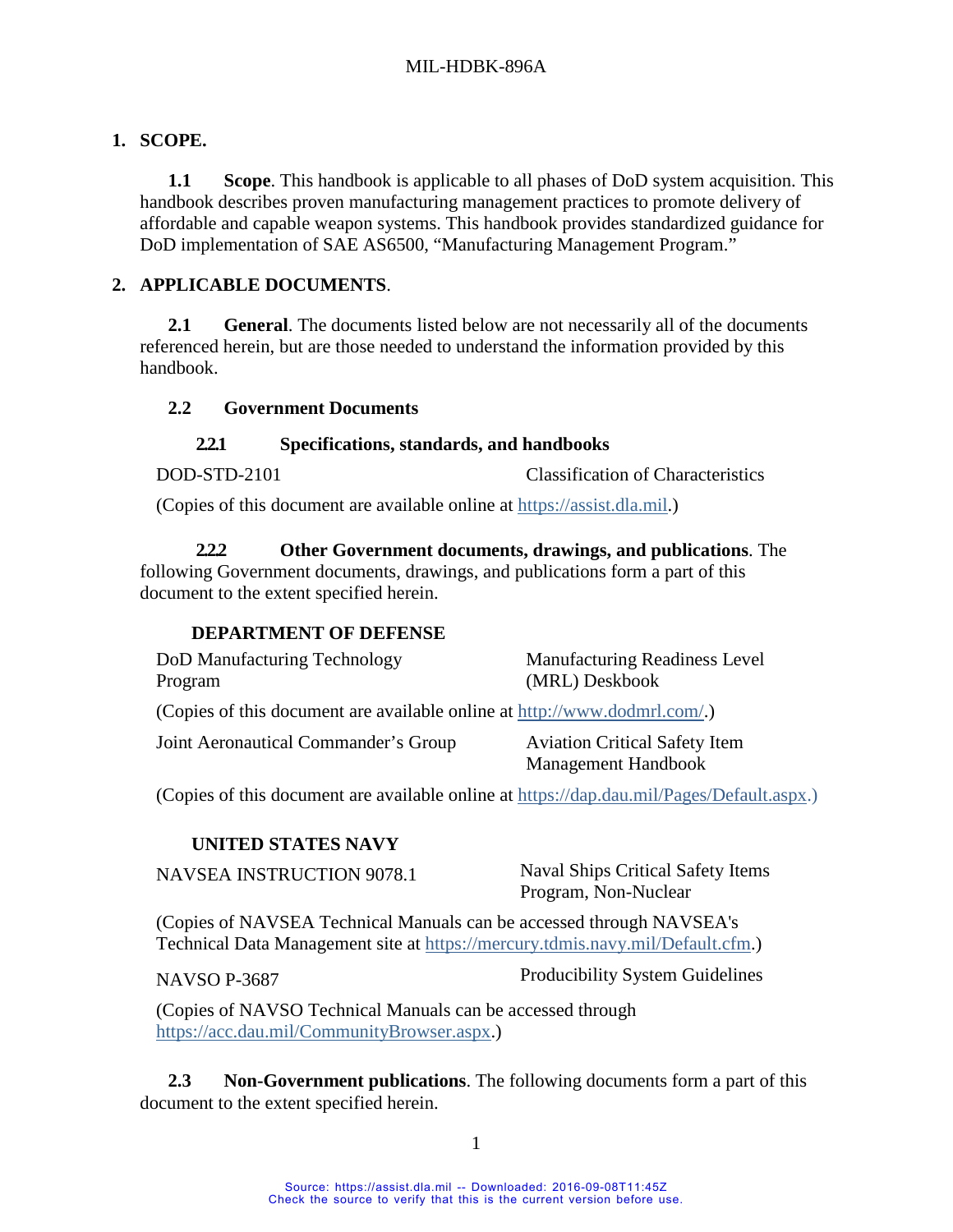## 1. SCOPE.

**1.1 Scope**. This handbook is applicable to all phases of DoD system acquisition. This handbook describes proven manufacturing management practices to promote delivery of affordable and capable weapon systems. This handbook provides standardized guidance for DoD implementation of SAE AS6500, "Manufacturing Management Program."

## 2. APPLICABLE DOCUMENTS.

**2.1 General**. The documents listed below are not necessarily all of the documents referenced herein, but are those needed to understand the information provided by this handbook.

### 2.2 Government Documents

#### 2.2.1 Specifications, standards, and handbooks

| | |
|---|---|
| DOD-STD-2101 | Classification of Characteristics |

(Copies of this document are available online at https://assist.dla.mil.)

**2.2.2 Other Government documents, drawings, and publications**. The following Government documents, drawings, and publications form a part of this document to the extent specified herein.

**DEPARTMENT OF DEFENSE**

| | |
|---|---|
| DoD Manufacturing Technology Program | Manufacturing Readiness Level (MRL) Deskbook |

(Copies of this document are available online at http://www.dodmrl.com/.)

| | |
|---|---|
| Joint Aeronautical Commander's Group | Aviation Critical Safety Item Management Handbook |

(Copies of this document are available online at https://dap.dau.mil/Pages/Default.aspx.)

**UNITED STATES NAVY**

| | |
|---|---|
| NAVSEA INSTRUCTION 9078.1 | Naval Ships Critical Safety Items Program, Non-Nuclear |

(Copies of NAVSEA Technical Manuals can be accessed through NAVSEA's Technical Data Management site at https://mercury.tdmis.navy.mil/Default.cfm.)

| | |
|---|---|
| NAVSO P-3687 | Producibility System Guidelines |

(Copies of NAVSO Technical Manuals can be accessed through https://acc.dau.mil/CommunityBrowser.aspx.)

**2.3 Non-Government publications**. The following documents form a part of this document to the extent specified herein.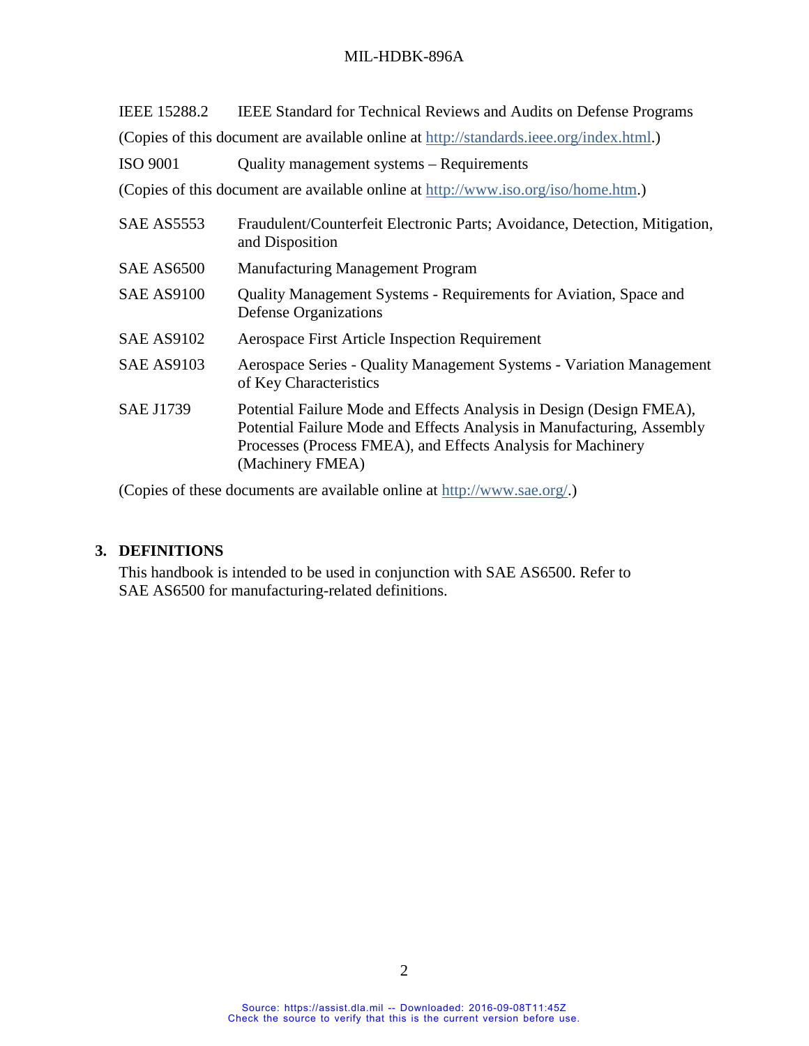IEEE 15288.2 IEEE Standard for Technical Reviews and Audits on Defense Programs

(Copies of this document are available online at http://standards.ieee.org/index.html.)

ISO 9001 Quality management systems – Requirements

(Copies of this document are available online at http://www.iso.org/iso/home.htm.)

| | |
|---|---|
| SAE AS5553 | Fraudulent/Counterfeit Electronic Parts; Avoidance, Detection, Mitigation, and Disposition |
| SAE AS6500 | Manufacturing Management Program |
| SAE AS9100 | Quality Management Systems - Requirements for Aviation, Space and Defense Organizations |
| SAE AS9102 | Aerospace First Article Inspection Requirement |
| SAE AS9103 | Aerospace Series - Quality Management Systems - Variation Management of Key Characteristics |
| SAE J1739 | Potential Failure Mode and Effects Analysis in Design (Design FMEA), Potential Failure Mode and Effects Analysis in Manufacturing, Assembly Processes (Process FMEA), and Effects Analysis for Machinery (Machinery FMEA) |

(Copies of these documents are available online at http://www.sae.org/.)

## 3. DEFINITIONS

This handbook is intended to be used in conjunction with SAE AS6500. Refer to SAE AS6500 for manufacturing-related definitions.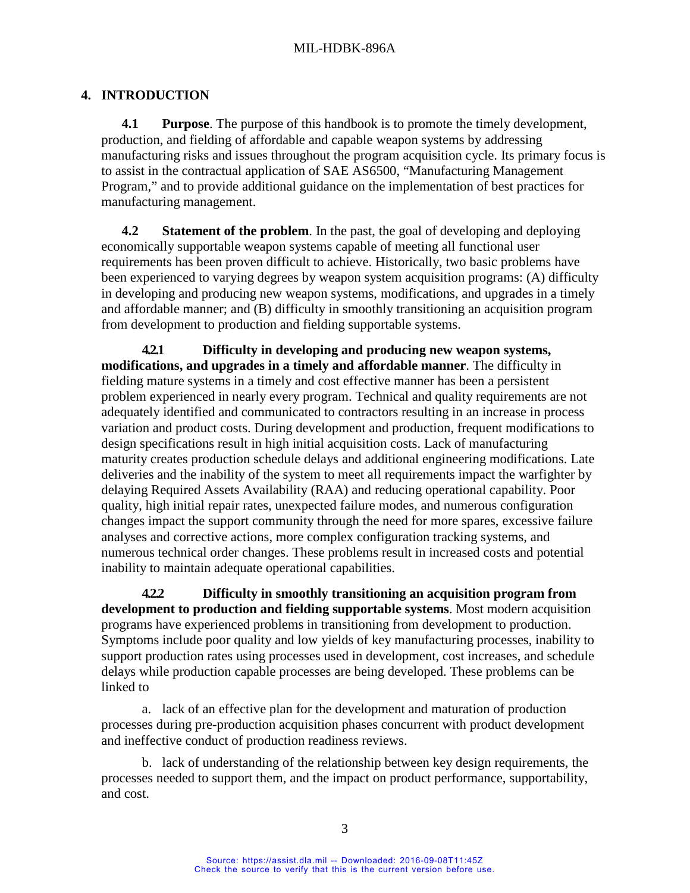# 4. INTRODUCTION

**4.1 Purpose**. The purpose of this handbook is to promote the timely development, production, and fielding of affordable and capable weapon systems by addressing manufacturing risks and issues throughout the program acquisition cycle. Its primary focus is to assist in the contractual application of SAE AS6500, "Manufacturing Management Program," and to provide additional guidance on the implementation of best practices for manufacturing management.

**4.2 Statement of the problem**. In the past, the goal of developing and deploying economically supportable weapon systems capable of meeting all functional user requirements has been proven difficult to achieve. Historically, two basic problems have been experienced to varying degrees by weapon system acquisition programs: (A) difficulty in developing and producing new weapon systems, modifications, and upgrades in a timely and affordable manner; and (B) difficulty in smoothly transitioning an acquisition program from development to production and fielding supportable systems.

**4.2.1 Difficulty in developing and producing new weapon systems, modifications, and upgrades in a timely and affordable manner**. The difficulty in fielding mature systems in a timely and cost effective manner has been a persistent problem experienced in nearly every program. Technical and quality requirements are not adequately identified and communicated to contractors resulting in an increase in process variation and product costs. During development and production, frequent modifications to design specifications result in high initial acquisition costs. Lack of manufacturing maturity creates production schedule delays and additional engineering modifications. Late deliveries and the inability of the system to meet all requirements impact the warfighter by delaying Required Assets Availability (RAA) and reducing operational capability. Poor quality, high initial repair rates, unexpected failure modes, and numerous configuration changes impact the support community through the need for more spares, excessive failure analyses and corrective actions, more complex configuration tracking systems, and numerous technical order changes. These problems result in increased costs and potential inability to maintain adequate operational capabilities.

**4.2.2 Difficulty in smoothly transitioning an acquisition program from development to production and fielding supportable systems**. Most modern acquisition programs have experienced problems in transitioning from development to production. Symptoms include poor quality and low yields of key manufacturing processes, inability to support production rates using processes used in development, cost increases, and schedule delays while production capable processes are being developed. These problems can be linked to

a. lack of an effective plan for the development and maturation of production processes during pre-production acquisition phases concurrent with product development and ineffective conduct of production readiness reviews.

b. lack of understanding of the relationship between key design requirements, the processes needed to support them, and the impact on product performance, supportability, and cost.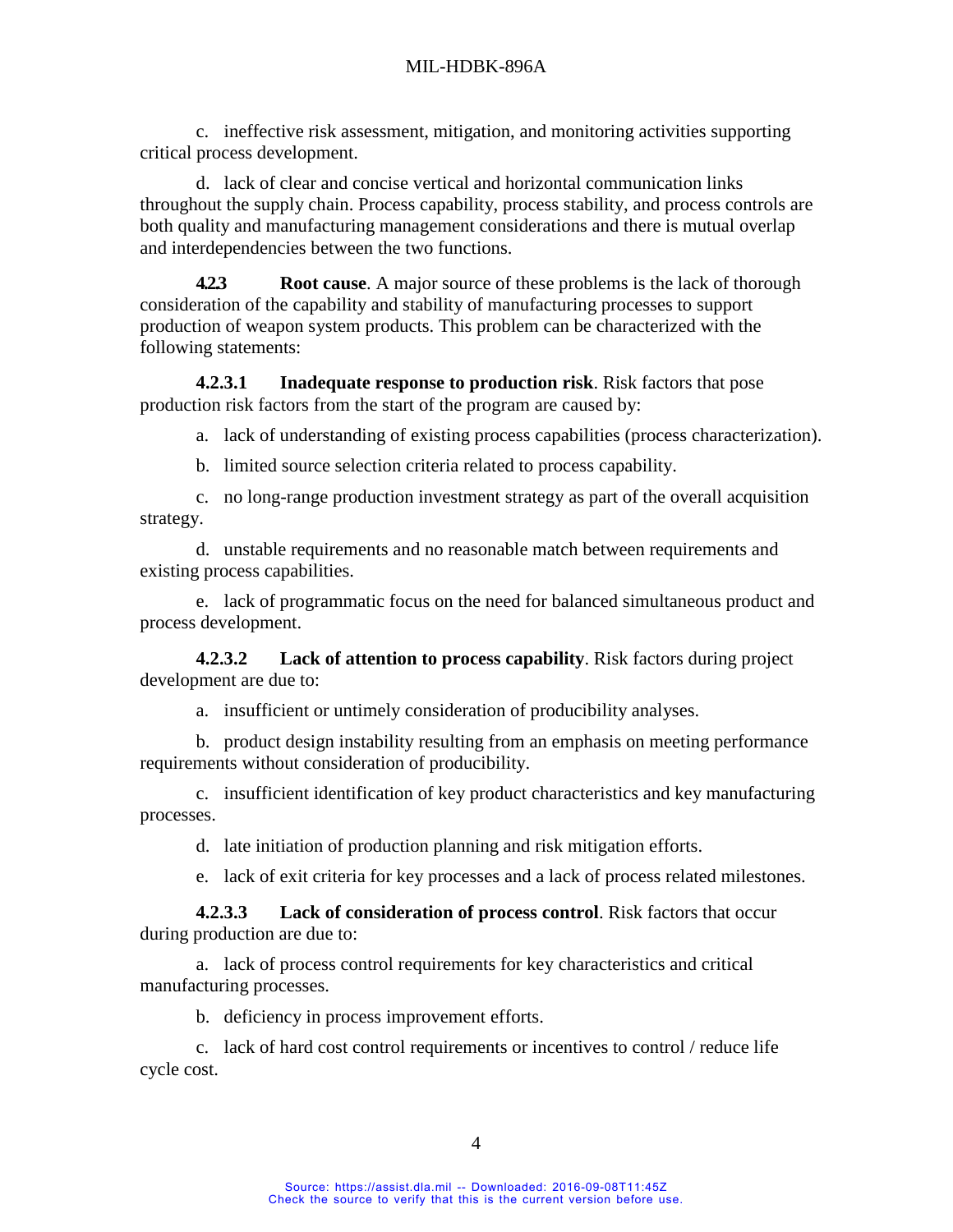c. ineffective risk assessment, mitigation, and monitoring activities supporting critical process development.

d. lack of clear and concise vertical and horizontal communication links throughout the supply chain. Process capability, process stability, and process controls are both quality and manufacturing management considerations and there is mutual overlap and interdependencies between the two functions.

**4.2.3 Root cause**. A major source of these problems is the lack of thorough consideration of the capability and stability of manufacturing processes to support production of weapon system products. This problem can be characterized with the following statements:

**4.2.3.1 Inadequate response to production risk**. Risk factors that pose production risk factors from the start of the program are caused by:

a. lack of understanding of existing process capabilities (process characterization).

b. limited source selection criteria related to process capability.

c. no long-range production investment strategy as part of the overall acquisition strategy.

d. unstable requirements and no reasonable match between requirements and existing process capabilities.

e. lack of programmatic focus on the need for balanced simultaneous product and process development.

**4.2.3.2 Lack of attention to process capability**. Risk factors during project development are due to:

a. insufficient or untimely consideration of producibility analyses.

b. product design instability resulting from an emphasis on meeting performance requirements without consideration of producibility.

c. insufficient identification of key product characteristics and key manufacturing processes.

d. late initiation of production planning and risk mitigation efforts.

e. lack of exit criteria for key processes and a lack of process related milestones.

**4.2.3.3 Lack of consideration of process control**. Risk factors that occur during production are due to:

a. lack of process control requirements for key characteristics and critical manufacturing processes.

b. deficiency in process improvement efforts.

c. lack of hard cost control requirements or incentives to control / reduce life cycle cost.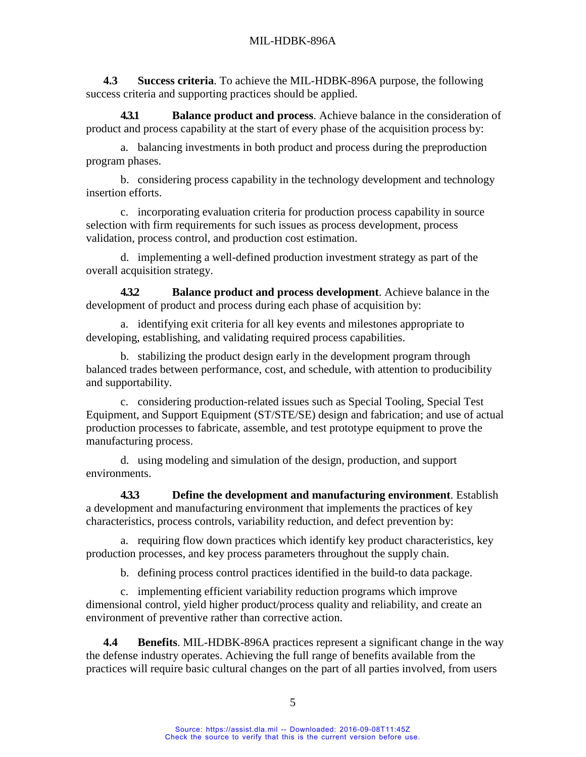**4.3 Success criteria**. To achieve the MIL-HDBK-896A purpose, the following success criteria and supporting practices should be applied.

**4.3.1 Balance product and process**. Achieve balance in the consideration of product and process capability at the start of every phase of the acquisition process by:

a. balancing investments in both product and process during the preproduction program phases.

b. considering process capability in the technology development and technology insertion efforts.

c. incorporating evaluation criteria for production process capability in source selection with firm requirements for such issues as process development, process validation, process control, and production cost estimation.

d. implementing a well-defined production investment strategy as part of the overall acquisition strategy.

**4.3.2 Balance product and process development**. Achieve balance in the development of product and process during each phase of acquisition by:

a. identifying exit criteria for all key events and milestones appropriate to developing, establishing, and validating required process capabilities.

b. stabilizing the product design early in the development program through balanced trades between performance, cost, and schedule, with attention to producibility and supportability.

c. considering production-related issues such as Special Tooling, Special Test Equipment, and Support Equipment (ST/STE/SE) design and fabrication; and use of actual production processes to fabricate, assemble, and test prototype equipment to prove the manufacturing process.

d. using modeling and simulation of the design, production, and support environments.

**4.3.3 Define the development and manufacturing environment**. Establish a development and manufacturing environment that implements the practices of key characteristics, process controls, variability reduction, and defect prevention by:

a. requiring flow down practices which identify key product characteristics, key production processes, and key process parameters throughout the supply chain.

b. defining process control practices identified in the build-to data package.

c. implementing efficient variability reduction programs which improve dimensional control, yield higher product/process quality and reliability, and create an environment of preventive rather than corrective action.

**4.4 Benefits**. MIL-HDBK-896A practices represent a significant change in the way the defense industry operates. Achieving the full range of benefits available from the practices will require basic cultural changes on the part of all parties involved, from users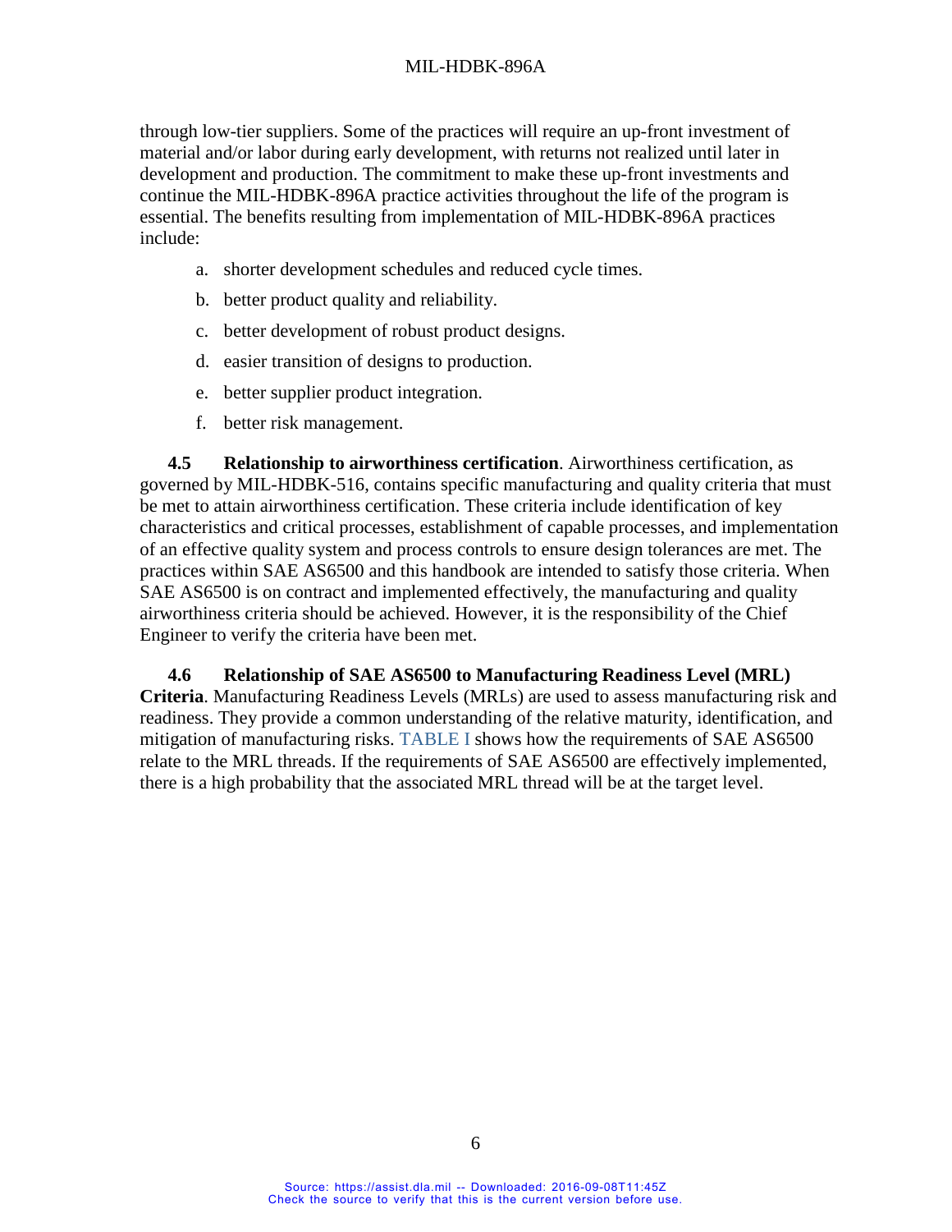through low-tier suppliers. Some of the practices will require an up-front investment of material and/or labor during early development, with returns not realized until later in development and production. The commitment to make these up-front investments and continue the MIL-HDBK-896A practice activities throughout the life of the program is essential. The benefits resulting from implementation of MIL-HDBK-896A practices include:

a. shorter development schedules and reduced cycle times.

b. better product quality and reliability.

c. better development of robust product designs.

d. easier transition of designs to production.

e. better supplier product integration.

f. better risk management.

**4.5 Relationship to airworthiness certification**. Airworthiness certification, as governed by MIL-HDBK-516, contains specific manufacturing and quality criteria that must be met to attain airworthiness certification. These criteria include identification of key characteristics and critical processes, establishment of capable processes, and implementation of an effective quality system and process controls to ensure design tolerances are met. The practices within SAE AS6500 and this handbook are intended to satisfy those criteria. When SAE AS6500 is on contract and implemented effectively, the manufacturing and quality airworthiness criteria should be achieved. However, it is the responsibility of the Chief Engineer to verify the criteria have been met.

**4.6 Relationship of SAE AS6500 to Manufacturing Readiness Level (MRL) Criteria**. Manufacturing Readiness Levels (MRLs) are used to assess manufacturing risk and readiness. They provide a common understanding of the relative maturity, identification, and mitigation of manufacturing risks. TABLE I shows how the requirements of SAE AS6500 relate to the MRL threads. If the requirements of SAE AS6500 are effectively implemented, there is a high probability that the associated MRL thread will be at the target level.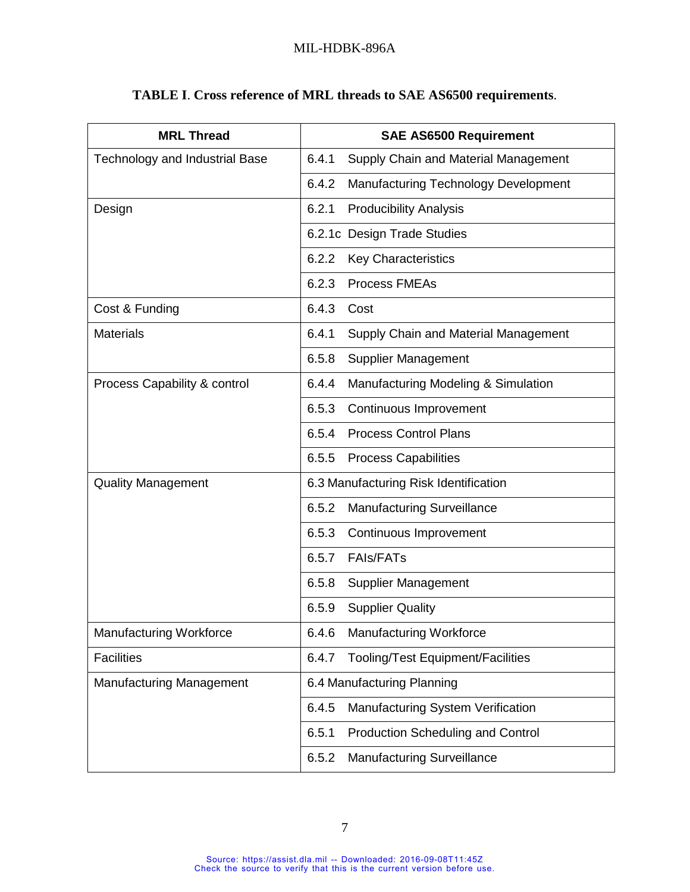**TABLE I. Cross reference of MRL threads to SAE AS6500 requirements.**

| MRL Thread | SAE AS6500 Requirement |
|---|---|
| Technology and Industrial Base | 6.4.1 Supply Chain and Material Management |
| | 6.4.2 Manufacturing Technology Development |
| Design | 6.2.1 Producibility Analysis |
| | 6.2.1c Design Trade Studies |
| | 6.2.2 Key Characteristics |
| | 6.2.3 Process FMEAs |
| Cost & Funding | 6.4.3 Cost |
| Materials | 6.4.1 Supply Chain and Material Management |
| | 6.5.8 Supplier Management |
| Process Capability & control | 6.4.4 Manufacturing Modeling & Simulation |
| | 6.5.3 Continuous Improvement |
| | 6.5.4 Process Control Plans |
| | 6.5.5 Process Capabilities |
| Quality Management | 6.3 Manufacturing Risk Identification |
| | 6.5.2 Manufacturing Surveillance |
| | 6.5.3 Continuous Improvement |
| | 6.5.7 FAIs/FATs |
| | 6.5.8 Supplier Management |
| | 6.5.9 Supplier Quality |
| Manufacturing Workforce | 6.4.6 Manufacturing Workforce |
| Facilities | 6.4.7 Tooling/Test Equipment/Facilities |
| Manufacturing Management | 6.4 Manufacturing Planning |
| | 6.4.5 Manufacturing System Verification |
| | 6.5.1 Production Scheduling and Control |
| | 6.5.2 Manufacturing Surveillance |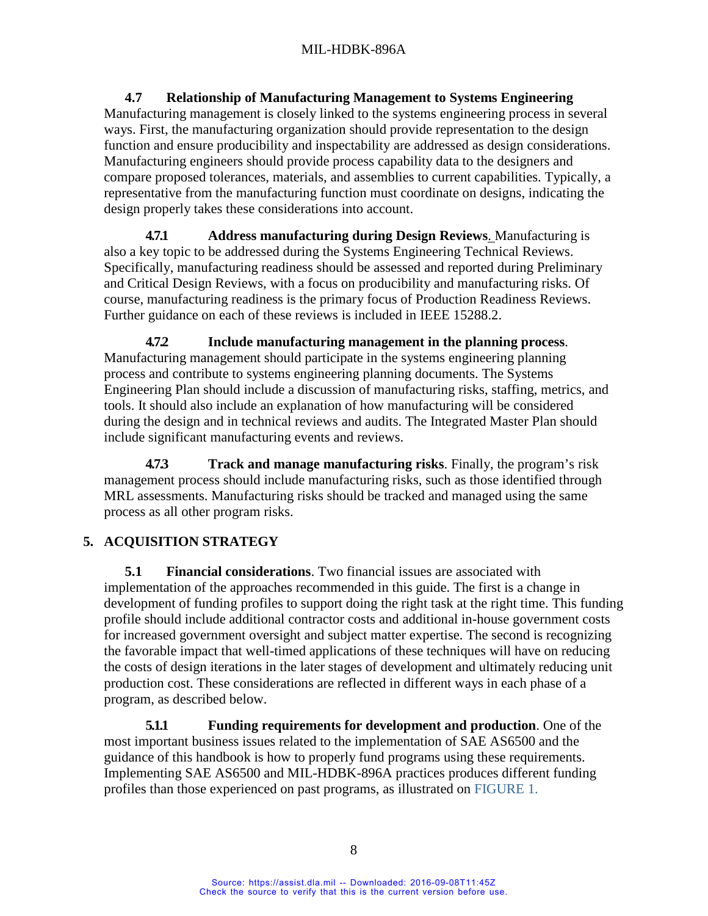### 4.7 Relationship of Manufacturing Management to Systems Engineering

Manufacturing management is closely linked to the systems engineering process in several ways. First, the manufacturing organization should provide representation to the design function and ensure producibility and inspectability are addressed as design considerations. Manufacturing engineers should provide process capability data to the designers and compare proposed tolerances, materials, and assemblies to current capabilities. Typically, a representative from the manufacturing function must coordinate on designs, indicating the design properly takes these considerations into account.

**4.7.1 Address manufacturing during Design Reviews**. Manufacturing is also a key topic to be addressed during the Systems Engineering Technical Reviews. Specifically, manufacturing readiness should be assessed and reported during Preliminary and Critical Design Reviews, with a focus on producibility and manufacturing risks. Of course, manufacturing readiness is the primary focus of Production Readiness Reviews. Further guidance on each of these reviews is included in IEEE 15288.2.

**4.7.2 Include manufacturing management in the planning process**. Manufacturing management should participate in the systems engineering planning process and contribute to systems engineering planning documents. The Systems Engineering Plan should include a discussion of manufacturing risks, staffing, metrics, and tools. It should also include an explanation of how manufacturing will be considered during the design and in technical reviews and audits. The Integrated Master Plan should include significant manufacturing events and reviews.

**4.7.3 Track and manage manufacturing risks**. Finally, the program's risk management process should include manufacturing risks, such as those identified through MRL assessments. Manufacturing risks should be tracked and managed using the same process as all other program risks.

## 5. ACQUISITION STRATEGY

**5.1 Financial considerations**. Two financial issues are associated with implementation of the approaches recommended in this guide. The first is a change in development of funding profiles to support doing the right task at the right time. This funding profile should include additional contractor costs and additional in-house government costs for increased government oversight and subject matter expertise. The second is recognizing the favorable impact that well-timed applications of these techniques will have on reducing the costs of design iterations in the later stages of development and ultimately reducing unit production cost. These considerations are reflected in different ways in each phase of a program, as described below.

**5.1.1 Funding requirements for development and production**. One of the most important business issues related to the implementation of SAE AS6500 and the guidance of this handbook is how to properly fund programs using these requirements. Implementing SAE AS6500 and MIL-HDBK-896A practices produces different funding profiles than those experienced on past programs, as illustrated on FIGURE 1.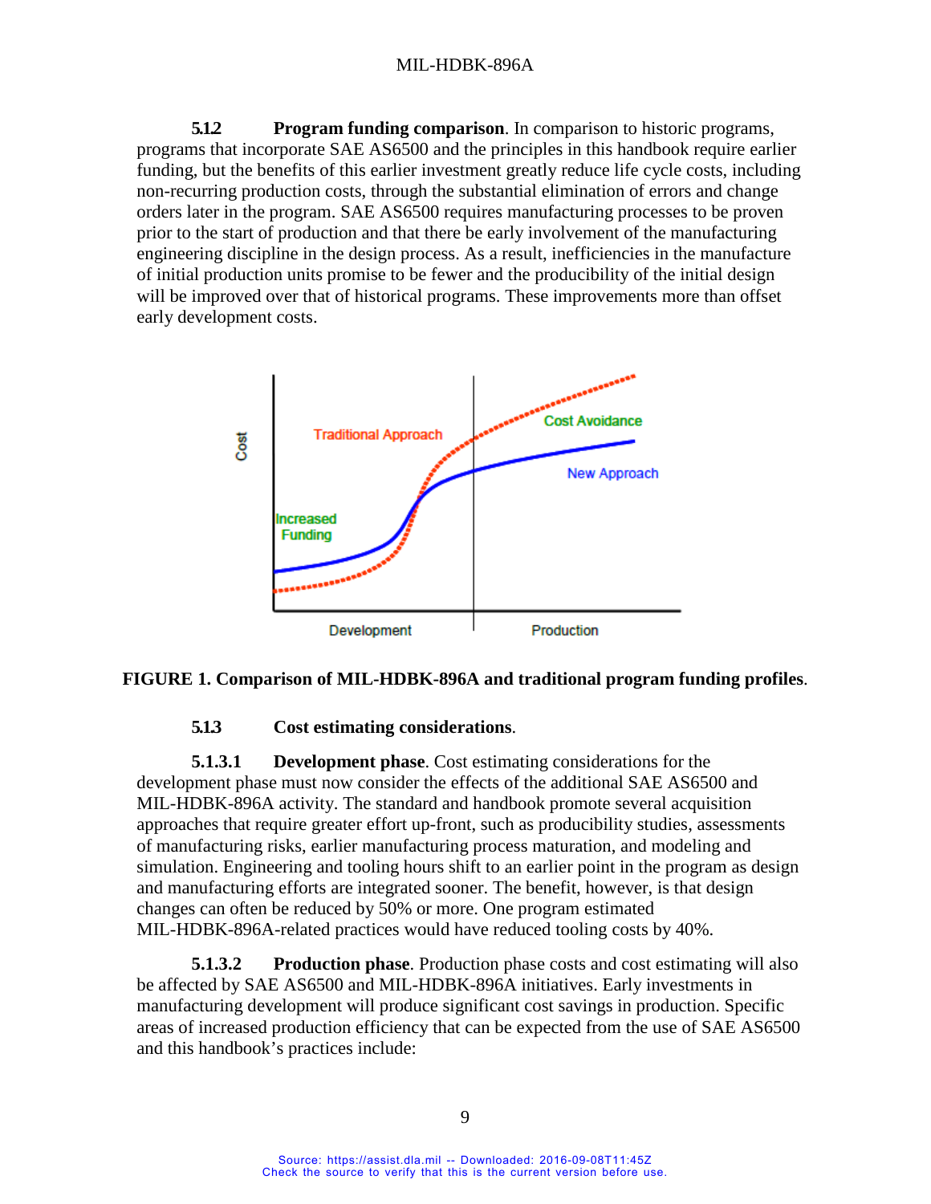**5.1.2 Program funding comparison**. In comparison to historic programs, programs that incorporate SAE AS6500 and the principles in this handbook require earlier funding, but the benefits of this earlier investment greatly reduce life cycle costs, including non-recurring production costs, through the substantial elimination of errors and change orders later in the program. SAE AS6500 requires manufacturing processes to be proven prior to the start of production and that there be early involvement of the manufacturing engineering discipline in the design process. As a result, inefficiencies in the manufacture of initial production units promise to be fewer and the producibility of the initial design will be improved over that of historical programs. These improvements more than offset early development costs.

**FIGURE 1. Comparison of MIL-HDBK-896A and traditional program funding profiles**.

**5.1.3 Cost estimating considerations**.

**5.1.3.1 Development phase**. Cost estimating considerations for the development phase must now consider the effects of the additional SAE AS6500 and MIL-HDBK-896A activity. The standard and handbook promote several acquisition approaches that require greater effort up-front, such as producibility studies, assessments of manufacturing risks, earlier manufacturing process maturation, and modeling and simulation. Engineering and tooling hours shift to an earlier point in the program as design and manufacturing efforts are integrated sooner. The benefit, however, is that design changes can often be reduced by 50% or more. One program estimated MIL-HDBK-896A-related practices would have reduced tooling costs by 40%.

**5.1.3.2 Production phase**. Production phase costs and cost estimating will also be affected by SAE AS6500 and MIL-HDBK-896A initiatives. Early investments in manufacturing development will produce significant cost savings in production. Specific areas of increased production efficiency that can be expected from the use of SAE AS6500 and this handbook's practices include: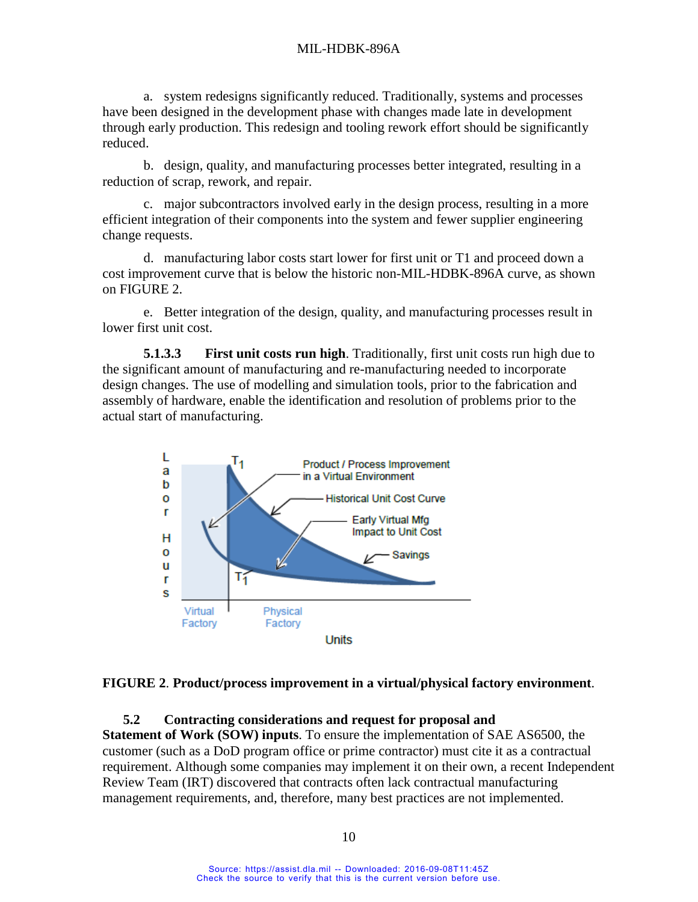a. system redesigns significantly reduced. Traditionally, systems and processes have been designed in the development phase with changes made late in development through early production. This redesign and tooling rework effort should be significantly reduced.

b. design, quality, and manufacturing processes better integrated, resulting in a reduction of scrap, rework, and repair.

c. major subcontractors involved early in the design process, resulting in a more efficient integration of their components into the system and fewer supplier engineering change requests.

d. manufacturing labor costs start lower for first unit or T1 and proceed down a cost improvement curve that is below the historic non-MIL-HDBK-896A curve, as shown on FIGURE 2.

e. Better integration of the design, quality, and manufacturing processes result in lower first unit cost.

**5.1.3.3 First unit costs run high**. Traditionally, first unit costs run high due to the significant amount of manufacturing and re-manufacturing needed to incorporate design changes. The use of modelling and simulation tools, prior to the fabrication and assembly of hardware, enable the identification and resolution of problems prior to the actual start of manufacturing.

**FIGURE 2**. **Product/process improvement in a virtual/physical factory environment**.

**5.2 Contracting considerations and request for proposal and Statement of Work (SOW) inputs**. To ensure the implementation of SAE AS6500, the customer (such as a DoD program office or prime contractor) must cite it as a contractual requirement. Although some companies may implement it on their own, a recent Independent Review Team (IRT) discovered that contracts often lack contractual manufacturing management requirements, and, therefore, many best practices are not implemented.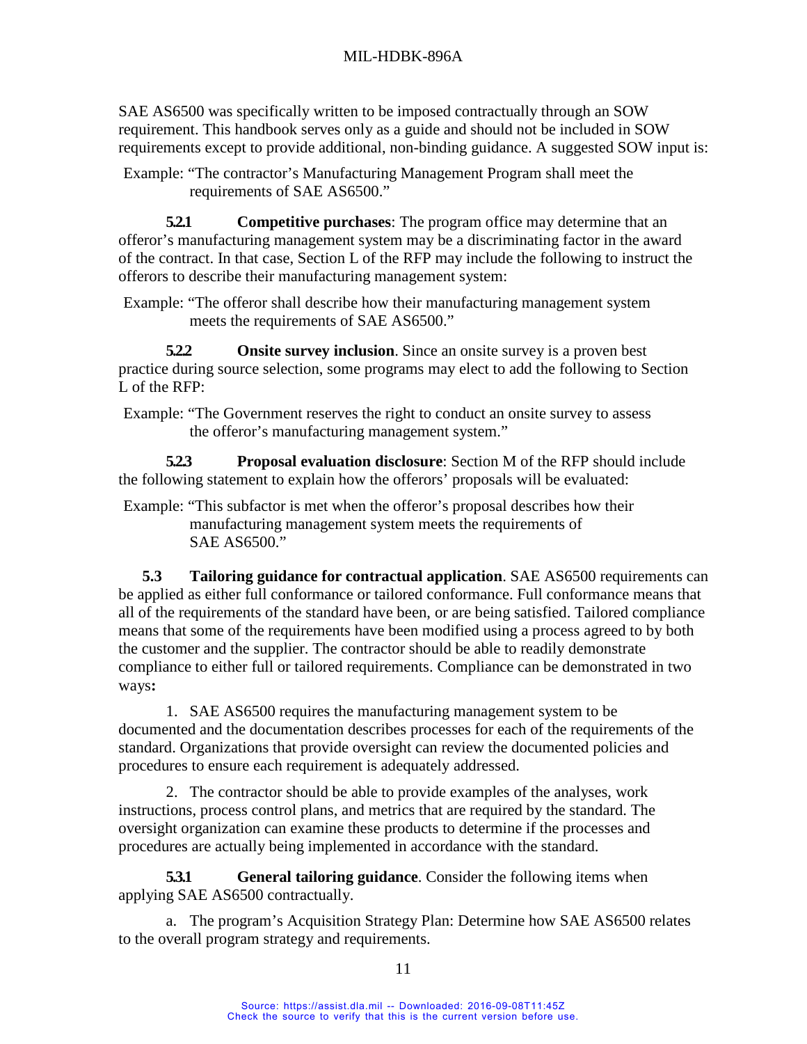SAE AS6500 was specifically written to be imposed contractually through an SOW requirement. This handbook serves only as a guide and should not be included in SOW requirements except to provide additional, non-binding guidance. A suggested SOW input is:

Example: "The contractor's Manufacturing Management Program shall meet the requirements of SAE AS6500."

**5.2.1 Competitive purchases**: The program office may determine that an offeror's manufacturing management system may be a discriminating factor in the award of the contract. In that case, Section L of the RFP may include the following to instruct the offerors to describe their manufacturing management system:

Example: "The offeror shall describe how their manufacturing management system meets the requirements of SAE AS6500."

**5.2.2 Onsite survey inclusion**. Since an onsite survey is a proven best practice during source selection, some programs may elect to add the following to Section L of the RFP:

Example: "The Government reserves the right to conduct an onsite survey to assess the offeror's manufacturing management system."

**5.2.3 Proposal evaluation disclosure**: Section M of the RFP should include the following statement to explain how the offerors' proposals will be evaluated:

Example: "This subfactor is met when the offeror's proposal describes how their manufacturing management system meets the requirements of SAE AS6500."

**5.3 Tailoring guidance for contractual application**. SAE AS6500 requirements can be applied as either full conformance or tailored conformance. Full conformance means that all of the requirements of the standard have been, or are being satisfied. Tailored compliance means that some of the requirements have been modified using a process agreed to by both the customer and the supplier. The contractor should be able to readily demonstrate compliance to either full or tailored requirements. Compliance can be demonstrated in two ways**:**

1. SAE AS6500 requires the manufacturing management system to be documented and the documentation describes processes for each of the requirements of the standard. Organizations that provide oversight can review the documented policies and procedures to ensure each requirement is adequately addressed.

2. The contractor should be able to provide examples of the analyses, work instructions, process control plans, and metrics that are required by the standard. The oversight organization can examine these products to determine if the processes and procedures are actually being implemented in accordance with the standard.

**5.3.1 General tailoring guidance**. Consider the following items when applying SAE AS6500 contractually.

a. The program's Acquisition Strategy Plan: Determine how SAE AS6500 relates to the overall program strategy and requirements.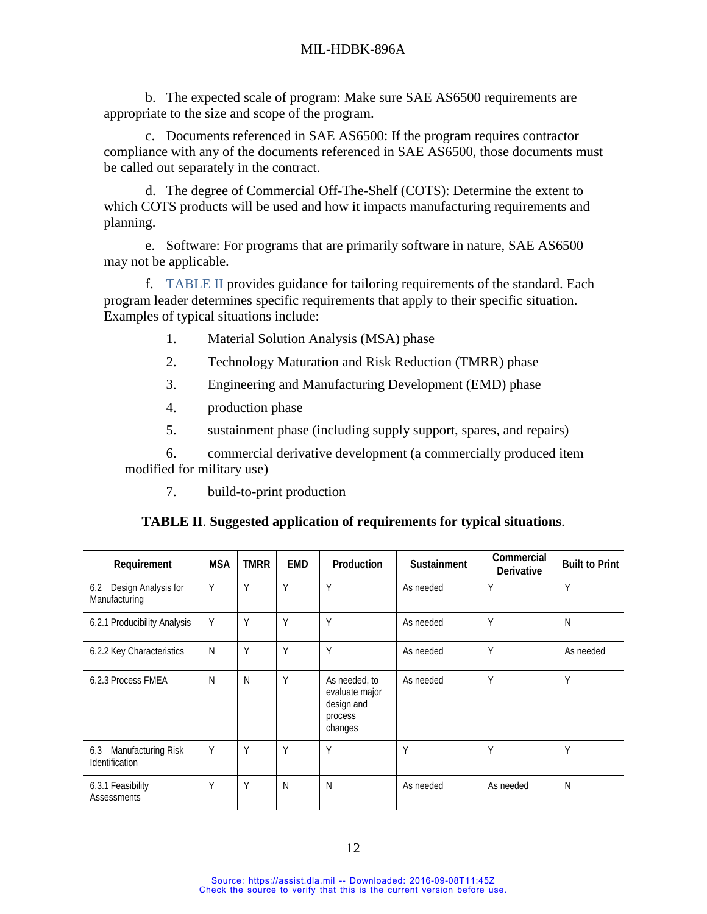b. The expected scale of program: Make sure SAE AS6500 requirements are appropriate to the size and scope of the program.

c. Documents referenced in SAE AS6500: If the program requires contractor compliance with any of the documents referenced in SAE AS6500, those documents must be called out separately in the contract.

d. The degree of Commercial Off-The-Shelf (COTS): Determine the extent to which COTS products will be used and how it impacts manufacturing requirements and planning.

e. Software: For programs that are primarily software in nature, SAE AS6500 may not be applicable.

f. TABLE II provides guidance for tailoring requirements of the standard. Each program leader determines specific requirements that apply to their specific situation. Examples of typical situations include:

1. Material Solution Analysis (MSA) phase
2. Technology Maturation and Risk Reduction (TMRR) phase
3. Engineering and Manufacturing Development (EMD) phase
4. production phase
5. sustainment phase (including supply support, spares, and repairs)
6. commercial derivative development (a commercially produced item modified for military use)
7. build-to-print production

**TABLE II**. **Suggested application of requirements for typical situations**.

| Requirement | MSA | TMRR | EMD | Production | Sustainment | Commercial Derivative | Built to Print |
|---|---|---|---|---|---|---|---|
| 6.2 Design Analysis for Manufacturing | Y | Y | Y | Y | As needed | Y | Y |
| 6.2.1 Producibility Analysis | Y | Y | Y | Y | As needed | Y | N |
| 6.2.2 Key Characteristics | N | Y | Y | Y | As needed | Y | As needed |
| 6.2.3 Process FMEA | N | N | Y | As needed, to evaluate major design and process changes | As needed | Y | Y |
| 6.3 Manufacturing Risk Identification | Y | Y | Y | Y | Y | Y | Y |
| 6.3.1 Feasibility Assessments | Y | Y | N | N | As needed | As needed | N |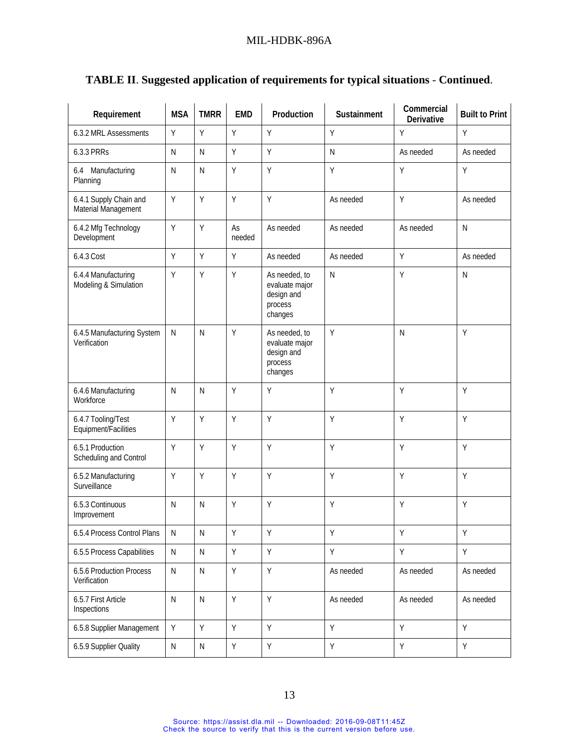**TABLE II. Suggested application of requirements for typical situations - Continued.**

| Requirement | MSA | TMRR | EMD | Production | Sustainment | Commercial Derivative | Built to Print |
|---|---|---|---|---|---|---|---|
| 6.3.2 MRL Assessments | Y | Y | Y | Y | Y | Y | Y |
| 6.3.3 PRRs | N | N | Y | Y | N | As needed | As needed |
| 6.4 Manufacturing Planning | N | N | Y | Y | Y | Y | Y |
| 6.4.1 Supply Chain and Material Management | Y | Y | Y | Y | As needed | Y | As needed |
| 6.4.2 Mfg Technology Development | Y | Y | As needed | As needed | As needed | As needed | N |
| 6.4.3 Cost | Y | Y | Y | As needed | As needed | Y | As needed |
| 6.4.4 Manufacturing Modeling & Simulation | Y | Y | Y | As needed, to evaluate major design and process changes | N | Y | N |
| 6.4.5 Manufacturing System Verification | N | N | Y | As needed, to evaluate major design and process changes | Y | N | Y |
| 6.4.6 Manufacturing Workforce | N | N | Y | Y | Y | Y | Y |
| 6.4.7 Tooling/Test Equipment/Facilities | Y | Y | Y | Y | Y | Y | Y |
| 6.5.1 Production Scheduling and Control | Y | Y | Y | Y | Y | Y | Y |
| 6.5.2 Manufacturing Surveillance | Y | Y | Y | Y | Y | Y | Y |
| 6.5.3 Continuous Improvement | N | N | Y | Y | Y | Y | Y |
| 6.5.4 Process Control Plans | N | N | Y | Y | Y | Y | Y |
| 6.5.5 Process Capabilities | N | N | Y | Y | Y | Y | Y |
| 6.5.6 Production Process Verification | N | N | Y | Y | As needed | As needed | As needed |
| 6.5.7 First Article Inspections | N | N | Y | Y | As needed | As needed | As needed |
| 6.5.8 Supplier Management | Y | Y | Y | Y | Y | Y | Y |
| 6.5.9 Supplier Quality | N | N | Y | Y | Y | Y | Y |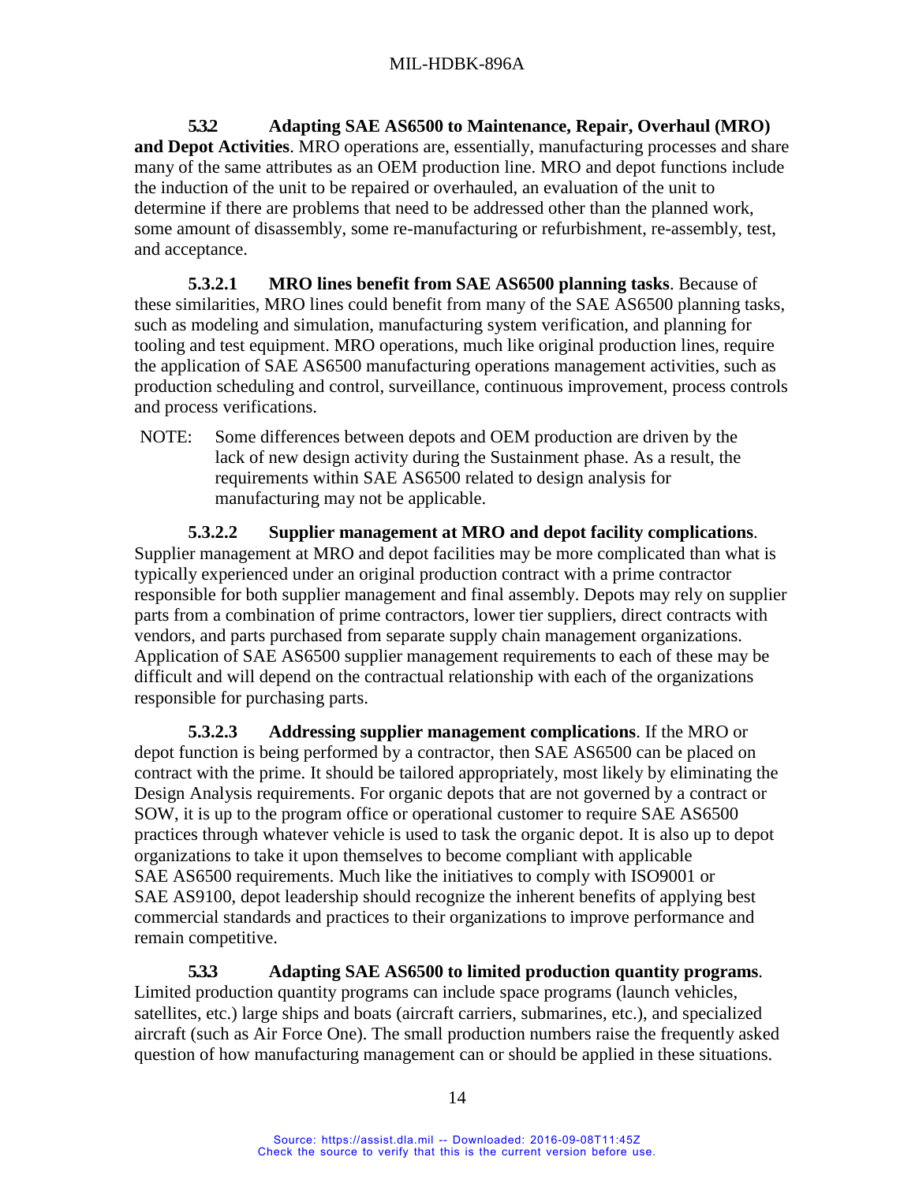**5.3.2 Adapting SAE AS6500 to Maintenance, Repair, Overhaul (MRO) and Depot Activities**. MRO operations are, essentially, manufacturing processes and share many of the same attributes as an OEM production line. MRO and depot functions include the induction of the unit to be repaired or overhauled, an evaluation of the unit to determine if there are problems that need to be addressed other than the planned work, some amount of disassembly, some re-manufacturing or refurbishment, re-assembly, test, and acceptance.

**5.3.2.1 MRO lines benefit from SAE AS6500 planning tasks**. Because of these similarities, MRO lines could benefit from many of the SAE AS6500 planning tasks, such as modeling and simulation, manufacturing system verification, and planning for tooling and test equipment. MRO operations, much like original production lines, require the application of SAE AS6500 manufacturing operations management activities, such as production scheduling and control, surveillance, continuous improvement, process controls and process verifications.

NOTE: Some differences between depots and OEM production are driven by the lack of new design activity during the Sustainment phase. As a result, the requirements within SAE AS6500 related to design analysis for manufacturing may not be applicable.

**5.3.2.2 Supplier management at MRO and depot facility complications**. Supplier management at MRO and depot facilities may be more complicated than what is typically experienced under an original production contract with a prime contractor responsible for both supplier management and final assembly. Depots may rely on supplier parts from a combination of prime contractors, lower tier suppliers, direct contracts with vendors, and parts purchased from separate supply chain management organizations. Application of SAE AS6500 supplier management requirements to each of these may be difficult and will depend on the contractual relationship with each of the organizations responsible for purchasing parts.

**5.3.2.3 Addressing supplier management complications**. If the MRO or depot function is being performed by a contractor, then SAE AS6500 can be placed on contract with the prime. It should be tailored appropriately, most likely by eliminating the Design Analysis requirements. For organic depots that are not governed by a contract or SOW, it is up to the program office or operational customer to require SAE AS6500 practices through whatever vehicle is used to task the organic depot. It is also up to depot organizations to take it upon themselves to become compliant with applicable SAE AS6500 requirements. Much like the initiatives to comply with ISO9001 or SAE AS9100, depot leadership should recognize the inherent benefits of applying best commercial standards and practices to their organizations to improve performance and remain competitive.

**5.3.3 Adapting SAE AS6500 to limited production quantity programs**. Limited production quantity programs can include space programs (launch vehicles, satellites, etc.) large ships and boats (aircraft carriers, submarines, etc.), and specialized aircraft (such as Air Force One). The small production numbers raise the frequently asked question of how manufacturing management can or should be applied in these situations.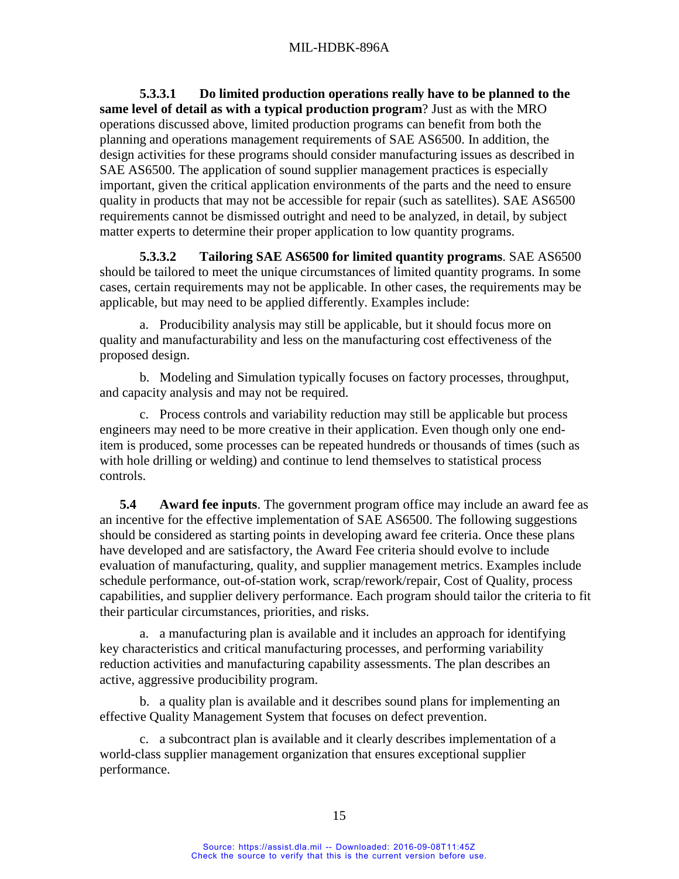**5.3.3.1 Do limited production operations really have to be planned to the same level of detail as with a typical production program**? Just as with the MRO operations discussed above, limited production programs can benefit from both the planning and operations management requirements of SAE AS6500. In addition, the design activities for these programs should consider manufacturing issues as described in SAE AS6500. The application of sound supplier management practices is especially important, given the critical application environments of the parts and the need to ensure quality in products that may not be accessible for repair (such as satellites). SAE AS6500 requirements cannot be dismissed outright and need to be analyzed, in detail, by subject matter experts to determine their proper application to low quantity programs.

**5.3.3.2 Tailoring SAE AS6500 for limited quantity programs**. SAE AS6500 should be tailored to meet the unique circumstances of limited quantity programs. In some cases, certain requirements may not be applicable. In other cases, the requirements may be applicable, but may need to be applied differently. Examples include:

a. Producibility analysis may still be applicable, but it should focus more on quality and manufacturability and less on the manufacturing cost effectiveness of the proposed design.

b. Modeling and Simulation typically focuses on factory processes, throughput, and capacity analysis and may not be required.

c. Process controls and variability reduction may still be applicable but process engineers may need to be more creative in their application. Even though only one end-item is produced, some processes can be repeated hundreds or thousands of times (such as with hole drilling or welding) and continue to lend themselves to statistical process controls.

**5.4 Award fee inputs**. The government program office may include an award fee as an incentive for the effective implementation of SAE AS6500. The following suggestions should be considered as starting points in developing award fee criteria. Once these plans have developed and are satisfactory, the Award Fee criteria should evolve to include evaluation of manufacturing, quality, and supplier management metrics. Examples include schedule performance, out-of-station work, scrap/rework/repair, Cost of Quality, process capabilities, and supplier delivery performance. Each program should tailor the criteria to fit their particular circumstances, priorities, and risks.

a. a manufacturing plan is available and it includes an approach for identifying key characteristics and critical manufacturing processes, and performing variability reduction activities and manufacturing capability assessments. The plan describes an active, aggressive producibility program.

b. a quality plan is available and it describes sound plans for implementing an effective Quality Management System that focuses on defect prevention.

c. a subcontract plan is available and it clearly describes implementation of a world-class supplier management organization that ensures exceptional supplier performance.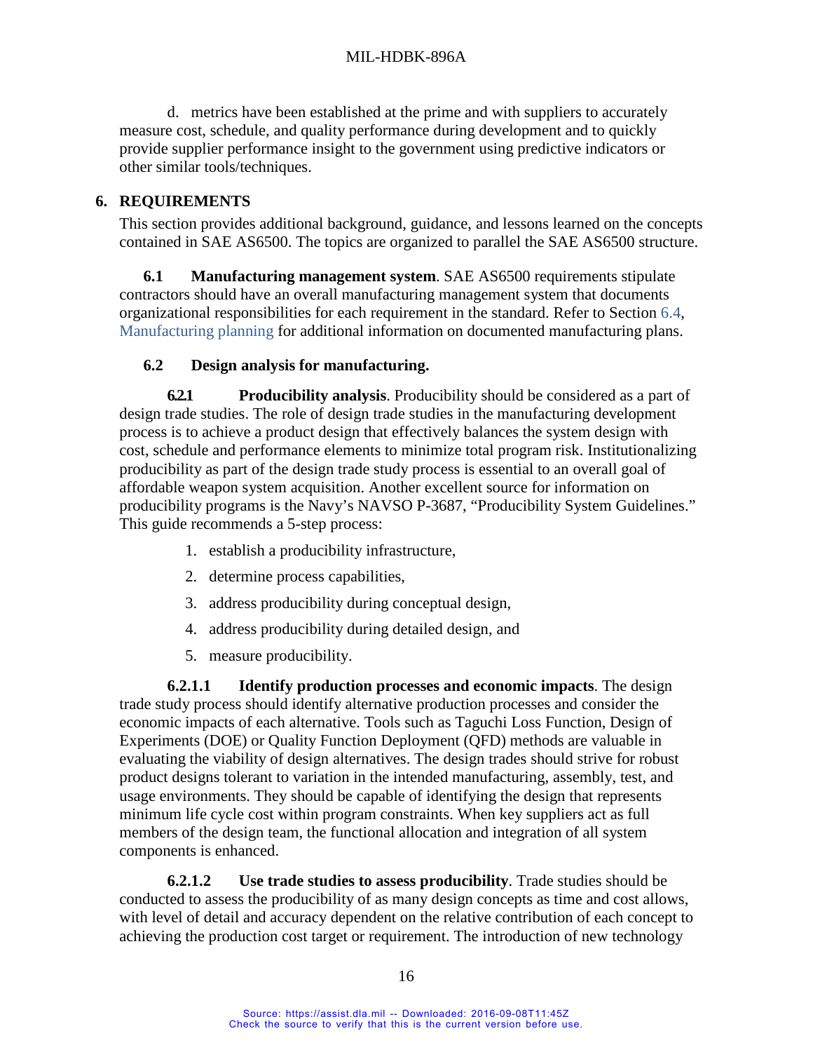d. metrics have been established at the prime and with suppliers to accurately measure cost, schedule, and quality performance during development and to quickly provide supplier performance insight to the government using predictive indicators or other similar tools/techniques.

# 6. REQUIREMENTS

This section provides additional background, guidance, and lessons learned on the concepts contained in SAE AS6500. The topics are organized to parallel the SAE AS6500 structure.

**6.1 Manufacturing management system**. SAE AS6500 requirements stipulate contractors should have an overall manufacturing management system that documents organizational responsibilities for each requirement in the standard. Refer to Section 6.4, Manufacturing planning for additional information on documented manufacturing plans.

## 6.2 Design analysis for manufacturing.

**6.2.1 Producibility analysis**. Producibility should be considered as a part of design trade studies. The role of design trade studies in the manufacturing development process is to achieve a product design that effectively balances the system design with cost, schedule and performance elements to minimize total program risk. Institutionalizing producibility as part of the design trade study process is essential to an overall goal of affordable weapon system acquisition. Another excellent source for information on producibility programs is the Navy's NAVSO P-3687, "Producibility System Guidelines." This guide recommends a 5-step process:

1. establish a producibility infrastructure,
2. determine process capabilities,
3. address producibility during conceptual design,
4. address producibility during detailed design, and
5. measure producibility.

**6.2.1.1 Identify production processes and economic impacts**. The design trade study process should identify alternative production processes and consider the economic impacts of each alternative. Tools such as Taguchi Loss Function, Design of Experiments (DOE) or Quality Function Deployment (QFD) methods are valuable in evaluating the viability of design alternatives. The design trades should strive for robust product designs tolerant to variation in the intended manufacturing, assembly, test, and usage environments. They should be capable of identifying the design that represents minimum life cycle cost within program constraints. When key suppliers act as full members of the design team, the functional allocation and integration of all system components is enhanced.

**6.2.1.2 Use trade studies to assess producibility**. Trade studies should be conducted to assess the producibility of as many design concepts as time and cost allows, with level of detail and accuracy dependent on the relative contribution of each concept to achieving the production cost target or requirement. The introduction of new technology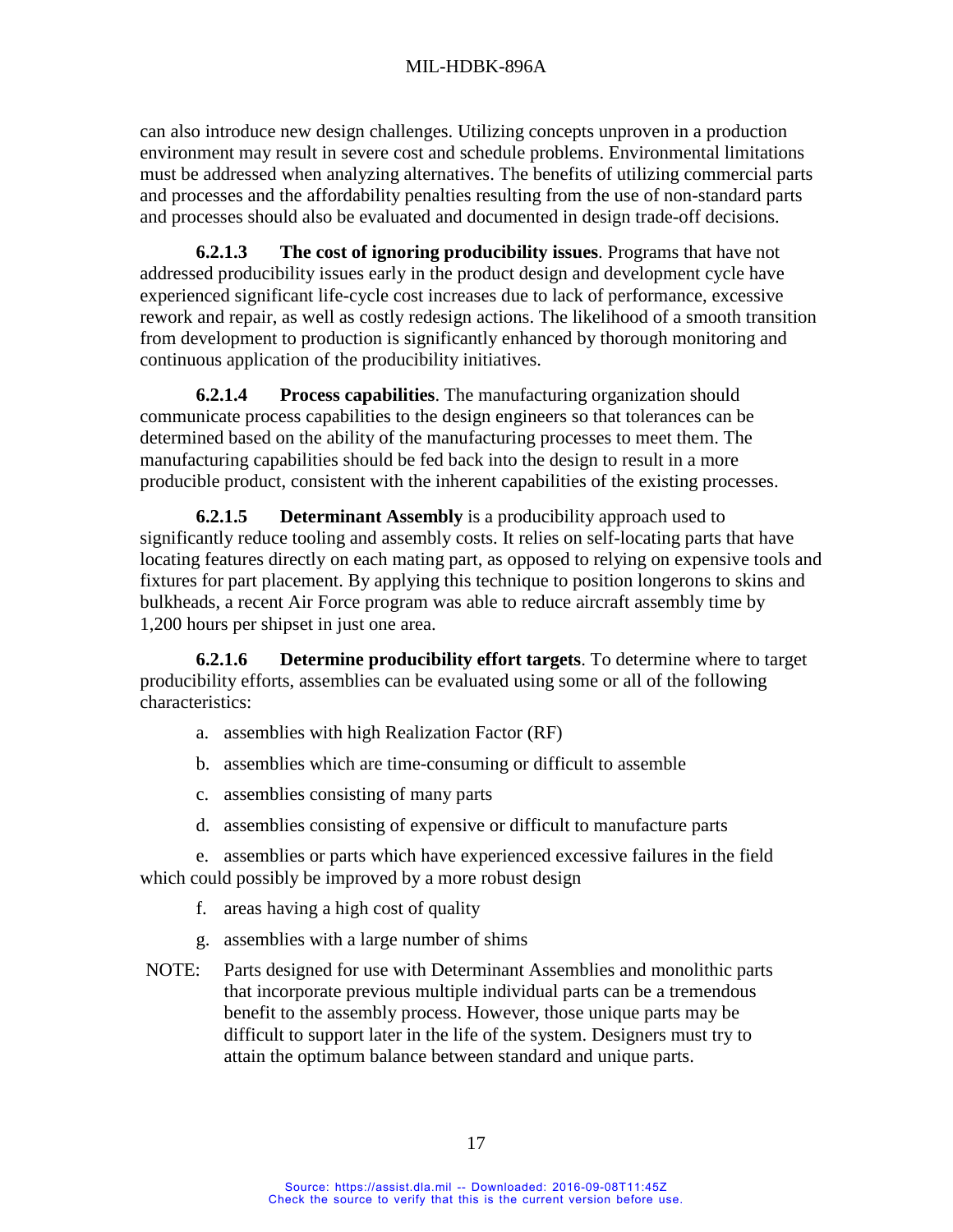can also introduce new design challenges. Utilizing concepts unproven in a production environment may result in severe cost and schedule problems. Environmental limitations must be addressed when analyzing alternatives. The benefits of utilizing commercial parts and processes and the affordability penalties resulting from the use of non-standard parts and processes should also be evaluated and documented in design trade-off decisions.

**6.2.1.3 The cost of ignoring producibility issues**. Programs that have not addressed producibility issues early in the product design and development cycle have experienced significant life-cycle cost increases due to lack of performance, excessive rework and repair, as well as costly redesign actions. The likelihood of a smooth transition from development to production is significantly enhanced by thorough monitoring and continuous application of the producibility initiatives.

**6.2.1.4 Process capabilities**. The manufacturing organization should communicate process capabilities to the design engineers so that tolerances can be determined based on the ability of the manufacturing processes to meet them. The manufacturing capabilities should be fed back into the design to result in a more producible product, consistent with the inherent capabilities of the existing processes.

**6.2.1.5 Determinant Assembly** is a producibility approach used to significantly reduce tooling and assembly costs. It relies on self-locating parts that have locating features directly on each mating part, as opposed to relying on expensive tools and fixtures for part placement. By applying this technique to position longerons to skins and bulkheads, a recent Air Force program was able to reduce aircraft assembly time by 1,200 hours per shipset in just one area.

**6.2.1.6 Determine producibility effort targets**. To determine where to target producibility efforts, assemblies can be evaluated using some or all of the following characteristics:

a. assemblies with high Realization Factor (RF)

b. assemblies which are time-consuming or difficult to assemble

c. assemblies consisting of many parts

d. assemblies consisting of expensive or difficult to manufacture parts

e. assemblies or parts which have experienced excessive failures in the field which could possibly be improved by a more robust design

f. areas having a high cost of quality

g. assemblies with a large number of shims

NOTE: Parts designed for use with Determinant Assemblies and monolithic parts that incorporate previous multiple individual parts can be a tremendous benefit to the assembly process. However, those unique parts may be difficult to support later in the life of the system. Designers must try to attain the optimum balance between standard and unique parts.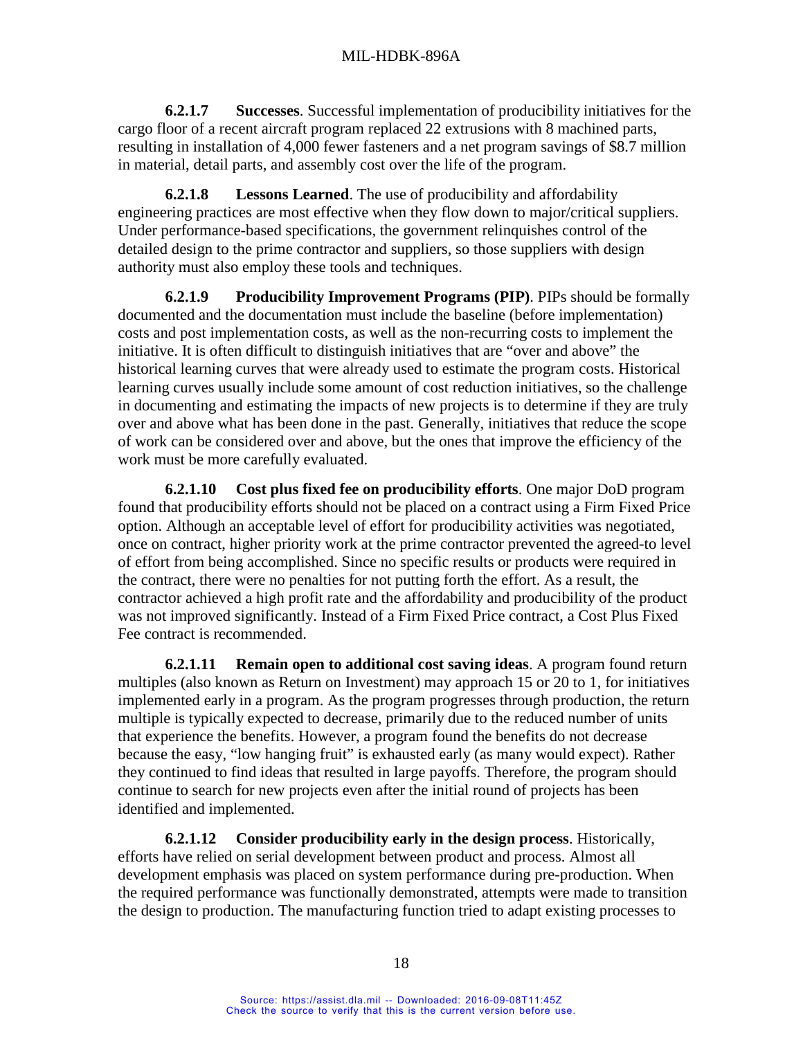**6.2.1.7 Successes**. Successful implementation of producibility initiatives for the cargo floor of a recent aircraft program replaced 22 extrusions with 8 machined parts, resulting in installation of 4,000 fewer fasteners and a net program savings of $8.7 million in material, detail parts, and assembly cost over the life of the program.

**6.2.1.8 Lessons Learned**. The use of producibility and affordability engineering practices are most effective when they flow down to major/critical suppliers. Under performance-based specifications, the government relinquishes control of the detailed design to the prime contractor and suppliers, so those suppliers with design authority must also employ these tools and techniques.

**6.2.1.9 Producibility Improvement Programs (PIP)**. PIPs should be formally documented and the documentation must include the baseline (before implementation) costs and post implementation costs, as well as the non-recurring costs to implement the initiative. It is often difficult to distinguish initiatives that are "over and above" the historical learning curves that were already used to estimate the program costs. Historical learning curves usually include some amount of cost reduction initiatives, so the challenge in documenting and estimating the impacts of new projects is to determine if they are truly over and above what has been done in the past. Generally, initiatives that reduce the scope of work can be considered over and above, but the ones that improve the efficiency of the work must be more carefully evaluated.

**6.2.1.10 Cost plus fixed fee on producibility efforts**. One major DoD program found that producibility efforts should not be placed on a contract using a Firm Fixed Price option. Although an acceptable level of effort for producibility activities was negotiated, once on contract, higher priority work at the prime contractor prevented the agreed-to level of effort from being accomplished. Since no specific results or products were required in the contract, there were no penalties for not putting forth the effort. As a result, the contractor achieved a high profit rate and the affordability and producibility of the product was not improved significantly. Instead of a Firm Fixed Price contract, a Cost Plus Fixed Fee contract is recommended.

**6.2.1.11 Remain open to additional cost saving ideas**. A program found return multiples (also known as Return on Investment) may approach 15 or 20 to 1, for initiatives implemented early in a program. As the program progresses through production, the return multiple is typically expected to decrease, primarily due to the reduced number of units that experience the benefits. However, a program found the benefits do not decrease because the easy, "low hanging fruit" is exhausted early (as many would expect). Rather they continued to find ideas that resulted in large payoffs. Therefore, the program should continue to search for new projects even after the initial round of projects has been identified and implemented.

**6.2.1.12 Consider producibility early in the design process**. Historically, efforts have relied on serial development between product and process. Almost all development emphasis was placed on system performance during pre-production. When the required performance was functionally demonstrated, attempts were made to transition the design to production. The manufacturing function tried to adapt existing processes to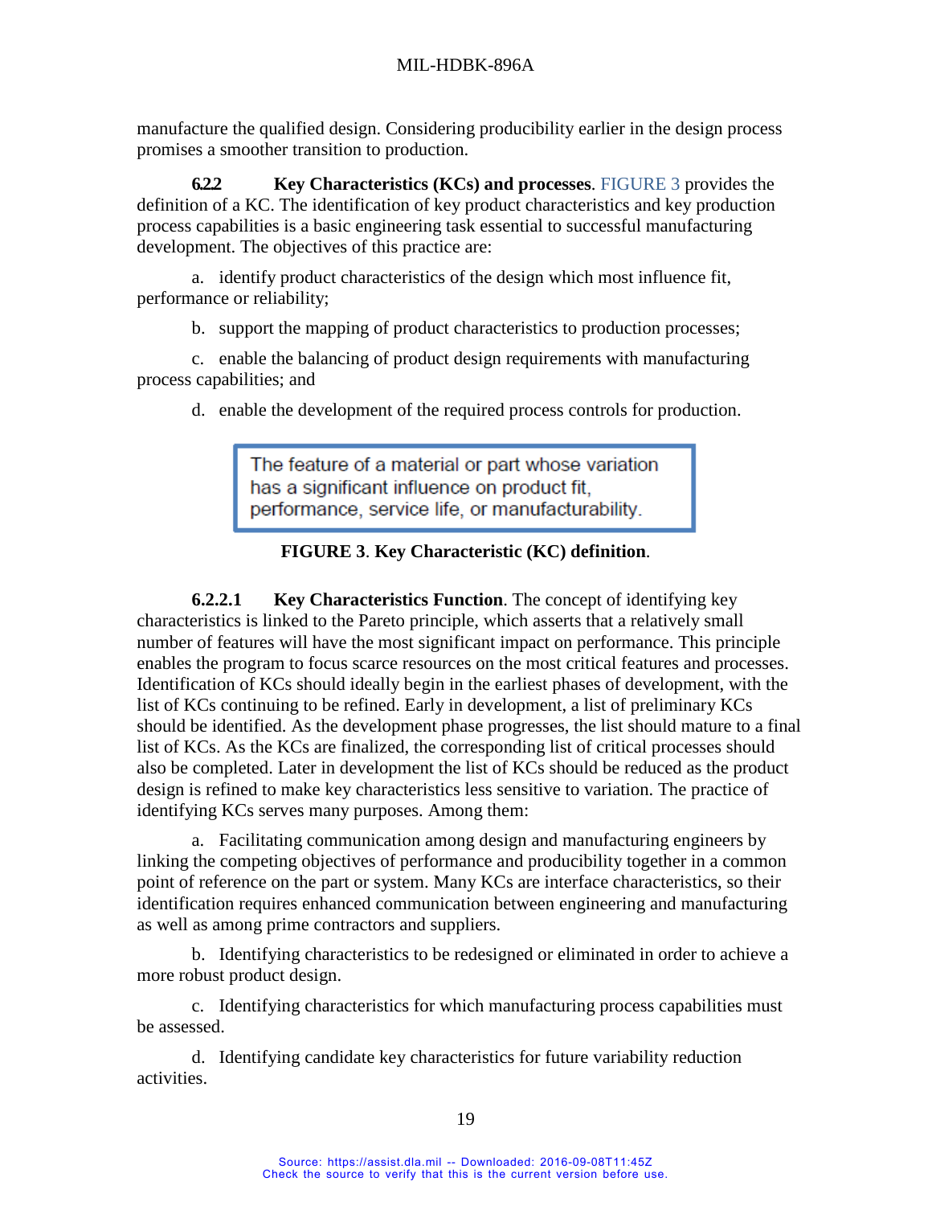manufacture the qualified design. Considering producibility earlier in the design process promises a smoother transition to production.

**6.2.2 Key Characteristics (KCs) and processes**. FIGURE 3 provides the definition of a KC. The identification of key product characteristics and key production process capabilities is a basic engineering task essential to successful manufacturing development. The objectives of this practice are:

a. identify product characteristics of the design which most influence fit, performance or reliability;

b. support the mapping of product characteristics to production processes;

c. enable the balancing of product design requirements with manufacturing process capabilities; and

d. enable the development of the required process controls for production.

> The feature of a material or part whose variation has a significant influence on product fit, performance, service life, or manufacturability.

**FIGURE 3**. **Key Characteristic (KC) definition**.

**6.2.2.1 Key Characteristics Function**. The concept of identifying key characteristics is linked to the Pareto principle, which asserts that a relatively small number of features will have the most significant impact on performance. This principle enables the program to focus scarce resources on the most critical features and processes. Identification of KCs should ideally begin in the earliest phases of development, with the list of KCs continuing to be refined. Early in development, a list of preliminary KCs should be identified. As the development phase progresses, the list should mature to a final list of KCs. As the KCs are finalized, the corresponding list of critical processes should also be completed. Later in development the list of KCs should be reduced as the product design is refined to make key characteristics less sensitive to variation. The practice of identifying KCs serves many purposes. Among them:

a. Facilitating communication among design and manufacturing engineers by linking the competing objectives of performance and producibility together in a common point of reference on the part or system. Many KCs are interface characteristics, so their identification requires enhanced communication between engineering and manufacturing as well as among prime contractors and suppliers.

b. Identifying characteristics to be redesigned or eliminated in order to achieve a more robust product design.

c. Identifying characteristics for which manufacturing process capabilities must be assessed.

d. Identifying candidate key characteristics for future variability reduction activities.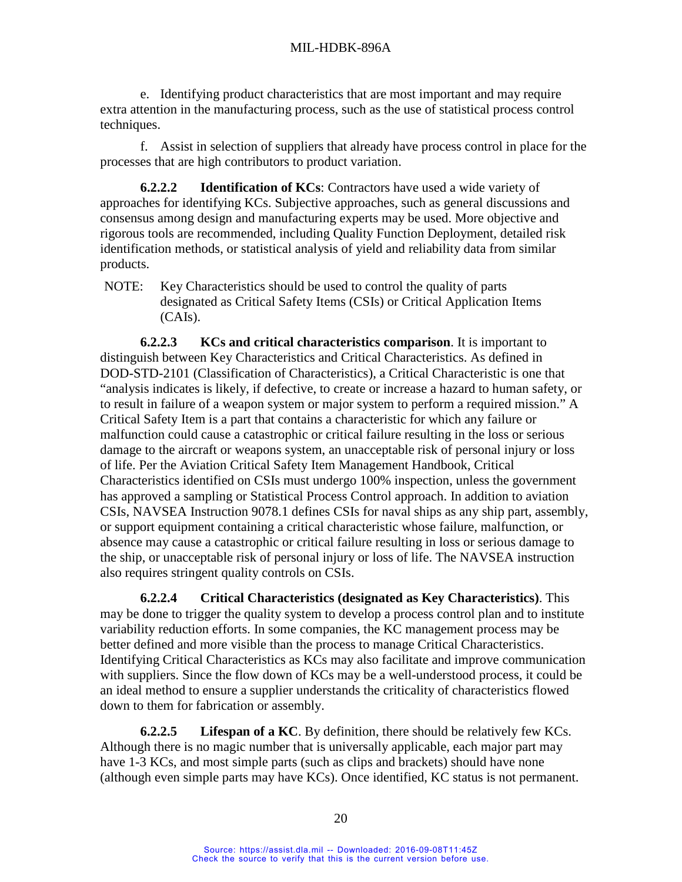e. Identifying product characteristics that are most important and may require extra attention in the manufacturing process, such as the use of statistical process control techniques.

f. Assist in selection of suppliers that already have process control in place for the processes that are high contributors to product variation.

**6.2.2.2 Identification of KCs**: Contractors have used a wide variety of approaches for identifying KCs. Subjective approaches, such as general discussions and consensus among design and manufacturing experts may be used. More objective and rigorous tools are recommended, including Quality Function Deployment, detailed risk identification methods, or statistical analysis of yield and reliability data from similar products.

NOTE: Key Characteristics should be used to control the quality of parts designated as Critical Safety Items (CSIs) or Critical Application Items (CAIs).

**6.2.2.3 KCs and critical characteristics comparison**. It is important to distinguish between Key Characteristics and Critical Characteristics. As defined in DOD-STD-2101 (Classification of Characteristics), a Critical Characteristic is one that "analysis indicates is likely, if defective, to create or increase a hazard to human safety, or to result in failure of a weapon system or major system to perform a required mission." A Critical Safety Item is a part that contains a characteristic for which any failure or malfunction could cause a catastrophic or critical failure resulting in the loss or serious damage to the aircraft or weapons system, an unacceptable risk of personal injury or loss of life. Per the Aviation Critical Safety Item Management Handbook, Critical Characteristics identified on CSIs must undergo 100% inspection, unless the government has approved a sampling or Statistical Process Control approach. In addition to aviation CSIs, NAVSEA Instruction 9078.1 defines CSIs for naval ships as any ship part, assembly, or support equipment containing a critical characteristic whose failure, malfunction, or absence may cause a catastrophic or critical failure resulting in loss or serious damage to the ship, or unacceptable risk of personal injury or loss of life. The NAVSEA instruction also requires stringent quality controls on CSIs.

**6.2.2.4 Critical Characteristics (designated as Key Characteristics)**. This may be done to trigger the quality system to develop a process control plan and to institute variability reduction efforts. In some companies, the KC management process may be better defined and more visible than the process to manage Critical Characteristics. Identifying Critical Characteristics as KCs may also facilitate and improve communication with suppliers. Since the flow down of KCs may be a well-understood process, it could be an ideal method to ensure a supplier understands the criticality of characteristics flowed down to them for fabrication or assembly.

**6.2.2.5 Lifespan of a KC**. By definition, there should be relatively few KCs. Although there is no magic number that is universally applicable, each major part may have 1-3 KCs, and most simple parts (such as clips and brackets) should have none (although even simple parts may have KCs). Once identified, KC status is not permanent.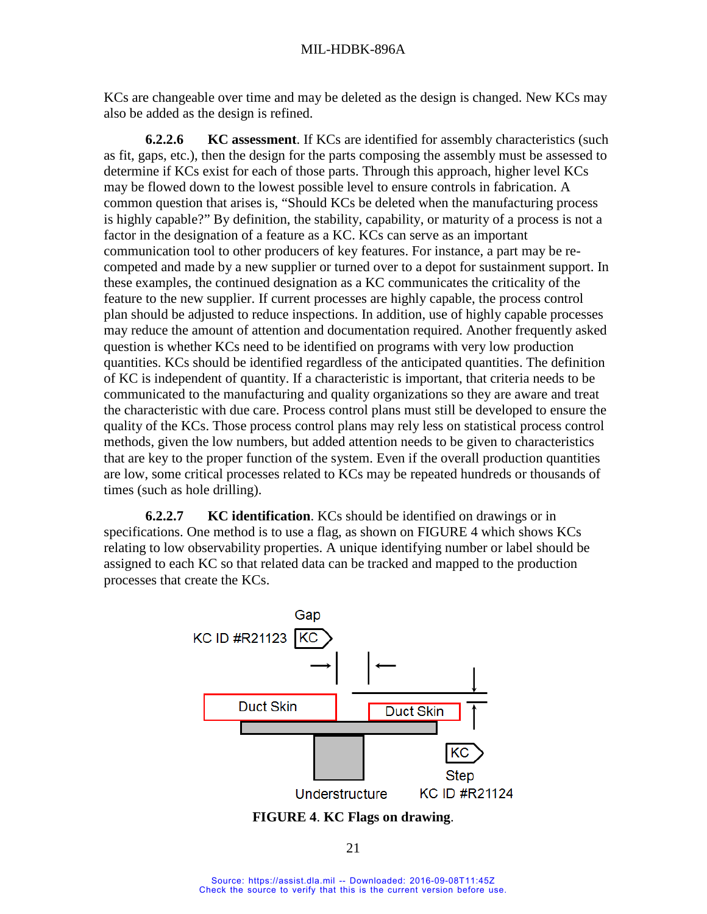KCs are changeable over time and may be deleted as the design is changed. New KCs may also be added as the design is refined.

**6.2.2.6 KC assessment**. If KCs are identified for assembly characteristics (such as fit, gaps, etc.), then the design for the parts composing the assembly must be assessed to determine if KCs exist for each of those parts. Through this approach, higher level KCs may be flowed down to the lowest possible level to ensure controls in fabrication. A common question that arises is, "Should KCs be deleted when the manufacturing process is highly capable?" By definition, the stability, capability, or maturity of a process is not a factor in the designation of a feature as a KC. KCs can serve as an important communication tool to other producers of key features. For instance, a part may be re-competed and made by a new supplier or turned over to a depot for sustainment support. In these examples, the continued designation as a KC communicates the criticality of the feature to the new supplier. If current processes are highly capable, the process control plan should be adjusted to reduce inspections. In addition, use of highly capable processes may reduce the amount of attention and documentation required. Another frequently asked question is whether KCs need to be identified on programs with very low production quantities. KCs should be identified regardless of the anticipated quantities. The definition of KC is independent of quantity. If a characteristic is important, that criteria needs to be communicated to the manufacturing and quality organizations so they are aware and treat the characteristic with due care. Process control plans must still be developed to ensure the quality of the KCs. Those process control plans may rely less on statistical process control methods, given the low numbers, but added attention needs to be given to characteristics that are key to the proper function of the system. Even if the overall production quantities are low, some critical processes related to KCs may be repeated hundreds or thousands of times (such as hole drilling).

**6.2.2.7 KC identification**. KCs should be identified on drawings or in specifications. One method is to use a flag, as shown on FIGURE 4 which shows KCs relating to low observability properties. A unique identifying number or label should be assigned to each KC so that related data can be tracked and mapped to the production processes that create the KCs.

Gap
KC ID #R21123 KC

Duct Skin | Duct Skin

Understructure

KC
Step
KC ID #R21124

**FIGURE 4. KC Flags on drawing.**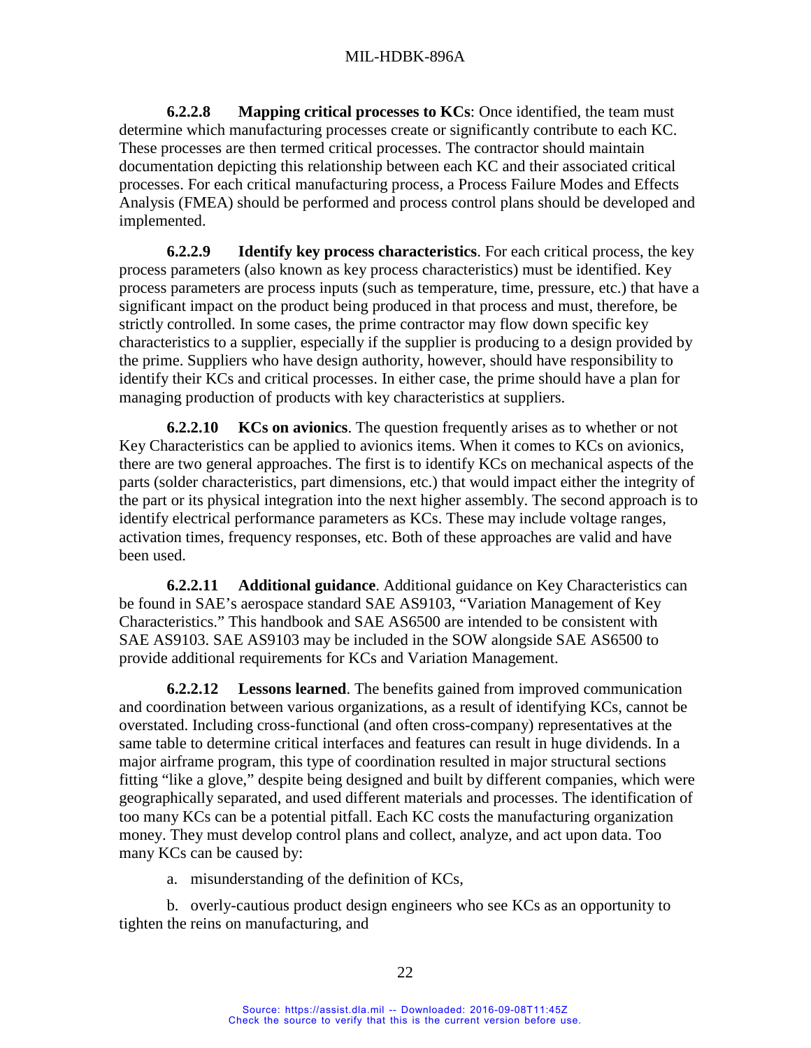**6.2.2.8 Mapping critical processes to KCs**: Once identified, the team must determine which manufacturing processes create or significantly contribute to each KC. These processes are then termed critical processes. The contractor should maintain documentation depicting this relationship between each KC and their associated critical processes. For each critical manufacturing process, a Process Failure Modes and Effects Analysis (FMEA) should be performed and process control plans should be developed and implemented.

**6.2.2.9 Identify key process characteristics**. For each critical process, the key process parameters (also known as key process characteristics) must be identified. Key process parameters are process inputs (such as temperature, time, pressure, etc.) that have a significant impact on the product being produced in that process and must, therefore, be strictly controlled. In some cases, the prime contractor may flow down specific key characteristics to a supplier, especially if the supplier is producing to a design provided by the prime. Suppliers who have design authority, however, should have responsibility to identify their KCs and critical processes. In either case, the prime should have a plan for managing production of products with key characteristics at suppliers.

**6.2.2.10 KCs on avionics**. The question frequently arises as to whether or not Key Characteristics can be applied to avionics items. When it comes to KCs on avionics, there are two general approaches. The first is to identify KCs on mechanical aspects of the parts (solder characteristics, part dimensions, etc.) that would impact either the integrity of the part or its physical integration into the next higher assembly. The second approach is to identify electrical performance parameters as KCs. These may include voltage ranges, activation times, frequency responses, etc. Both of these approaches are valid and have been used.

**6.2.2.11 Additional guidance**. Additional guidance on Key Characteristics can be found in SAE's aerospace standard SAE AS9103, "Variation Management of Key Characteristics." This handbook and SAE AS6500 are intended to be consistent with SAE AS9103. SAE AS9103 may be included in the SOW alongside SAE AS6500 to provide additional requirements for KCs and Variation Management.

**6.2.2.12 Lessons learned**. The benefits gained from improved communication and coordination between various organizations, as a result of identifying KCs, cannot be overstated. Including cross-functional (and often cross-company) representatives at the same table to determine critical interfaces and features can result in huge dividends. In a major airframe program, this type of coordination resulted in major structural sections fitting "like a glove," despite being designed and built by different companies, which were geographically separated, and used different materials and processes. The identification of too many KCs can be a potential pitfall. Each KC costs the manufacturing organization money. They must develop control plans and collect, analyze, and act upon data. Too many KCs can be caused by:

a. misunderstanding of the definition of KCs,

b. overly-cautious product design engineers who see KCs as an opportunity to tighten the reins on manufacturing, and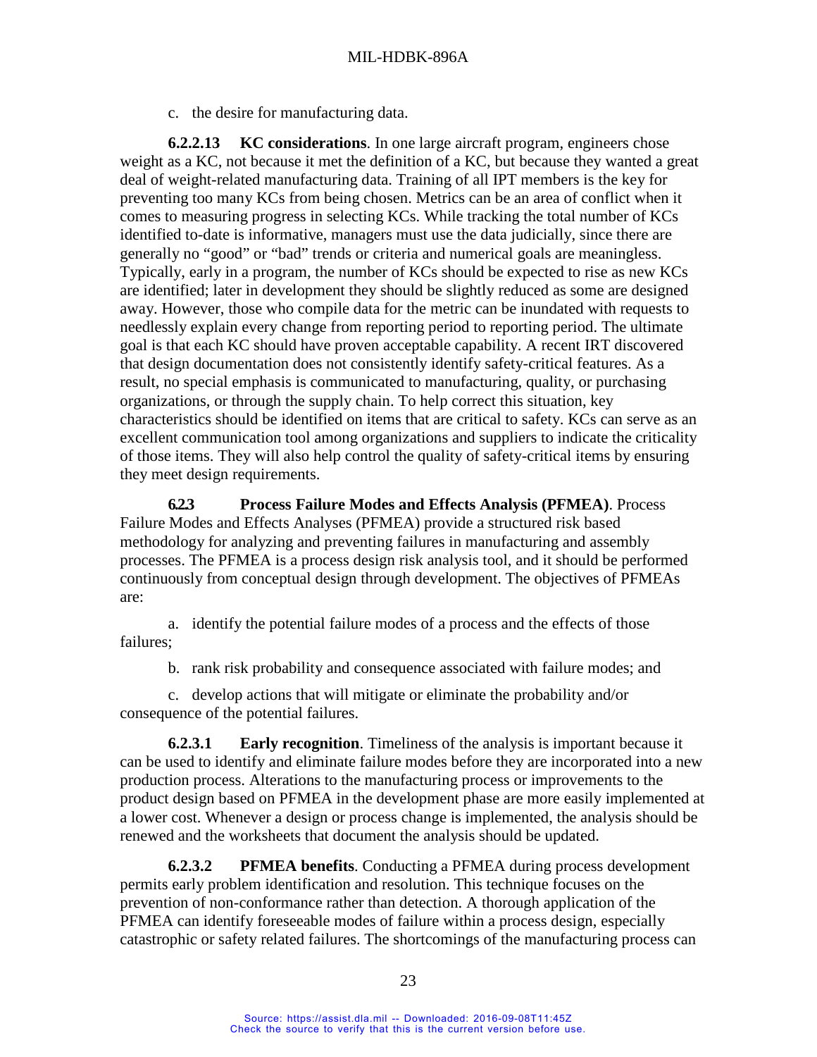c. the desire for manufacturing data.

**6.2.2.13 KC considerations**. In one large aircraft program, engineers chose weight as a KC, not because it met the definition of a KC, but because they wanted a great deal of weight-related manufacturing data. Training of all IPT members is the key for preventing too many KCs from being chosen. Metrics can be an area of conflict when it comes to measuring progress in selecting KCs. While tracking the total number of KCs identified to-date is informative, managers must use the data judicially, since there are generally no "good" or "bad" trends or criteria and numerical goals are meaningless. Typically, early in a program, the number of KCs should be expected to rise as new KCs are identified; later in development they should be slightly reduced as some are designed away. However, those who compile data for the metric can be inundated with requests to needlessly explain every change from reporting period to reporting period. The ultimate goal is that each KC should have proven acceptable capability. A recent IRT discovered that design documentation does not consistently identify safety-critical features. As a result, no special emphasis is communicated to manufacturing, quality, or purchasing organizations, or through the supply chain. To help correct this situation, key characteristics should be identified on items that are critical to safety. KCs can serve as an excellent communication tool among organizations and suppliers to indicate the criticality of those items. They will also help control the quality of safety-critical items by ensuring they meet design requirements.

**6.2.3 Process Failure Modes and Effects Analysis (PFMEA)**. Process Failure Modes and Effects Analyses (PFMEA) provide a structured risk based methodology for analyzing and preventing failures in manufacturing and assembly processes. The PFMEA is a process design risk analysis tool, and it should be performed continuously from conceptual design through development. The objectives of PFMEAs are:

a. identify the potential failure modes of a process and the effects of those failures;

b. rank risk probability and consequence associated with failure modes; and

c. develop actions that will mitigate or eliminate the probability and/or consequence of the potential failures.

**6.2.3.1 Early recognition**. Timeliness of the analysis is important because it can be used to identify and eliminate failure modes before they are incorporated into a new production process. Alterations to the manufacturing process or improvements to the product design based on PFMEA in the development phase are more easily implemented at a lower cost. Whenever a design or process change is implemented, the analysis should be renewed and the worksheets that document the analysis should be updated.

**6.2.3.2 PFMEA benefits**. Conducting a PFMEA during process development permits early problem identification and resolution. This technique focuses on the prevention of non-conformance rather than detection. A thorough application of the PFMEA can identify foreseeable modes of failure within a process design, especially catastrophic or safety related failures. The shortcomings of the manufacturing process can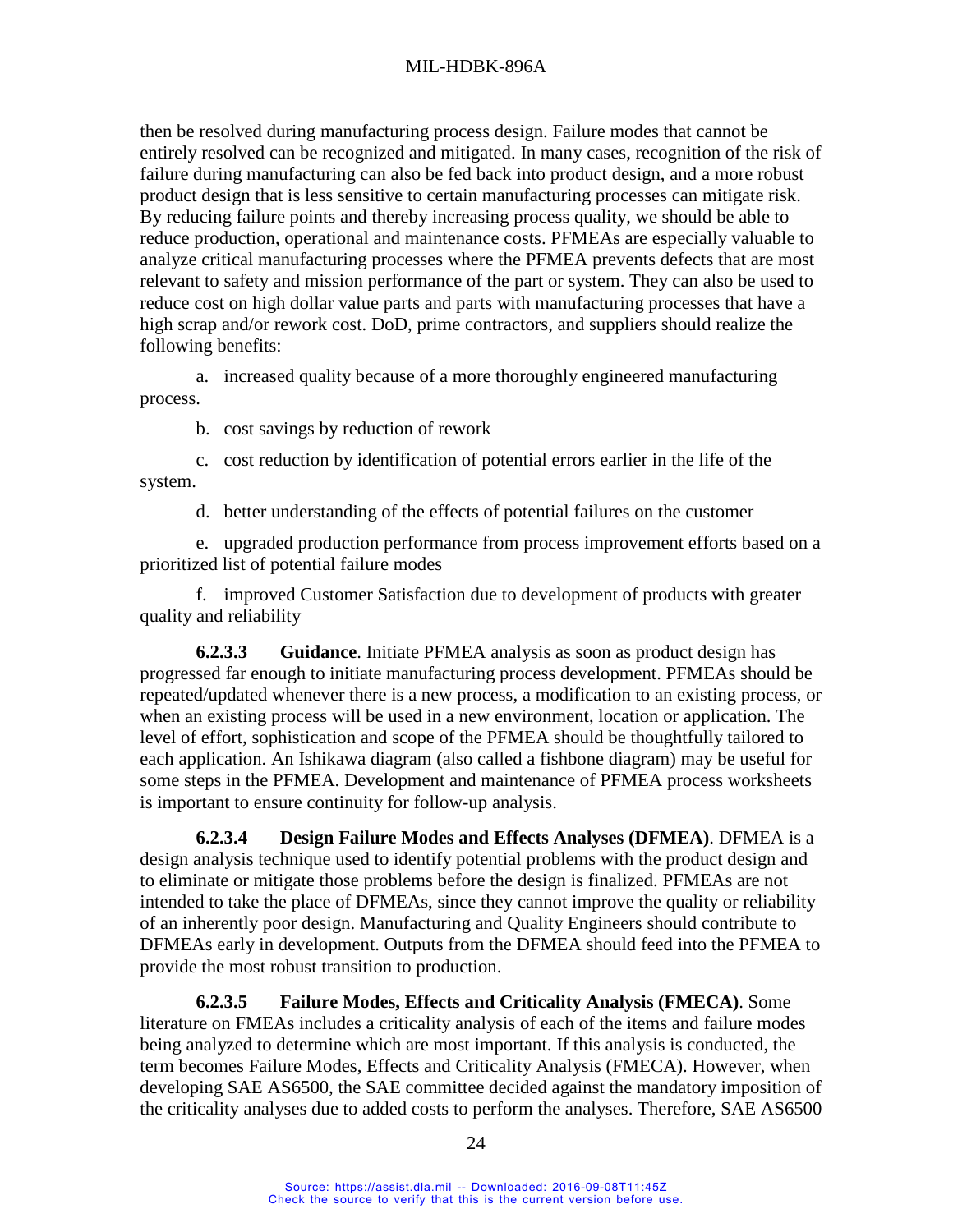then be resolved during manufacturing process design. Failure modes that cannot be entirely resolved can be recognized and mitigated. In many cases, recognition of the risk of failure during manufacturing can also be fed back into product design, and a more robust product design that is less sensitive to certain manufacturing processes can mitigate risk. By reducing failure points and thereby increasing process quality, we should be able to reduce production, operational and maintenance costs. PFMEAs are especially valuable to analyze critical manufacturing processes where the PFMEA prevents defects that are most relevant to safety and mission performance of the part or system. They can also be used to reduce cost on high dollar value parts and parts with manufacturing processes that have a high scrap and/or rework cost. DoD, prime contractors, and suppliers should realize the following benefits:

a. increased quality because of a more thoroughly engineered manufacturing process.

b. cost savings by reduction of rework

c. cost reduction by identification of potential errors earlier in the life of the system.

d. better understanding of the effects of potential failures on the customer

e. upgraded production performance from process improvement efforts based on a prioritized list of potential failure modes

f. improved Customer Satisfaction due to development of products with greater quality and reliability

**6.2.3.3 Guidance**. Initiate PFMEA analysis as soon as product design has progressed far enough to initiate manufacturing process development. PFMEAs should be repeated/updated whenever there is a new process, a modification to an existing process, or when an existing process will be used in a new environment, location or application. The level of effort, sophistication and scope of the PFMEA should be thoughtfully tailored to each application. An Ishikawa diagram (also called a fishbone diagram) may be useful for some steps in the PFMEA. Development and maintenance of PFMEA process worksheets is important to ensure continuity for follow-up analysis.

**6.2.3.4 Design Failure Modes and Effects Analyses (DFMEA)**. DFMEA is a design analysis technique used to identify potential problems with the product design and to eliminate or mitigate those problems before the design is finalized. PFMEAs are not intended to take the place of DFMEAs, since they cannot improve the quality or reliability of an inherently poor design. Manufacturing and Quality Engineers should contribute to DFMEAs early in development. Outputs from the DFMEA should feed into the PFMEA to provide the most robust transition to production.

**6.2.3.5 Failure Modes, Effects and Criticality Analysis (FMECA)**. Some literature on FMEAs includes a criticality analysis of each of the items and failure modes being analyzed to determine which are most important. If this analysis is conducted, the term becomes Failure Modes, Effects and Criticality Analysis (FMECA). However, when developing SAE AS6500, the SAE committee decided against the mandatory imposition of the criticality analyses due to added costs to perform the analyses. Therefore, SAE AS6500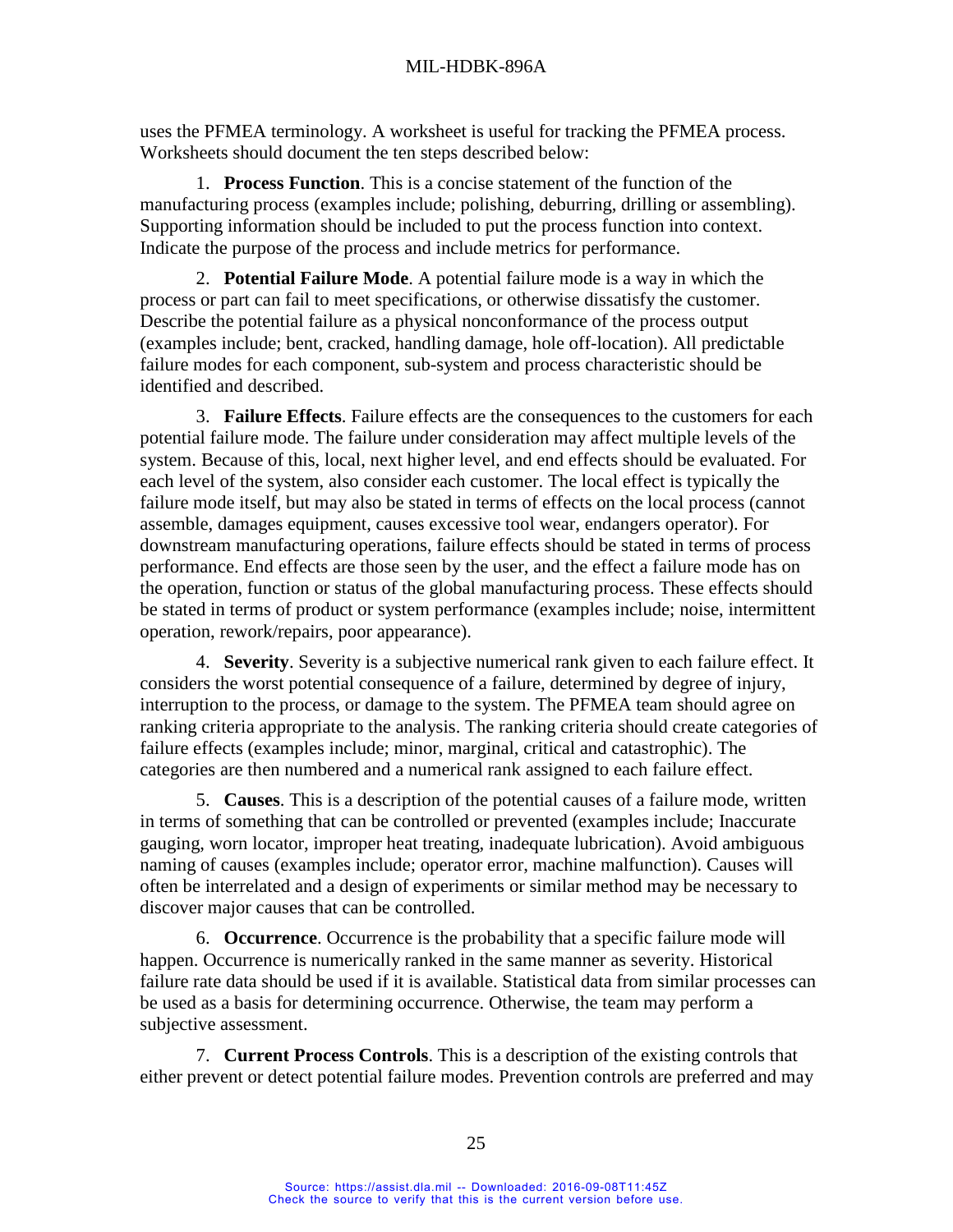uses the PFMEA terminology. A worksheet is useful for tracking the PFMEA process. Worksheets should document the ten steps described below:

1. **Process Function**. This is a concise statement of the function of the manufacturing process (examples include; polishing, deburring, drilling or assembling). Supporting information should be included to put the process function into context. Indicate the purpose of the process and include metrics for performance.

2. **Potential Failure Mode**. A potential failure mode is a way in which the process or part can fail to meet specifications, or otherwise dissatisfy the customer. Describe the potential failure as a physical nonconformance of the process output (examples include; bent, cracked, handling damage, hole off-location). All predictable failure modes for each component, sub-system and process characteristic should be identified and described.

3. **Failure Effects**. Failure effects are the consequences to the customers for each potential failure mode. The failure under consideration may affect multiple levels of the system. Because of this, local, next higher level, and end effects should be evaluated. For each level of the system, also consider each customer. The local effect is typically the failure mode itself, but may also be stated in terms of effects on the local process (cannot assemble, damages equipment, causes excessive tool wear, endangers operator). For downstream manufacturing operations, failure effects should be stated in terms of process performance. End effects are those seen by the user, and the effect a failure mode has on the operation, function or status of the global manufacturing process. These effects should be stated in terms of product or system performance (examples include; noise, intermittent operation, rework/repairs, poor appearance).

4. **Severity**. Severity is a subjective numerical rank given to each failure effect. It considers the worst potential consequence of a failure, determined by degree of injury, interruption to the process, or damage to the system. The PFMEA team should agree on ranking criteria appropriate to the analysis. The ranking criteria should create categories of failure effects (examples include; minor, marginal, critical and catastrophic). The categories are then numbered and a numerical rank assigned to each failure effect.

5. **Causes**. This is a description of the potential causes of a failure mode, written in terms of something that can be controlled or prevented (examples include; Inaccurate gauging, worn locator, improper heat treating, inadequate lubrication). Avoid ambiguous naming of causes (examples include; operator error, machine malfunction). Causes will often be interrelated and a design of experiments or similar method may be necessary to discover major causes that can be controlled.

6. **Occurrence**. Occurrence is the probability that a specific failure mode will happen. Occurrence is numerically ranked in the same manner as severity. Historical failure rate data should be used if it is available. Statistical data from similar processes can be used as a basis for determining occurrence. Otherwise, the team may perform a subjective assessment.

7. **Current Process Controls**. This is a description of the existing controls that either prevent or detect potential failure modes. Prevention controls are preferred and may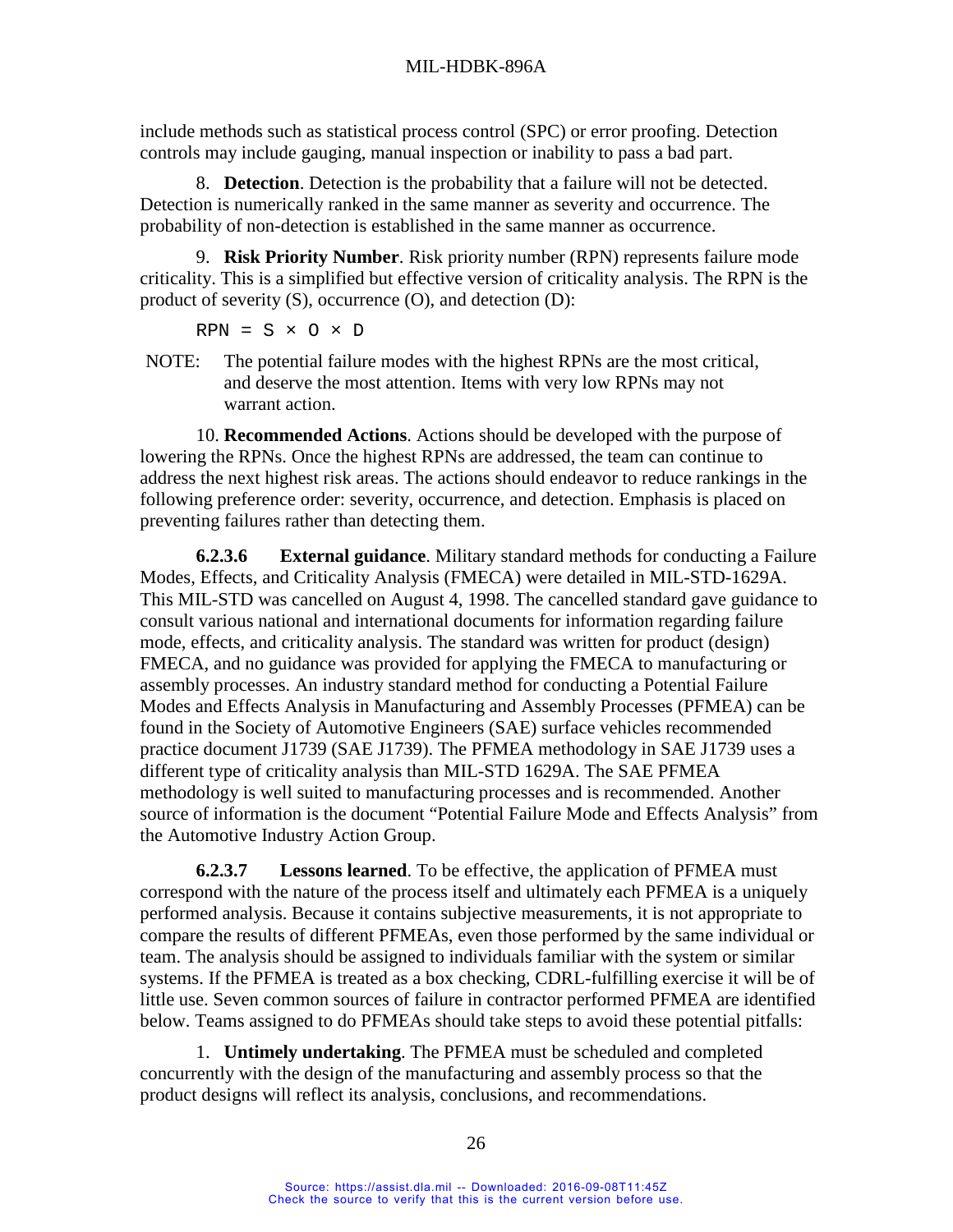include methods such as statistical process control (SPC) or error proofing. Detection controls may include gauging, manual inspection or inability to pass a bad part.

8. **Detection**. Detection is the probability that a failure will not be detected. Detection is numerically ranked in the same manner as severity and occurrence. The probability of non-detection is established in the same manner as occurrence.

9. **Risk Priority Number**. Risk priority number (RPN) represents failure mode criticality. This is a simplified but effective version of criticality analysis. The RPN is the product of severity (S), occurrence (O), and detection (D):

$$RPN = S \times O \times D$$

NOTE: The potential failure modes with the highest RPNs are the most critical, and deserve the most attention. Items with very low RPNs may not warrant action.

10. **Recommended Actions**. Actions should be developed with the purpose of lowering the RPNs. Once the highest RPNs are addressed, the team can continue to address the next highest risk areas. The actions should endeavor to reduce rankings in the following preference order: severity, occurrence, and detection. Emphasis is placed on preventing failures rather than detecting them.

**6.2.3.6 External guidance**. Military standard methods for conducting a Failure Modes, Effects, and Criticality Analysis (FMECA) were detailed in MIL-STD-1629A. This MIL-STD was cancelled on August 4, 1998. The cancelled standard gave guidance to consult various national and international documents for information regarding failure mode, effects, and criticality analysis. The standard was written for product (design) FMECA, and no guidance was provided for applying the FMECA to manufacturing or assembly processes. An industry standard method for conducting a Potential Failure Modes and Effects Analysis in Manufacturing and Assembly Processes (PFMEA) can be found in the Society of Automotive Engineers (SAE) surface vehicles recommended practice document J1739 (SAE J1739). The PFMEA methodology in SAE J1739 uses a different type of criticality analysis than MIL-STD 1629A. The SAE PFMEA methodology is well suited to manufacturing processes and is recommended. Another source of information is the document "Potential Failure Mode and Effects Analysis" from the Automotive Industry Action Group.

**6.2.3.7 Lessons learned**. To be effective, the application of PFMEA must correspond with the nature of the process itself and ultimately each PFMEA is a uniquely performed analysis. Because it contains subjective measurements, it is not appropriate to compare the results of different PFMEAs, even those performed by the same individual or team. The analysis should be assigned to individuals familiar with the system or similar systems. If the PFMEA is treated as a box checking, CDRL-fulfilling exercise it will be of little use. Seven common sources of failure in contractor performed PFMEA are identified below. Teams assigned to do PFMEAs should take steps to avoid these potential pitfalls:

1. **Untimely undertaking**. The PFMEA must be scheduled and completed concurrently with the design of the manufacturing and assembly process so that the product designs will reflect its analysis, conclusions, and recommendations.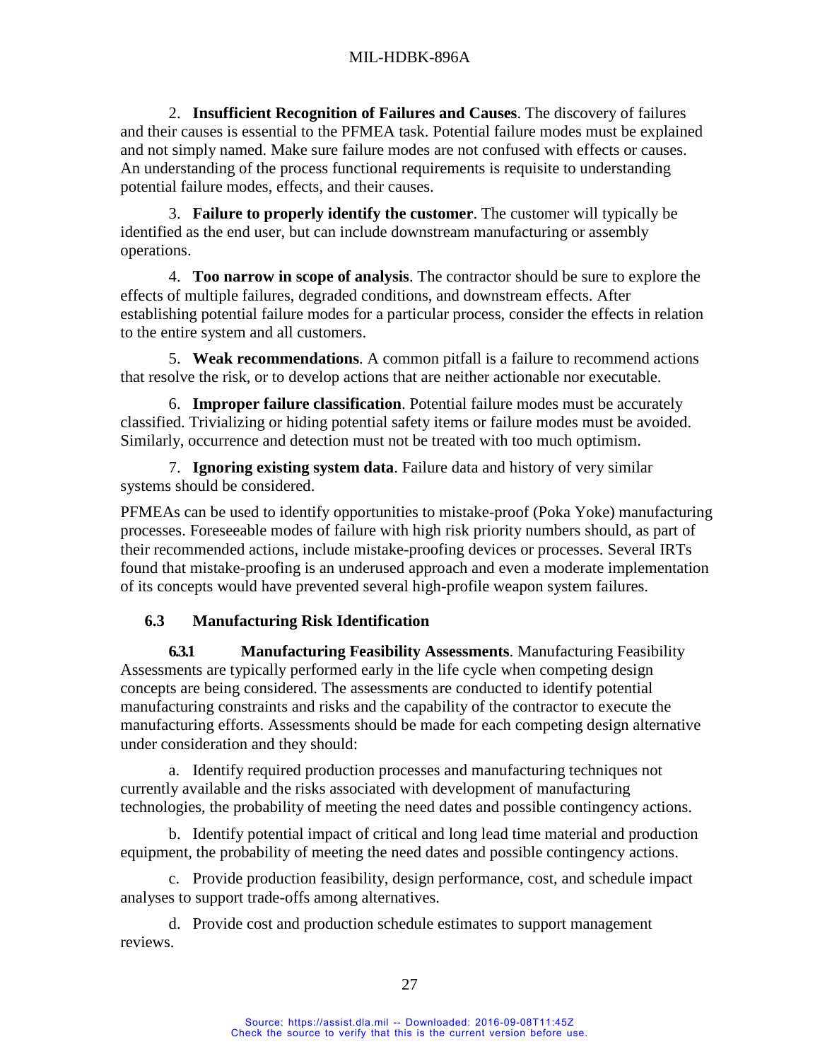2. **Insufficient Recognition of Failures and Causes**. The discovery of failures and their causes is essential to the PFMEA task. Potential failure modes must be explained and not simply named. Make sure failure modes are not confused with effects or causes. An understanding of the process functional requirements is requisite to understanding potential failure modes, effects, and their causes.

3. **Failure to properly identify the customer**. The customer will typically be identified as the end user, but can include downstream manufacturing or assembly operations.

4. **Too narrow in scope of analysis**. The contractor should be sure to explore the effects of multiple failures, degraded conditions, and downstream effects. After establishing potential failure modes for a particular process, consider the effects in relation to the entire system and all customers.

5. **Weak recommendations**. A common pitfall is a failure to recommend actions that resolve the risk, or to develop actions that are neither actionable nor executable.

6. **Improper failure classification**. Potential failure modes must be accurately classified. Trivializing or hiding potential safety items or failure modes must be avoided. Similarly, occurrence and detection must not be treated with too much optimism.

7. **Ignoring existing system data**. Failure data and history of very similar systems should be considered.

PFMEAs can be used to identify opportunities to mistake-proof (Poka Yoke) manufacturing processes. Foreseeable modes of failure with high risk priority numbers should, as part of their recommended actions, include mistake-proofing devices or processes. Several IRTs found that mistake-proofing is an underused approach and even a moderate implementation of its concepts would have prevented several high-profile weapon system failures.

## 6.3 Manufacturing Risk Identification

**6.3.1 Manufacturing Feasibility Assessments**. Manufacturing Feasibility Assessments are typically performed early in the life cycle when competing design concepts are being considered. The assessments are conducted to identify potential manufacturing constraints and risks and the capability of the contractor to execute the manufacturing efforts. Assessments should be made for each competing design alternative under consideration and they should:

a. Identify required production processes and manufacturing techniques not currently available and the risks associated with development of manufacturing technologies, the probability of meeting the need dates and possible contingency actions.

b. Identify potential impact of critical and long lead time material and production equipment, the probability of meeting the need dates and possible contingency actions.

c. Provide production feasibility, design performance, cost, and schedule impact analyses to support trade-offs among alternatives.

d. Provide cost and production schedule estimates to support management reviews.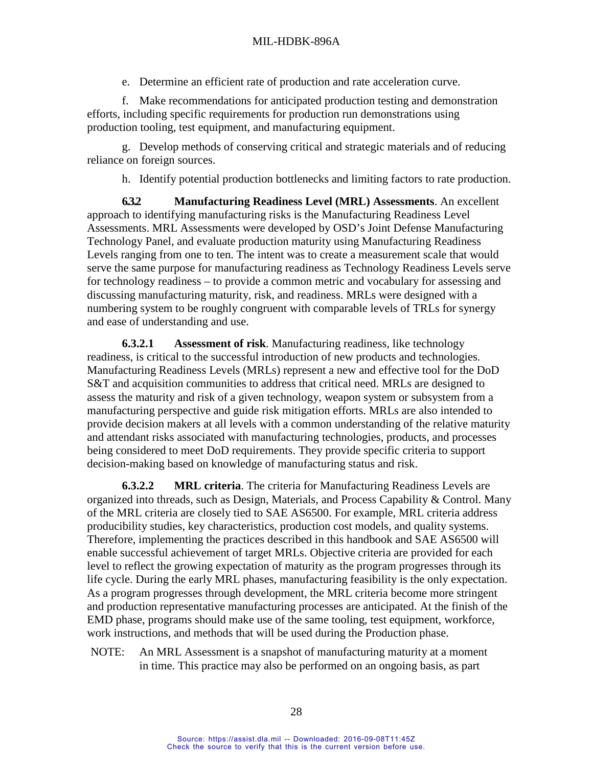e. Determine an efficient rate of production and rate acceleration curve.

f. Make recommendations for anticipated production testing and demonstration efforts, including specific requirements for production run demonstrations using production tooling, test equipment, and manufacturing equipment.

g. Develop methods of conserving critical and strategic materials and of reducing reliance on foreign sources.

h. Identify potential production bottlenecks and limiting factors to rate production.

**6.3.2 Manufacturing Readiness Level (MRL) Assessments**. An excellent approach to identifying manufacturing risks is the Manufacturing Readiness Level Assessments. MRL Assessments were developed by OSD's Joint Defense Manufacturing Technology Panel, and evaluate production maturity using Manufacturing Readiness Levels ranging from one to ten. The intent was to create a measurement scale that would serve the same purpose for manufacturing readiness as Technology Readiness Levels serve for technology readiness – to provide a common metric and vocabulary for assessing and discussing manufacturing maturity, risk, and readiness. MRLs were designed with a numbering system to be roughly congruent with comparable levels of TRLs for synergy and ease of understanding and use.

**6.3.2.1 Assessment of risk**. Manufacturing readiness, like technology readiness, is critical to the successful introduction of new products and technologies. Manufacturing Readiness Levels (MRLs) represent a new and effective tool for the DoD S&T and acquisition communities to address that critical need. MRLs are designed to assess the maturity and risk of a given technology, weapon system or subsystem from a manufacturing perspective and guide risk mitigation efforts. MRLs are also intended to provide decision makers at all levels with a common understanding of the relative maturity and attendant risks associated with manufacturing technologies, products, and processes being considered to meet DoD requirements. They provide specific criteria to support decision-making based on knowledge of manufacturing status and risk.

**6.3.2.2 MRL criteria**. The criteria for Manufacturing Readiness Levels are organized into threads, such as Design, Materials, and Process Capability & Control. Many of the MRL criteria are closely tied to SAE AS6500. For example, MRL criteria address producibility studies, key characteristics, production cost models, and quality systems. Therefore, implementing the practices described in this handbook and SAE AS6500 will enable successful achievement of target MRLs. Objective criteria are provided for each level to reflect the growing expectation of maturity as the program progresses through its life cycle. During the early MRL phases, manufacturing feasibility is the only expectation. As a program progresses through development, the MRL criteria become more stringent and production representative manufacturing processes are anticipated. At the finish of the EMD phase, programs should make use of the same tooling, test equipment, workforce, work instructions, and methods that will be used during the Production phase.

NOTE: An MRL Assessment is a snapshot of manufacturing maturity at a moment in time. This practice may also be performed on an ongoing basis, as part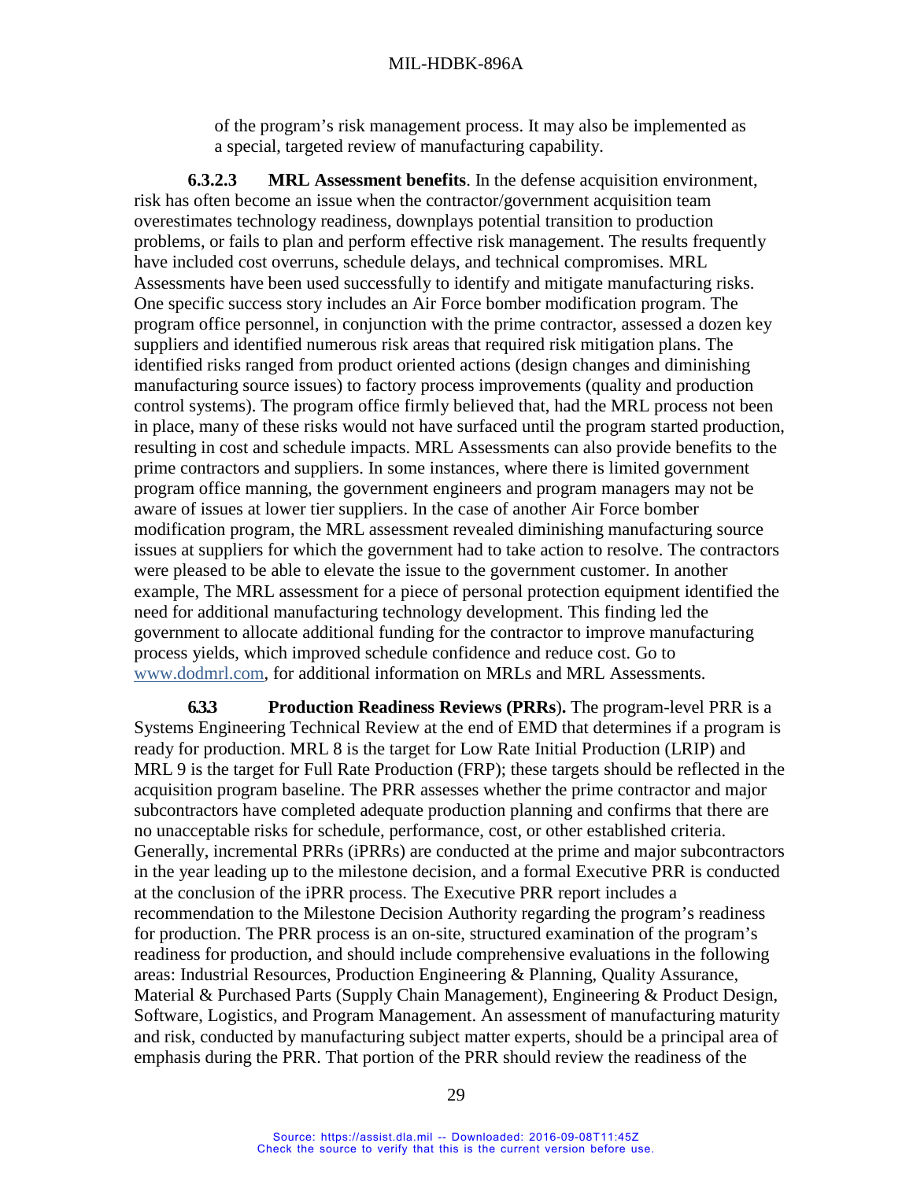of the program's risk management process. It may also be implemented as a special, targeted review of manufacturing capability.

**6.3.2.3 MRL Assessment benefits**. In the defense acquisition environment, risk has often become an issue when the contractor/government acquisition team overestimates technology readiness, downplays potential transition to production problems, or fails to plan and perform effective risk management. The results frequently have included cost overruns, schedule delays, and technical compromises. MRL Assessments have been used successfully to identify and mitigate manufacturing risks. One specific success story includes an Air Force bomber modification program. The program office personnel, in conjunction with the prime contractor, assessed a dozen key suppliers and identified numerous risk areas that required risk mitigation plans. The identified risks ranged from product oriented actions (design changes and diminishing manufacturing source issues) to factory process improvements (quality and production control systems). The program office firmly believed that, had the MRL process not been in place, many of these risks would not have surfaced until the program started production, resulting in cost and schedule impacts. MRL Assessments can also provide benefits to the prime contractors and suppliers. In some instances, where there is limited government program office manning, the government engineers and program managers may not be aware of issues at lower tier suppliers. In the case of another Air Force bomber modification program, the MRL assessment revealed diminishing manufacturing source issues at suppliers for which the government had to take action to resolve. The contractors were pleased to be able to elevate the issue to the government customer. In another example, The MRL assessment for a piece of personal protection equipment identified the need for additional manufacturing technology development. This finding led the government to allocate additional funding for the contractor to improve manufacturing process yields, which improved schedule confidence and reduce cost. Go to www.dodmrl.com, for additional information on MRLs and MRL Assessments.

**6.3.3 Production Readiness Reviews (PRRs).** The program-level PRR is a Systems Engineering Technical Review at the end of EMD that determines if a program is ready for production. MRL 8 is the target for Low Rate Initial Production (LRIP) and MRL 9 is the target for Full Rate Production (FRP); these targets should be reflected in the acquisition program baseline. The PRR assesses whether the prime contractor and major subcontractors have completed adequate production planning and confirms that there are no unacceptable risks for schedule, performance, cost, or other established criteria. Generally, incremental PRRs (iPRRs) are conducted at the prime and major subcontractors in the year leading up to the milestone decision, and a formal Executive PRR is conducted at the conclusion of the iPRR process. The Executive PRR report includes a recommendation to the Milestone Decision Authority regarding the program's readiness for production. The PRR process is an on-site, structured examination of the program's readiness for production, and should include comprehensive evaluations in the following areas: Industrial Resources, Production Engineering & Planning, Quality Assurance, Material & Purchased Parts (Supply Chain Management), Engineering & Product Design, Software, Logistics, and Program Management. An assessment of manufacturing maturity and risk, conducted by manufacturing subject matter experts, should be a principal area of emphasis during the PRR. That portion of the PRR should review the readiness of the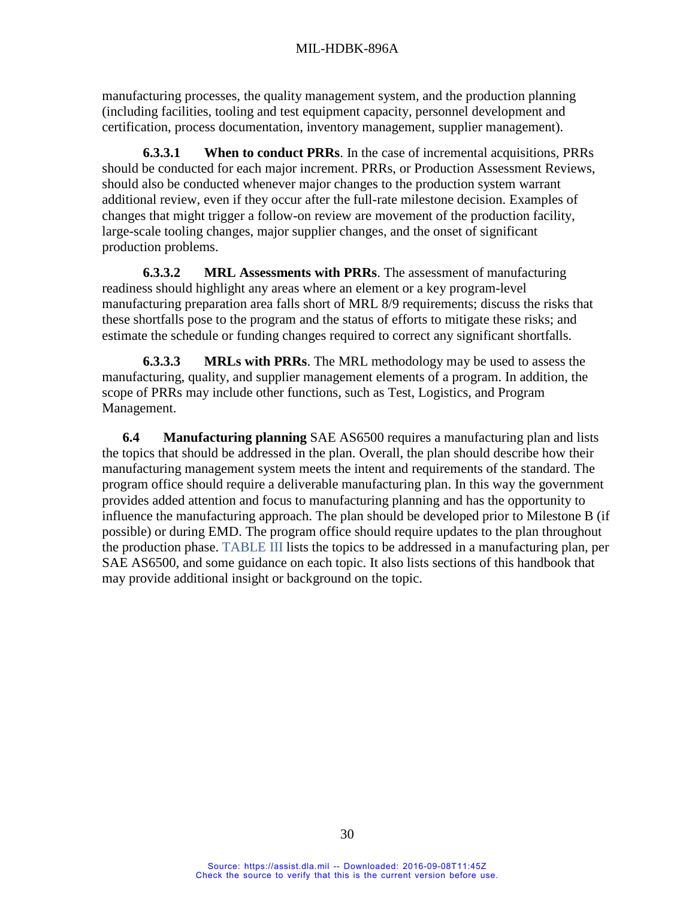manufacturing processes, the quality management system, and the production planning (including facilities, tooling and test equipment capacity, personnel development and certification, process documentation, inventory management, supplier management).

**6.3.3.1 When to conduct PRRs**. In the case of incremental acquisitions, PRRs should be conducted for each major increment. PRRs, or Production Assessment Reviews, should also be conducted whenever major changes to the production system warrant additional review, even if they occur after the full-rate milestone decision. Examples of changes that might trigger a follow-on review are movement of the production facility, large-scale tooling changes, major supplier changes, and the onset of significant production problems.

**6.3.3.2 MRL Assessments with PRRs**. The assessment of manufacturing readiness should highlight any areas where an element or a key program-level manufacturing preparation area falls short of MRL 8/9 requirements; discuss the risks that these shortfalls pose to the program and the status of efforts to mitigate these risks; and estimate the schedule or funding changes required to correct any significant shortfalls.

**6.3.3.3 MRLs with PRRs**. The MRL methodology may be used to assess the manufacturing, quality, and supplier management elements of a program. In addition, the scope of PRRs may include other functions, such as Test, Logistics, and Program Management.

**6.4 Manufacturing planning** SAE AS6500 requires a manufacturing plan and lists the topics that should be addressed in the plan. Overall, the plan should describe how their manufacturing management system meets the intent and requirements of the standard. The program office should require a deliverable manufacturing plan. In this way the government provides added attention and focus to manufacturing planning and has the opportunity to influence the manufacturing approach. The plan should be developed prior to Milestone B (if possible) or during EMD. The program office should require updates to the plan throughout the production phase. TABLE III lists the topics to be addressed in a manufacturing plan, per SAE AS6500, and some guidance on each topic. It also lists sections of this handbook that may provide additional insight or background on the topic.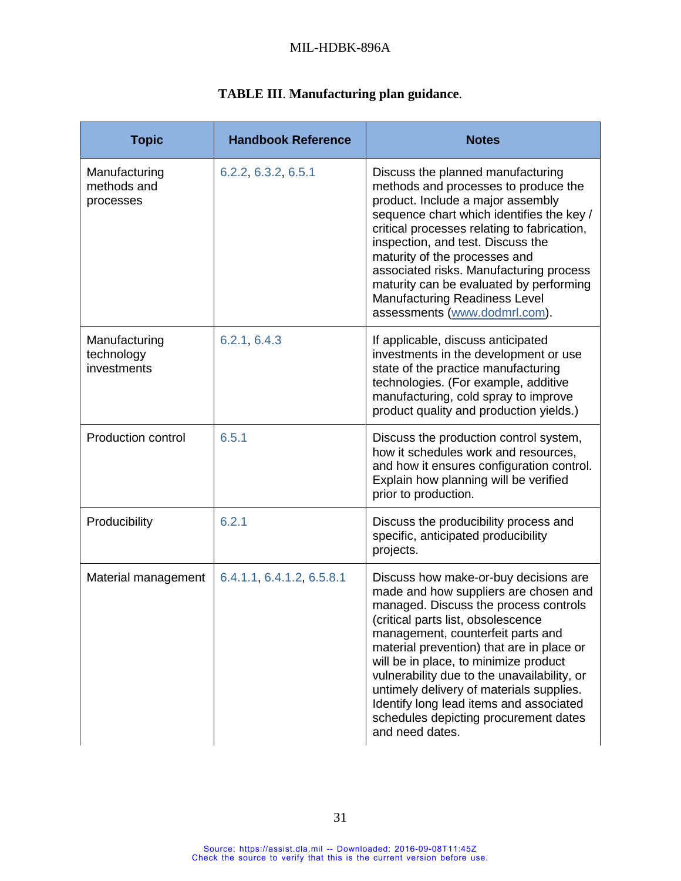**TABLE III. Manufacturing plan guidance.**

| Topic | Handbook Reference | Notes |
|---|---|---|
| Manufacturing methods and processes | 6.2.2, 6.3.2, 6.5.1 | Discuss the planned manufacturing methods and processes to produce the product. Include a major assembly sequence chart which identifies the key / critical processes relating to fabrication, inspection, and test. Discuss the maturity of the processes and associated risks. Manufacturing process maturity can be evaluated by performing Manufacturing Readiness Level assessments (www.dodmrl.com). |
| Manufacturing technology investments | 6.2.1, 6.4.3 | If applicable, discuss anticipated investments in the development or use state of the practice manufacturing technologies. (For example, additive manufacturing, cold spray to improve product quality and production yields.) |
| Production control | 6.5.1 | Discuss the production control system, how it schedules work and resources, and how it ensures configuration control. Explain how planning will be verified prior to production. |
| Producibility | 6.2.1 | Discuss the producibility process and specific, anticipated producibility projects. |
| Material management | 6.4.1.1, 6.4.1.2, 6.5.8.1 | Discuss how make-or-buy decisions are made and how suppliers are chosen and managed. Discuss the process controls (critical parts list, obsolescence management, counterfeit parts and material prevention) that are in place or will be in place, to minimize product vulnerability due to the unavailability, or untimely delivery of materials supplies. Identify long lead items and associated schedules depicting procurement dates and need dates. |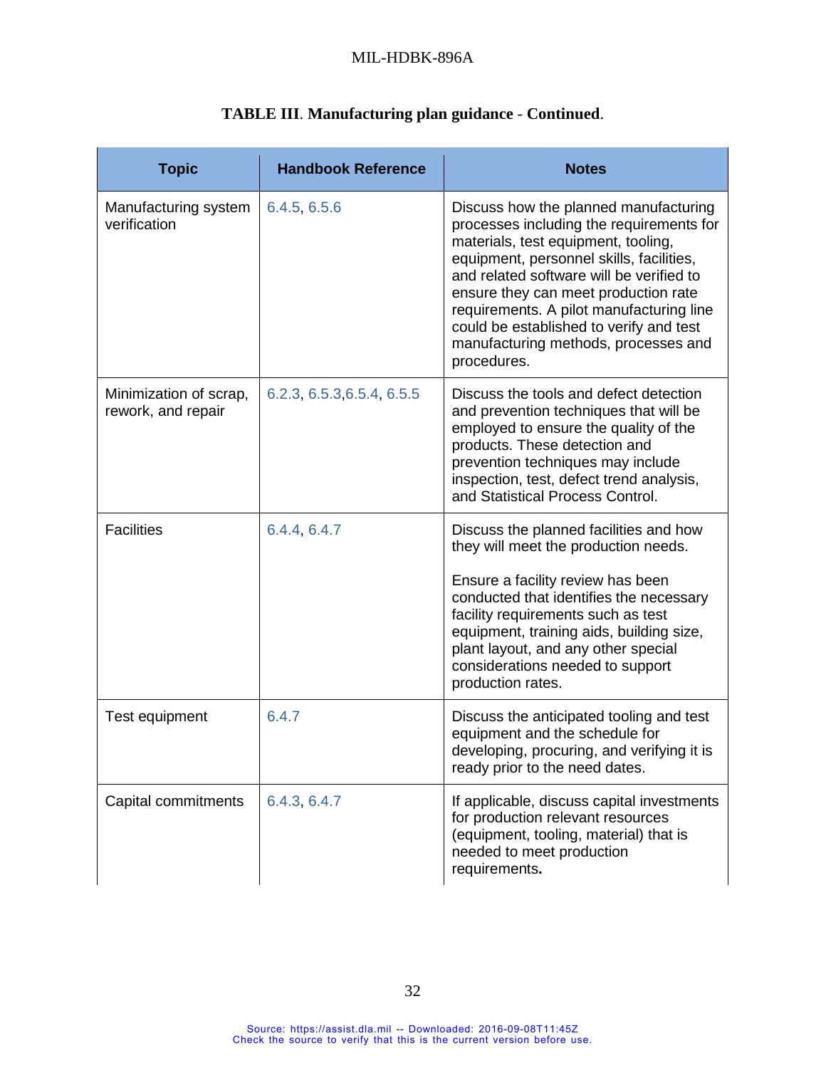**TABLE III. Manufacturing plan guidance - Continued.**

| Topic | Handbook Reference | Notes |
|---|---|---|
| Manufacturing system verification | 6.4.5, 6.5.6 | Discuss how the planned manufacturing processes including the requirements for materials, test equipment, tooling, equipment, personnel skills, facilities, and related software will be verified to ensure they can meet production rate requirements. A pilot manufacturing line could be established to verify and test manufacturing methods, processes and procedures. |
| Minimization of scrap, rework, and repair | 6.2.3, 6.5.3,6.5.4, 6.5.5 | Discuss the tools and defect detection and prevention techniques that will be employed to ensure the quality of the products. These detection and prevention techniques may include inspection, test, defect trend analysis, and Statistical Process Control. |
| Facilities | 6.4.4, 6.4.7 | Discuss the planned facilities and how they will meet the production needs.<br><br>Ensure a facility review has been conducted that identifies the necessary facility requirements such as test equipment, training aids, building size, plant layout, and any other special considerations needed to support production rates. |
| Test equipment | 6.4.7 | Discuss the anticipated tooling and test equipment and the schedule for developing, procuring, and verifying it is ready prior to the need dates. |
| Capital commitments | 6.4.3, 6.4.7 | If applicable, discuss capital investments for production relevant resources (equipment, tooling, material) that is needed to meet production requirements. |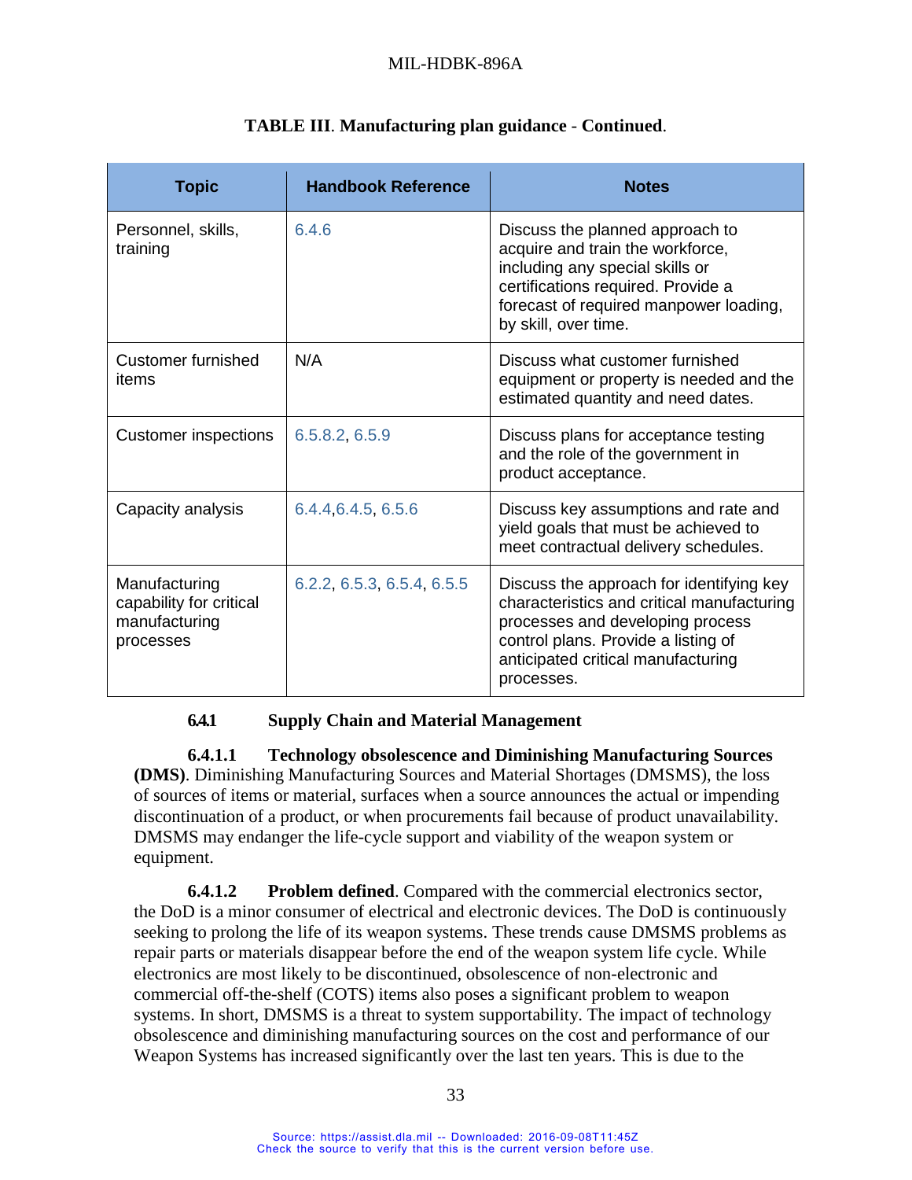**TABLE III. Manufacturing plan guidance - Continued.**

| Topic | Handbook Reference | Notes |
|---|---|---|
| Personnel, skills, training | 6.4.6 | Discuss the planned approach to acquire and train the workforce, including any special skills or certifications required. Provide a forecast of required manpower loading, by skill, over time. |
| Customer furnished items | N/A | Discuss what customer furnished equipment or property is needed and the estimated quantity and need dates. |
| Customer inspections | 6.5.8.2, 6.5.9 | Discuss plans for acceptance testing and the role of the government in product acceptance. |
| Capacity analysis | 6.4.4,6.4.5, 6.5.6 | Discuss key assumptions and rate and yield goals that must be achieved to meet contractual delivery schedules. |
| Manufacturing capability for critical manufacturing processes | 6.2.2, 6.5.3, 6.5.4, 6.5.5 | Discuss the approach for identifying key characteristics and critical manufacturing processes and developing process control plans. Provide a listing of anticipated critical manufacturing processes. |

#### 6.4.1 Supply Chain and Material Management

**6.4.1.1 Technology obsolescence and Diminishing Manufacturing Sources (DMS)**. Diminishing Manufacturing Sources and Material Shortages (DMSMS), the loss of sources of items or material, surfaces when a source announces the actual or impending discontinuation of a product, or when procurements fail because of product unavailability. DMSMS may endanger the life-cycle support and viability of the weapon system or equipment.

**6.4.1.2 Problem defined**. Compared with the commercial electronics sector, the DoD is a minor consumer of electrical and electronic devices. The DoD is continuously seeking to prolong the life of its weapon systems. These trends cause DMSMS problems as repair parts or materials disappear before the end of the weapon system life cycle. While electronics are most likely to be discontinued, obsolescence of non-electronic and commercial off-the-shelf (COTS) items also poses a significant problem to weapon systems. In short, DMSMS is a threat to system supportability. The impact of technology obsolescence and diminishing manufacturing sources on the cost and performance of our Weapon Systems has increased significantly over the last ten years. This is due to the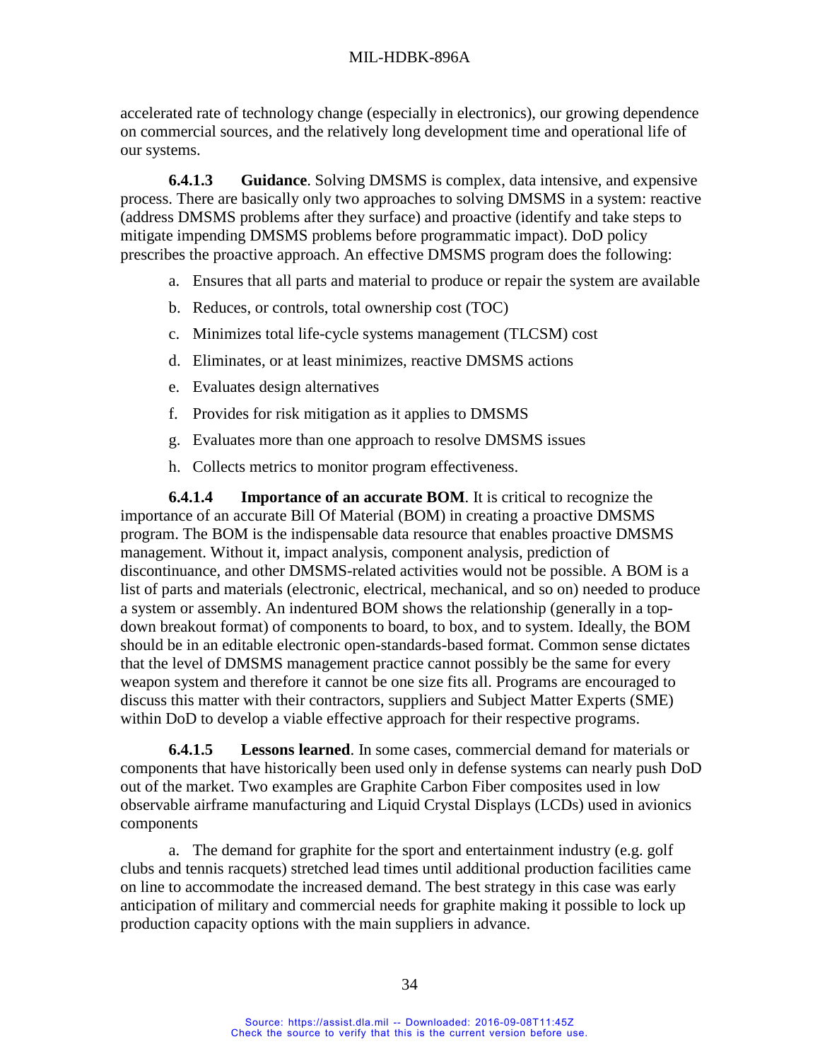accelerated rate of technology change (especially in electronics), our growing dependence on commercial sources, and the relatively long development time and operational life of our systems.

**6.4.1.3 Guidance**. Solving DMSMS is complex, data intensive, and expensive process. There are basically only two approaches to solving DMSMS in a system: reactive (address DMSMS problems after they surface) and proactive (identify and take steps to mitigate impending DMSMS problems before programmatic impact). DoD policy prescribes the proactive approach. An effective DMSMS program does the following:

a. Ensures that all parts and material to produce or repair the system are available

b. Reduces, or controls, total ownership cost (TOC)

c. Minimizes total life-cycle systems management (TLCSM) cost

d. Eliminates, or at least minimizes, reactive DMSMS actions

e. Evaluates design alternatives

f. Provides for risk mitigation as it applies to DMSMS

g. Evaluates more than one approach to resolve DMSMS issues

h. Collects metrics to monitor program effectiveness.

**6.4.1.4 Importance of an accurate BOM**. It is critical to recognize the importance of an accurate Bill Of Material (BOM) in creating a proactive DMSMS program. The BOM is the indispensable data resource that enables proactive DMSMS management. Without it, impact analysis, component analysis, prediction of discontinuance, and other DMSMS-related activities would not be possible. A BOM is a list of parts and materials (electronic, electrical, mechanical, and so on) needed to produce a system or assembly. An indentured BOM shows the relationship (generally in a top-down breakout format) of components to board, to box, and to system. Ideally, the BOM should be in an editable electronic open-standards-based format. Common sense dictates that the level of DMSMS management practice cannot possibly be the same for every weapon system and therefore it cannot be one size fits all. Programs are encouraged to discuss this matter with their contractors, suppliers and Subject Matter Experts (SME) within DoD to develop a viable effective approach for their respective programs.

**6.4.1.5 Lessons learned**. In some cases, commercial demand for materials or components that have historically been used only in defense systems can nearly push DoD out of the market. Two examples are Graphite Carbon Fiber composites used in low observable airframe manufacturing and Liquid Crystal Displays (LCDs) used in avionics components

a. The demand for graphite for the sport and entertainment industry (e.g. golf clubs and tennis racquets) stretched lead times until additional production facilities came on line to accommodate the increased demand. The best strategy in this case was early anticipation of military and commercial needs for graphite making it possible to lock up production capacity options with the main suppliers in advance.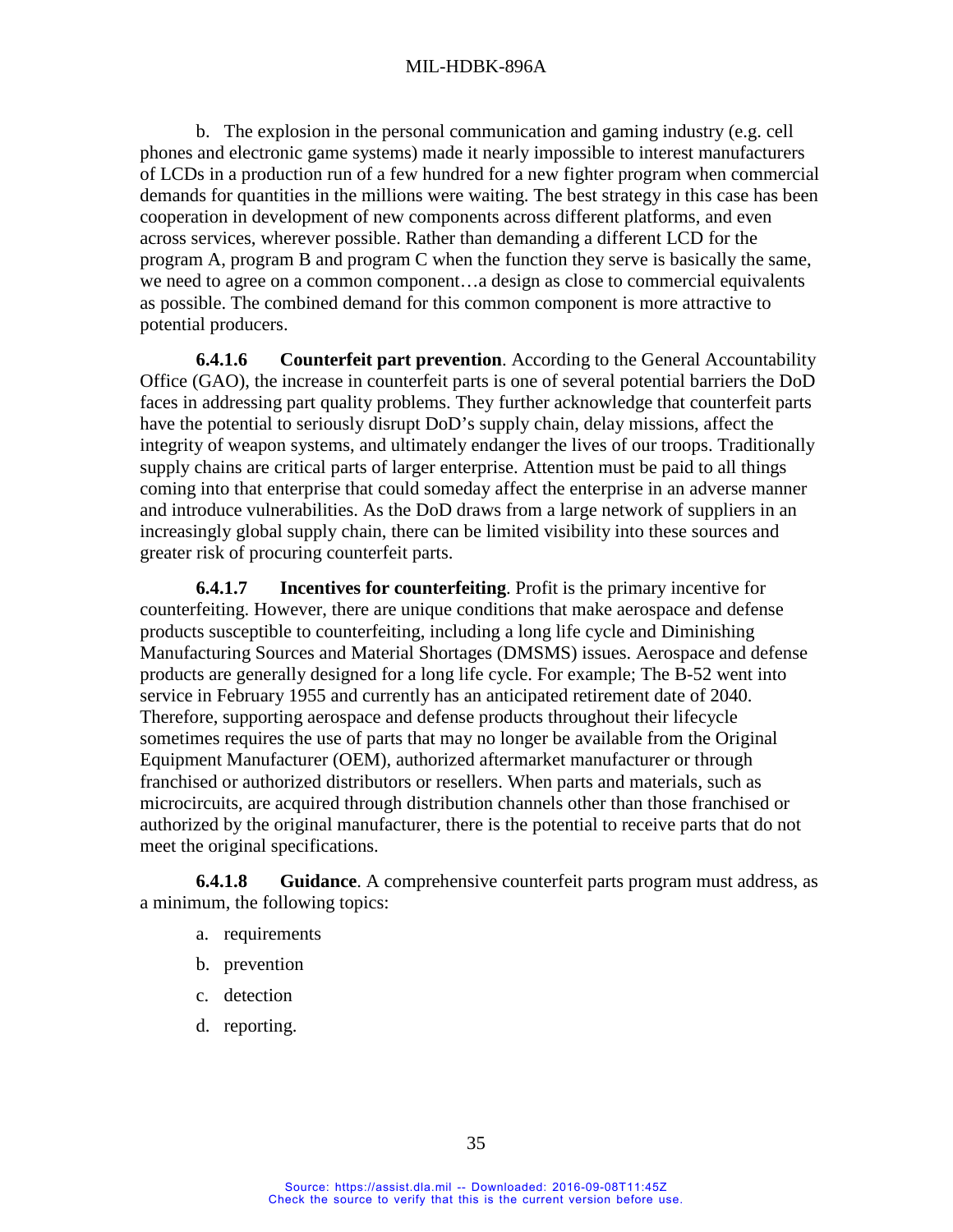b. The explosion in the personal communication and gaming industry (e.g. cell phones and electronic game systems) made it nearly impossible to interest manufacturers of LCDs in a production run of a few hundred for a new fighter program when commercial demands for quantities in the millions were waiting. The best strategy in this case has been cooperation in development of new components across different platforms, and even across services, wherever possible. Rather than demanding a different LCD for the program A, program B and program C when the function they serve is basically the same, we need to agree on a common component…a design as close to commercial equivalents as possible. The combined demand for this common component is more attractive to potential producers.

**6.4.1.6 Counterfeit part prevention**. According to the General Accountability Office (GAO), the increase in counterfeit parts is one of several potential barriers the DoD faces in addressing part quality problems. They further acknowledge that counterfeit parts have the potential to seriously disrupt DoD's supply chain, delay missions, affect the integrity of weapon systems, and ultimately endanger the lives of our troops. Traditionally supply chains are critical parts of larger enterprise. Attention must be paid to all things coming into that enterprise that could someday affect the enterprise in an adverse manner and introduce vulnerabilities. As the DoD draws from a large network of suppliers in an increasingly global supply chain, there can be limited visibility into these sources and greater risk of procuring counterfeit parts.

**6.4.1.7 Incentives for counterfeiting**. Profit is the primary incentive for counterfeiting. However, there are unique conditions that make aerospace and defense products susceptible to counterfeiting, including a long life cycle and Diminishing Manufacturing Sources and Material Shortages (DMSMS) issues. Aerospace and defense products are generally designed for a long life cycle. For example; The B-52 went into service in February 1955 and currently has an anticipated retirement date of 2040. Therefore, supporting aerospace and defense products throughout their lifecycle sometimes requires the use of parts that may no longer be available from the Original Equipment Manufacturer (OEM), authorized aftermarket manufacturer or through franchised or authorized distributors or resellers. When parts and materials, such as microcircuits, are acquired through distribution channels other than those franchised or authorized by the original manufacturer, there is the potential to receive parts that do not meet the original specifications.

**6.4.1.8 Guidance**. A comprehensive counterfeit parts program must address, as a minimum, the following topics:

a. requirements

b. prevention

c. detection

d. reporting.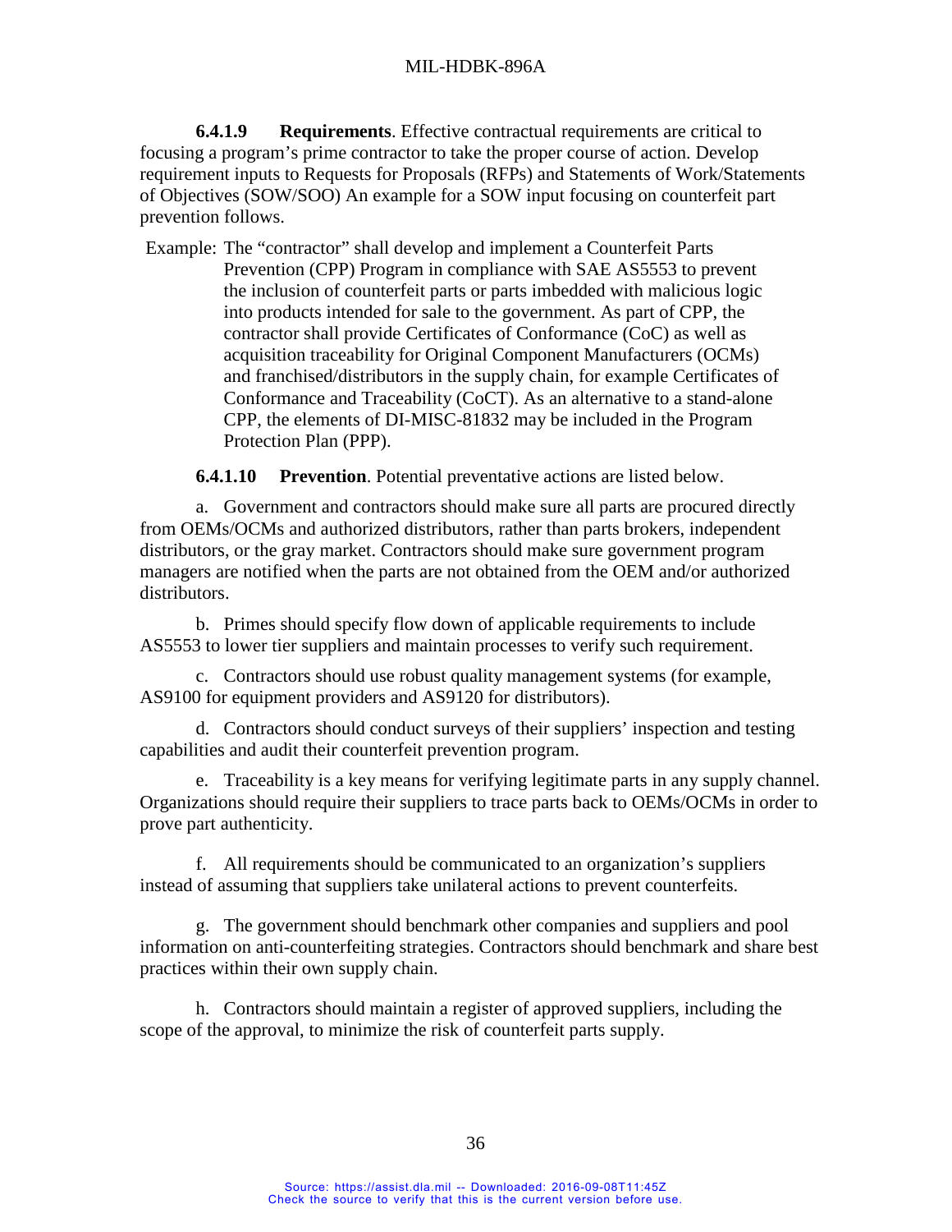**6.4.1.9 Requirements**. Effective contractual requirements are critical to focusing a program's prime contractor to take the proper course of action. Develop requirement inputs to Requests for Proposals (RFPs) and Statements of Work/Statements of Objectives (SOW/SOO) An example for a SOW input focusing on counterfeit part prevention follows.

Example: The "contractor" shall develop and implement a Counterfeit Parts Prevention (CPP) Program in compliance with SAE AS5553 to prevent the inclusion of counterfeit parts or parts imbedded with malicious logic into products intended for sale to the government. As part of CPP, the contractor shall provide Certificates of Conformance (CoC) as well as acquisition traceability for Original Component Manufacturers (OCMs) and franchised/distributors in the supply chain, for example Certificates of Conformance and Traceability (CoCT). As an alternative to a stand-alone CPP, the elements of DI-MISC-81832 may be included in the Program Protection Plan (PPP).

**6.4.1.10 Prevention**. Potential preventative actions are listed below.

a. Government and contractors should make sure all parts are procured directly from OEMs/OCMs and authorized distributors, rather than parts brokers, independent distributors, or the gray market. Contractors should make sure government program managers are notified when the parts are not obtained from the OEM and/or authorized distributors.

b. Primes should specify flow down of applicable requirements to include AS5553 to lower tier suppliers and maintain processes to verify such requirement.

c. Contractors should use robust quality management systems (for example, AS9100 for equipment providers and AS9120 for distributors).

d. Contractors should conduct surveys of their suppliers' inspection and testing capabilities and audit their counterfeit prevention program.

e. Traceability is a key means for verifying legitimate parts in any supply channel. Organizations should require their suppliers to trace parts back to OEMs/OCMs in order to prove part authenticity.

f. All requirements should be communicated to an organization's suppliers instead of assuming that suppliers take unilateral actions to prevent counterfeits.

g. The government should benchmark other companies and suppliers and pool information on anti-counterfeiting strategies. Contractors should benchmark and share best practices within their own supply chain.

h. Contractors should maintain a register of approved suppliers, including the scope of the approval, to minimize the risk of counterfeit parts supply.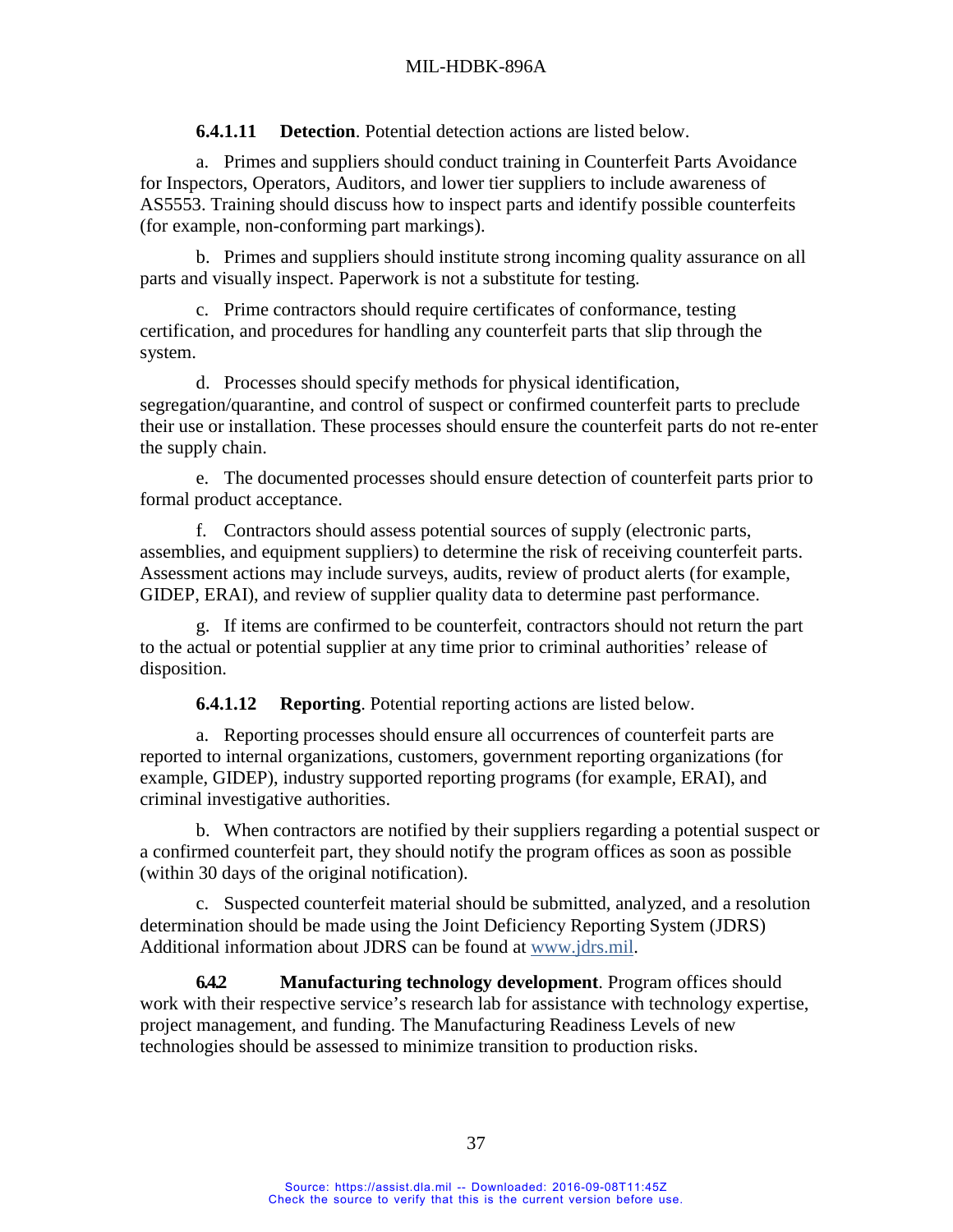**6.4.1.11 Detection**. Potential detection actions are listed below.

a. Primes and suppliers should conduct training in Counterfeit Parts Avoidance for Inspectors, Operators, Auditors, and lower tier suppliers to include awareness of AS5553. Training should discuss how to inspect parts and identify possible counterfeits (for example, non-conforming part markings).

b. Primes and suppliers should institute strong incoming quality assurance on all parts and visually inspect. Paperwork is not a substitute for testing.

c. Prime contractors should require certificates of conformance, testing certification, and procedures for handling any counterfeit parts that slip through the system.

d. Processes should specify methods for physical identification, segregation/quarantine, and control of suspect or confirmed counterfeit parts to preclude their use or installation. These processes should ensure the counterfeit parts do not re-enter the supply chain.

e. The documented processes should ensure detection of counterfeit parts prior to formal product acceptance.

f. Contractors should assess potential sources of supply (electronic parts, assemblies, and equipment suppliers) to determine the risk of receiving counterfeit parts. Assessment actions may include surveys, audits, review of product alerts (for example, GIDEP, ERAI), and review of supplier quality data to determine past performance.

g. If items are confirmed to be counterfeit, contractors should not return the part to the actual or potential supplier at any time prior to criminal authorities' release of disposition.

**6.4.1.12 Reporting**. Potential reporting actions are listed below.

a. Reporting processes should ensure all occurrences of counterfeit parts are reported to internal organizations, customers, government reporting organizations (for example, GIDEP), industry supported reporting programs (for example, ERAI), and criminal investigative authorities.

b. When contractors are notified by their suppliers regarding a potential suspect or a confirmed counterfeit part, they should notify the program offices as soon as possible (within 30 days of the original notification).

c. Suspected counterfeit material should be submitted, analyzed, and a resolution determination should be made using the Joint Deficiency Reporting System (JDRS) Additional information about JDRS can be found at www.jdrs.mil.

**6.4.2 Manufacturing technology development**. Program offices should work with their respective service's research lab for assistance with technology expertise, project management, and funding. The Manufacturing Readiness Levels of new technologies should be assessed to minimize transition to production risks.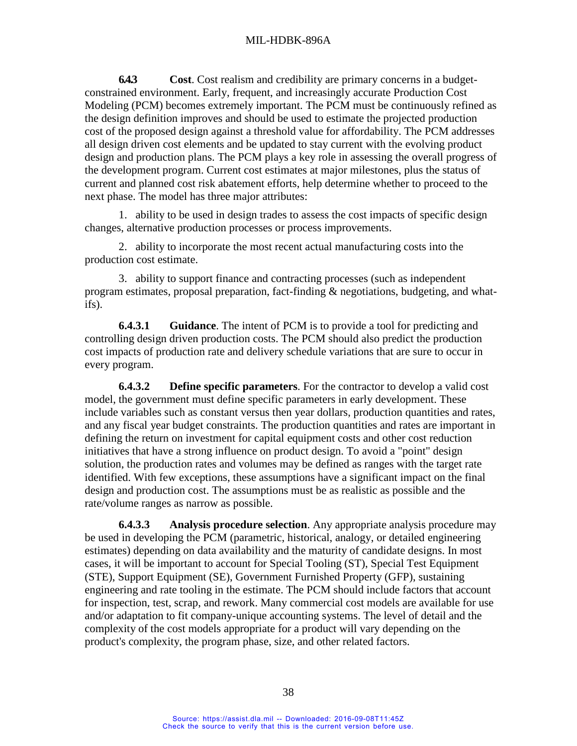**6.4.3 Cost**. Cost realism and credibility are primary concerns in a budget-constrained environment. Early, frequent, and increasingly accurate Production Cost Modeling (PCM) becomes extremely important. The PCM must be continuously refined as the design definition improves and should be used to estimate the projected production cost of the proposed design against a threshold value for affordability. The PCM addresses all design driven cost elements and be updated to stay current with the evolving product design and production plans. The PCM plays a key role in assessing the overall progress of the development program. Current cost estimates at major milestones, plus the status of current and planned cost risk abatement efforts, help determine whether to proceed to the next phase. The model has three major attributes:

1. ability to be used in design trades to assess the cost impacts of specific design changes, alternative production processes or process improvements.

2. ability to incorporate the most recent actual manufacturing costs into the production cost estimate.

3. ability to support finance and contracting processes (such as independent program estimates, proposal preparation, fact-finding & negotiations, budgeting, and what-ifs).

**6.4.3.1 Guidance**. The intent of PCM is to provide a tool for predicting and controlling design driven production costs. The PCM should also predict the production cost impacts of production rate and delivery schedule variations that are sure to occur in every program.

**6.4.3.2 Define specific parameters**. For the contractor to develop a valid cost model, the government must define specific parameters in early development. These include variables such as constant versus then year dollars, production quantities and rates, and any fiscal year budget constraints. The production quantities and rates are important in defining the return on investment for capital equipment costs and other cost reduction initiatives that have a strong influence on product design. To avoid a "point" design solution, the production rates and volumes may be defined as ranges with the target rate identified. With few exceptions, these assumptions have a significant impact on the final design and production cost. The assumptions must be as realistic as possible and the rate/volume ranges as narrow as possible.

**6.4.3.3 Analysis procedure selection**. Any appropriate analysis procedure may be used in developing the PCM (parametric, historical, analogy, or detailed engineering estimates) depending on data availability and the maturity of candidate designs. In most cases, it will be important to account for Special Tooling (ST), Special Test Equipment (STE), Support Equipment (SE), Government Furnished Property (GFP), sustaining engineering and rate tooling in the estimate. The PCM should include factors that account for inspection, test, scrap, and rework. Many commercial cost models are available for use and/or adaptation to fit company-unique accounting systems. The level of detail and the complexity of the cost models appropriate for a product will vary depending on the product's complexity, the program phase, size, and other related factors.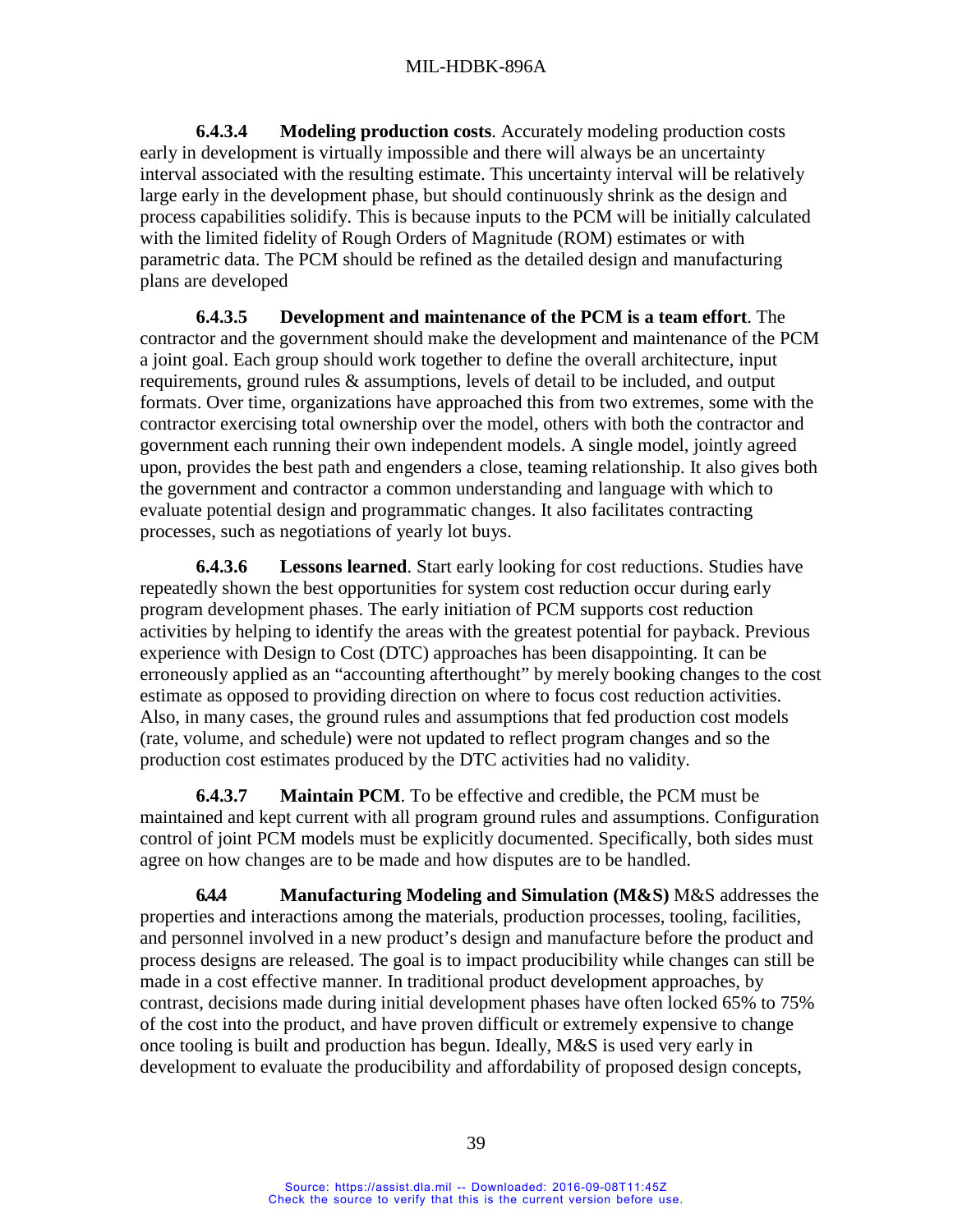**6.4.3.4 Modeling production costs**. Accurately modeling production costs early in development is virtually impossible and there will always be an uncertainty interval associated with the resulting estimate. This uncertainty interval will be relatively large early in the development phase, but should continuously shrink as the design and process capabilities solidify. This is because inputs to the PCM will be initially calculated with the limited fidelity of Rough Orders of Magnitude (ROM) estimates or with parametric data. The PCM should be refined as the detailed design and manufacturing plans are developed

**6.4.3.5 Development and maintenance of the PCM is a team effort**. The contractor and the government should make the development and maintenance of the PCM a joint goal. Each group should work together to define the overall architecture, input requirements, ground rules & assumptions, levels of detail to be included, and output formats. Over time, organizations have approached this from two extremes, some with the contractor exercising total ownership over the model, others with both the contractor and government each running their own independent models. A single model, jointly agreed upon, provides the best path and engenders a close, teaming relationship. It also gives both the government and contractor a common understanding and language with which to evaluate potential design and programmatic changes. It also facilitates contracting processes, such as negotiations of yearly lot buys.

**6.4.3.6 Lessons learned**. Start early looking for cost reductions. Studies have repeatedly shown the best opportunities for system cost reduction occur during early program development phases. The early initiation of PCM supports cost reduction activities by helping to identify the areas with the greatest potential for payback. Previous experience with Design to Cost (DTC) approaches has been disappointing. It can be erroneously applied as an "accounting afterthought" by merely booking changes to the cost estimate as opposed to providing direction on where to focus cost reduction activities. Also, in many cases, the ground rules and assumptions that fed production cost models (rate, volume, and schedule) were not updated to reflect program changes and so the production cost estimates produced by the DTC activities had no validity.

**6.4.3.7 Maintain PCM**. To be effective and credible, the PCM must be maintained and kept current with all program ground rules and assumptions. Configuration control of joint PCM models must be explicitly documented. Specifically, both sides must agree on how changes are to be made and how disputes are to be handled.

**6.4.4 Manufacturing Modeling and Simulation (M&S)** M&S addresses the properties and interactions among the materials, production processes, tooling, facilities, and personnel involved in a new product's design and manufacture before the product and process designs are released. The goal is to impact producibility while changes can still be made in a cost effective manner. In traditional product development approaches, by contrast, decisions made during initial development phases have often locked 65% to 75% of the cost into the product, and have proven difficult or extremely expensive to change once tooling is built and production has begun. Ideally, M&S is used very early in development to evaluate the producibility and affordability of proposed design concepts,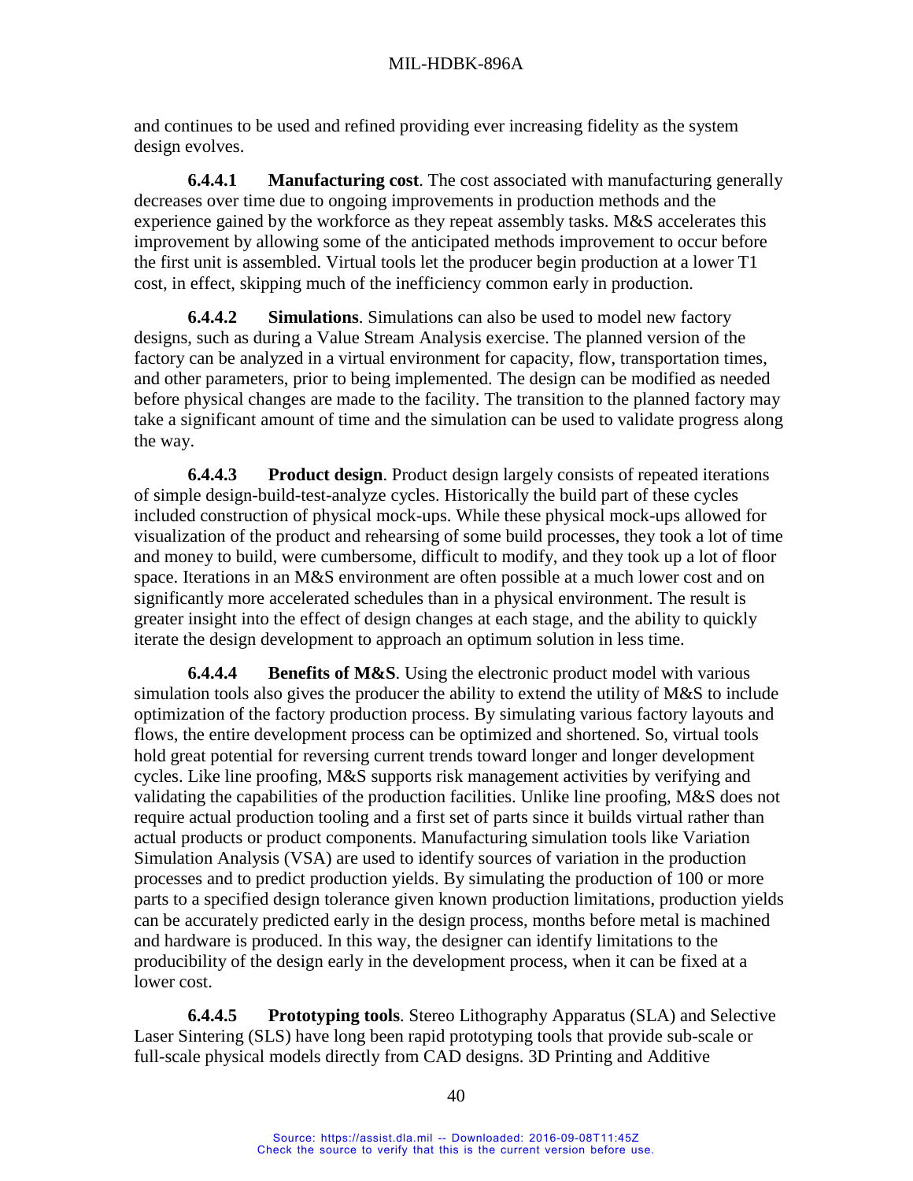and continues to be used and refined providing ever increasing fidelity as the system design evolves.

**6.4.4.1 Manufacturing cost**. The cost associated with manufacturing generally decreases over time due to ongoing improvements in production methods and the experience gained by the workforce as they repeat assembly tasks. M&S accelerates this improvement by allowing some of the anticipated methods improvement to occur before the first unit is assembled. Virtual tools let the producer begin production at a lower T1 cost, in effect, skipping much of the inefficiency common early in production.

**6.4.4.2 Simulations**. Simulations can also be used to model new factory designs, such as during a Value Stream Analysis exercise. The planned version of the factory can be analyzed in a virtual environment for capacity, flow, transportation times, and other parameters, prior to being implemented. The design can be modified as needed before physical changes are made to the facility. The transition to the planned factory may take a significant amount of time and the simulation can be used to validate progress along the way.

**6.4.4.3 Product design**. Product design largely consists of repeated iterations of simple design-build-test-analyze cycles. Historically the build part of these cycles included construction of physical mock-ups. While these physical mock-ups allowed for visualization of the product and rehearsing of some build processes, they took a lot of time and money to build, were cumbersome, difficult to modify, and they took up a lot of floor space. Iterations in an M&S environment are often possible at a much lower cost and on significantly more accelerated schedules than in a physical environment. The result is greater insight into the effect of design changes at each stage, and the ability to quickly iterate the design development to approach an optimum solution in less time.

**6.4.4.4 Benefits of M&S**. Using the electronic product model with various simulation tools also gives the producer the ability to extend the utility of M&S to include optimization of the factory production process. By simulating various factory layouts and flows, the entire development process can be optimized and shortened. So, virtual tools hold great potential for reversing current trends toward longer and longer development cycles. Like line proofing, M&S supports risk management activities by verifying and validating the capabilities of the production facilities. Unlike line proofing, M&S does not require actual production tooling and a first set of parts since it builds virtual rather than actual products or product components. Manufacturing simulation tools like Variation Simulation Analysis (VSA) are used to identify sources of variation in the production processes and to predict production yields. By simulating the production of 100 or more parts to a specified design tolerance given known production limitations, production yields can be accurately predicted early in the design process, months before metal is machined and hardware is produced. In this way, the designer can identify limitations to the producibility of the design early in the development process, when it can be fixed at a lower cost.

**6.4.4.5 Prototyping tools**. Stereo Lithography Apparatus (SLA) and Selective Laser Sintering (SLS) have long been rapid prototyping tools that provide sub-scale or full-scale physical models directly from CAD designs. 3D Printing and Additive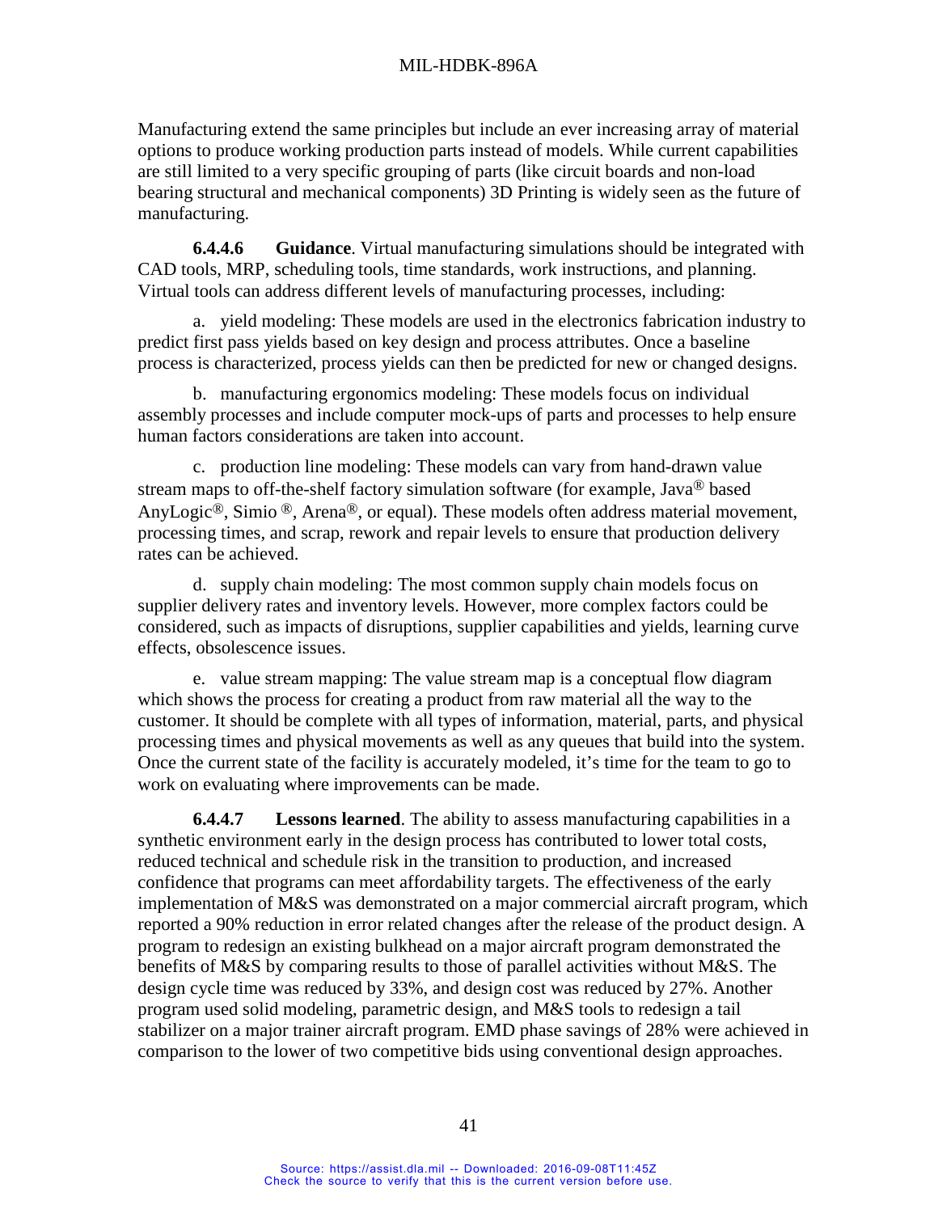Manufacturing extend the same principles but include an ever increasing array of material options to produce working production parts instead of models. While current capabilities are still limited to a very specific grouping of parts (like circuit boards and non-load bearing structural and mechanical components) 3D Printing is widely seen as the future of manufacturing.

**6.4.4.6 Guidance**. Virtual manufacturing simulations should be integrated with CAD tools, MRP, scheduling tools, time standards, work instructions, and planning. Virtual tools can address different levels of manufacturing processes, including:

a. yield modeling: These models are used in the electronics fabrication industry to predict first pass yields based on key design and process attributes. Once a baseline process is characterized, process yields can then be predicted for new or changed designs.

b. manufacturing ergonomics modeling: These models focus on individual assembly processes and include computer mock-ups of parts and processes to help ensure human factors considerations are taken into account.

c. production line modeling: These models can vary from hand-drawn value stream maps to off-the-shelf factory simulation software (for example, Java® based AnyLogic®, Simio ®, Arena®, or equal). These models often address material movement, processing times, and scrap, rework and repair levels to ensure that production delivery rates can be achieved.

d. supply chain modeling: The most common supply chain models focus on supplier delivery rates and inventory levels. However, more complex factors could be considered, such as impacts of disruptions, supplier capabilities and yields, learning curve effects, obsolescence issues.

e. value stream mapping: The value stream map is a conceptual flow diagram which shows the process for creating a product from raw material all the way to the customer. It should be complete with all types of information, material, parts, and physical processing times and physical movements as well as any queues that build into the system. Once the current state of the facility is accurately modeled, it's time for the team to go to work on evaluating where improvements can be made.

**6.4.4.7 Lessons learned**. The ability to assess manufacturing capabilities in a synthetic environment early in the design process has contributed to lower total costs, reduced technical and schedule risk in the transition to production, and increased confidence that programs can meet affordability targets. The effectiveness of the early implementation of M&S was demonstrated on a major commercial aircraft program, which reported a 90% reduction in error related changes after the release of the product design. A program to redesign an existing bulkhead on a major aircraft program demonstrated the benefits of M&S by comparing results to those of parallel activities without M&S. The design cycle time was reduced by 33%, and design cost was reduced by 27%. Another program used solid modeling, parametric design, and M&S tools to redesign a tail stabilizer on a major trainer aircraft program. EMD phase savings of 28% were achieved in comparison to the lower of two competitive bids using conventional design approaches.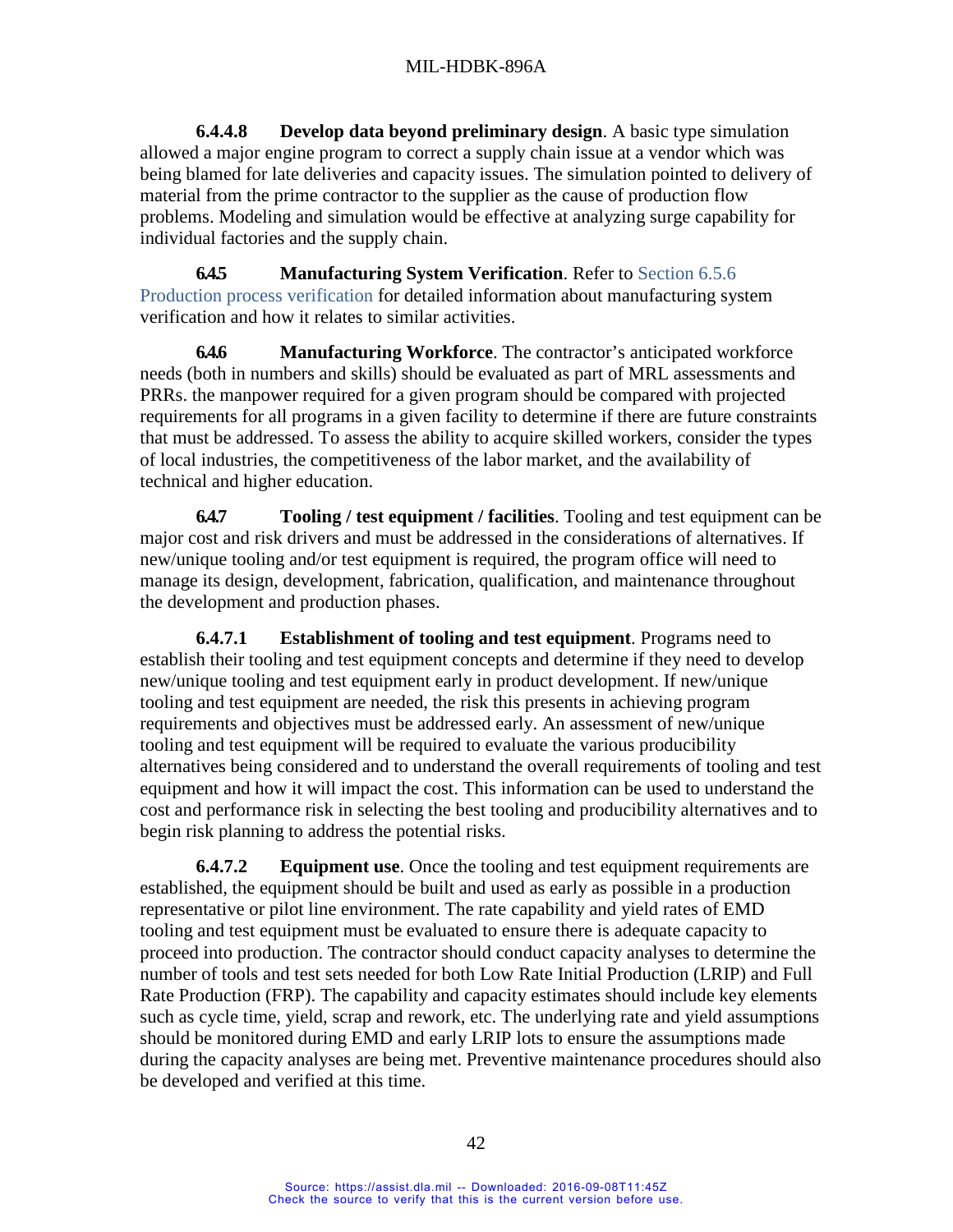**6.4.4.8 Develop data beyond preliminary design**. A basic type simulation allowed a major engine program to correct a supply chain issue at a vendor which was being blamed for late deliveries and capacity issues. The simulation pointed to delivery of material from the prime contractor to the supplier as the cause of production flow problems. Modeling and simulation would be effective at analyzing surge capability for individual factories and the supply chain.

**6.4.5 Manufacturing System Verification**. Refer to Section 6.5.6 Production process verification for detailed information about manufacturing system verification and how it relates to similar activities.

**6.4.6 Manufacturing Workforce**. The contractor's anticipated workforce needs (both in numbers and skills) should be evaluated as part of MRL assessments and PRRs. the manpower required for a given program should be compared with projected requirements for all programs in a given facility to determine if there are future constraints that must be addressed. To assess the ability to acquire skilled workers, consider the types of local industries, the competitiveness of the labor market, and the availability of technical and higher education.

**6.4.7 Tooling / test equipment / facilities**. Tooling and test equipment can be major cost and risk drivers and must be addressed in the considerations of alternatives. If new/unique tooling and/or test equipment is required, the program office will need to manage its design, development, fabrication, qualification, and maintenance throughout the development and production phases.

**6.4.7.1 Establishment of tooling and test equipment**. Programs need to establish their tooling and test equipment concepts and determine if they need to develop new/unique tooling and test equipment early in product development. If new/unique tooling and test equipment are needed, the risk this presents in achieving program requirements and objectives must be addressed early. An assessment of new/unique tooling and test equipment will be required to evaluate the various producibility alternatives being considered and to understand the overall requirements of tooling and test equipment and how it will impact the cost. This information can be used to understand the cost and performance risk in selecting the best tooling and producibility alternatives and to begin risk planning to address the potential risks.

**6.4.7.2 Equipment use**. Once the tooling and test equipment requirements are established, the equipment should be built and used as early as possible in a production representative or pilot line environment. The rate capability and yield rates of EMD tooling and test equipment must be evaluated to ensure there is adequate capacity to proceed into production. The contractor should conduct capacity analyses to determine the number of tools and test sets needed for both Low Rate Initial Production (LRIP) and Full Rate Production (FRP). The capability and capacity estimates should include key elements such as cycle time, yield, scrap and rework, etc. The underlying rate and yield assumptions should be monitored during EMD and early LRIP lots to ensure the assumptions made during the capacity analyses are being met. Preventive maintenance procedures should also be developed and verified at this time.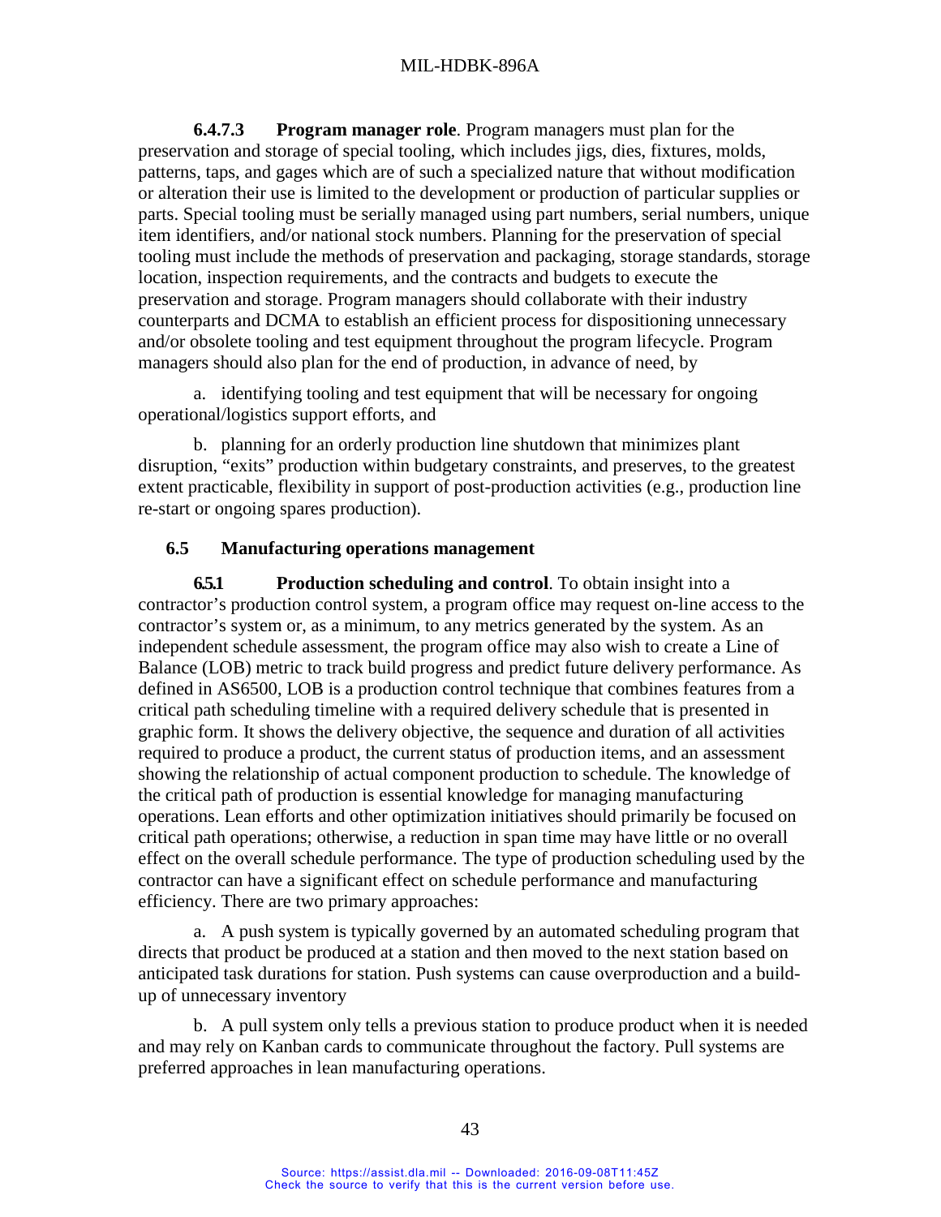**6.4.7.3 Program manager role**. Program managers must plan for the preservation and storage of special tooling, which includes jigs, dies, fixtures, molds, patterns, taps, and gages which are of such a specialized nature that without modification or alteration their use is limited to the development or production of particular supplies or parts. Special tooling must be serially managed using part numbers, serial numbers, unique item identifiers, and/or national stock numbers. Planning for the preservation of special tooling must include the methods of preservation and packaging, storage standards, storage location, inspection requirements, and the contracts and budgets to execute the preservation and storage. Program managers should collaborate with their industry counterparts and DCMA to establish an efficient process for dispositioning unnecessary and/or obsolete tooling and test equipment throughout the program lifecycle. Program managers should also plan for the end of production, in advance of need, by

a. identifying tooling and test equipment that will be necessary for ongoing operational/logistics support efforts, and

b. planning for an orderly production line shutdown that minimizes plant disruption, "exits" production within budgetary constraints, and preserves, to the greatest extent practicable, flexibility in support of post-production activities (e.g., production line re-start or ongoing spares production).

## 6.5 Manufacturing operations management

**6.5.1 Production scheduling and control**. To obtain insight into a contractor's production control system, a program office may request on-line access to the contractor's system or, as a minimum, to any metrics generated by the system. As an independent schedule assessment, the program office may also wish to create a Line of Balance (LOB) metric to track build progress and predict future delivery performance. As defined in AS6500, LOB is a production control technique that combines features from a critical path scheduling timeline with a required delivery schedule that is presented in graphic form. It shows the delivery objective, the sequence and duration of all activities required to produce a product, the current status of production items, and an assessment showing the relationship of actual component production to schedule. The knowledge of the critical path of production is essential knowledge for managing manufacturing operations. Lean efforts and other optimization initiatives should primarily be focused on critical path operations; otherwise, a reduction in span time may have little or no overall effect on the overall schedule performance. The type of production scheduling used by the contractor can have a significant effect on schedule performance and manufacturing efficiency. There are two primary approaches:

a. A push system is typically governed by an automated scheduling program that directs that product be produced at a station and then moved to the next station based on anticipated task durations for station. Push systems can cause overproduction and a build-up of unnecessary inventory

b. A pull system only tells a previous station to produce product when it is needed and may rely on Kanban cards to communicate throughout the factory. Pull systems are preferred approaches in lean manufacturing operations.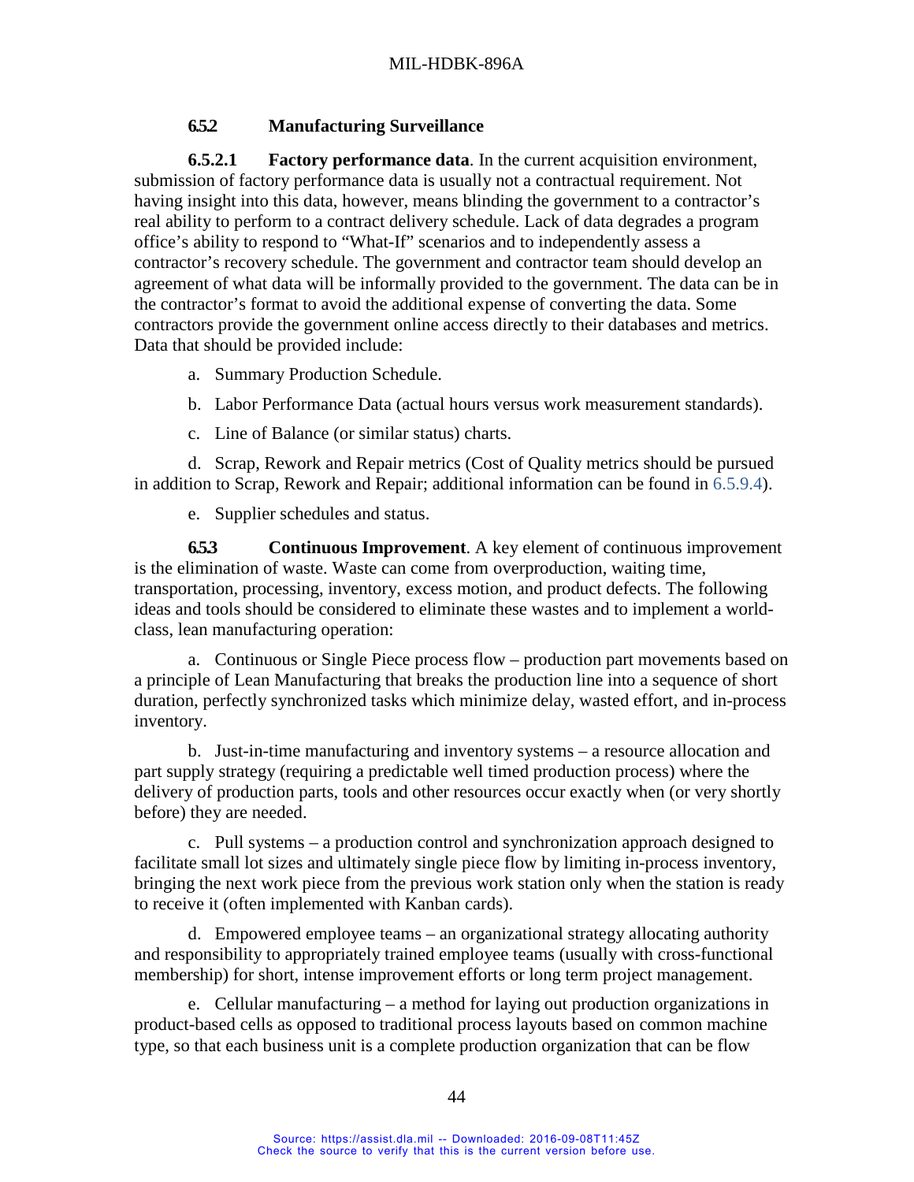### 6.5.2 Manufacturing Surveillance

**6.5.2.1 Factory performance data**. In the current acquisition environment, submission of factory performance data is usually not a contractual requirement. Not having insight into this data, however, means blinding the government to a contractor's real ability to perform to a contract delivery schedule. Lack of data degrades a program office's ability to respond to "What-If" scenarios and to independently assess a contractor's recovery schedule. The government and contractor team should develop an agreement of what data will be informally provided to the government. The data can be in the contractor's format to avoid the additional expense of converting the data. Some contractors provide the government online access directly to their databases and metrics. Data that should be provided include:

a. Summary Production Schedule.

b. Labor Performance Data (actual hours versus work measurement standards).

c. Line of Balance (or similar status) charts.

d. Scrap, Rework and Repair metrics (Cost of Quality metrics should be pursued in addition to Scrap, Rework and Repair; additional information can be found in 6.5.9.4).

e. Supplier schedules and status.

**6.5.3 Continuous Improvement**. A key element of continuous improvement is the elimination of waste. Waste can come from overproduction, waiting time, transportation, processing, inventory, excess motion, and product defects. The following ideas and tools should be considered to eliminate these wastes and to implement a world-class, lean manufacturing operation:

a. Continuous or Single Piece process flow – production part movements based on a principle of Lean Manufacturing that breaks the production line into a sequence of short duration, perfectly synchronized tasks which minimize delay, wasted effort, and in-process inventory.

b. Just-in-time manufacturing and inventory systems – a resource allocation and part supply strategy (requiring a predictable well timed production process) where the delivery of production parts, tools and other resources occur exactly when (or very shortly before) they are needed.

c. Pull systems – a production control and synchronization approach designed to facilitate small lot sizes and ultimately single piece flow by limiting in-process inventory, bringing the next work piece from the previous work station only when the station is ready to receive it (often implemented with Kanban cards).

d. Empowered employee teams – an organizational strategy allocating authority and responsibility to appropriately trained employee teams (usually with cross-functional membership) for short, intense improvement efforts or long term project management.

e. Cellular manufacturing – a method for laying out production organizations in product-based cells as opposed to traditional process layouts based on common machine type, so that each business unit is a complete production organization that can be flow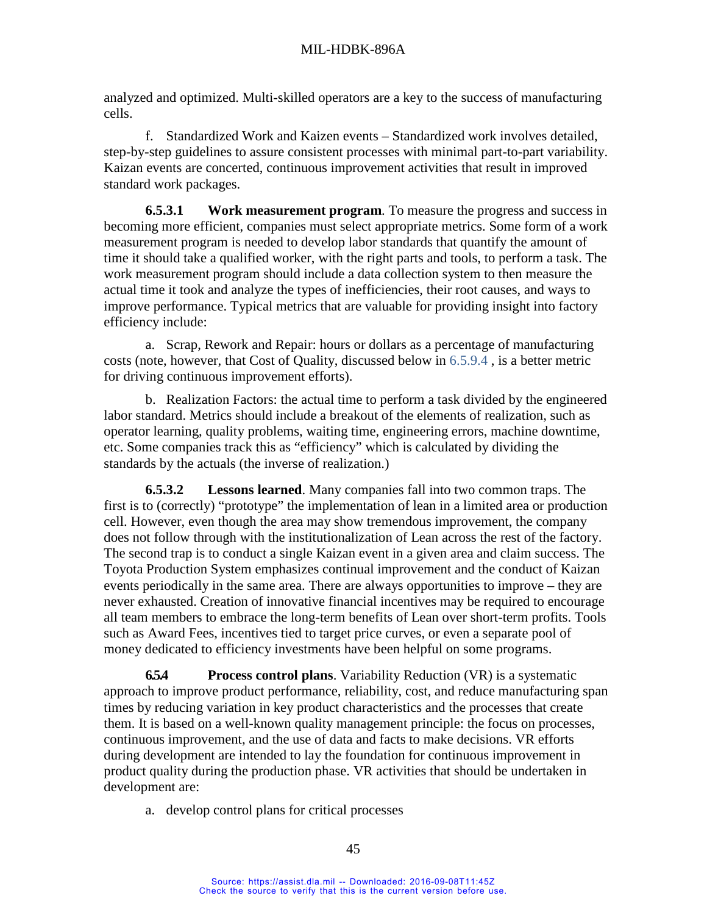analyzed and optimized. Multi-skilled operators are a key to the success of manufacturing cells.

f. Standardized Work and Kaizen events – Standardized work involves detailed, step-by-step guidelines to assure consistent processes with minimal part-to-part variability. Kaizan events are concerted, continuous improvement activities that result in improved standard work packages.

**6.5.3.1 Work measurement program**. To measure the progress and success in becoming more efficient, companies must select appropriate metrics. Some form of a work measurement program is needed to develop labor standards that quantify the amount of time it should take a qualified worker, with the right parts and tools, to perform a task. The work measurement program should include a data collection system to then measure the actual time it took and analyze the types of inefficiencies, their root causes, and ways to improve performance. Typical metrics that are valuable for providing insight into factory efficiency include:

a. Scrap, Rework and Repair: hours or dollars as a percentage of manufacturing costs (note, however, that Cost of Quality, discussed below in 6.5.9.4 , is a better metric for driving continuous improvement efforts).

b. Realization Factors: the actual time to perform a task divided by the engineered labor standard. Metrics should include a breakout of the elements of realization, such as operator learning, quality problems, waiting time, engineering errors, machine downtime, etc. Some companies track this as "efficiency" which is calculated by dividing the standards by the actuals (the inverse of realization.)

**6.5.3.2 Lessons learned**. Many companies fall into two common traps. The first is to (correctly) "prototype" the implementation of lean in a limited area or production cell. However, even though the area may show tremendous improvement, the company does not follow through with the institutionalization of Lean across the rest of the factory. The second trap is to conduct a single Kaizen event in a given area and claim success. The Toyota Production System emphasizes continual improvement and the conduct of Kaizen events periodically in the same area. There are always opportunities to improve – they are never exhausted. Creation of innovative financial incentives may be required to encourage all team members to embrace the long-term benefits of Lean over short-term profits. Tools such as Award Fees, incentives tied to target price curves, or even a separate pool of money dedicated to efficiency investments have been helpful on some programs.

**6.5.4 Process control plans**. Variability Reduction (VR) is a systematic approach to improve product performance, reliability, cost, and reduce manufacturing span times by reducing variation in key product characteristics and the processes that create them. It is based on a well-known quality management principle: the focus on processes, continuous improvement, and the use of data and facts to make decisions. VR efforts during development are intended to lay the foundation for continuous improvement in product quality during the production phase. VR activities that should be undertaken in development are:

a. develop control plans for critical processes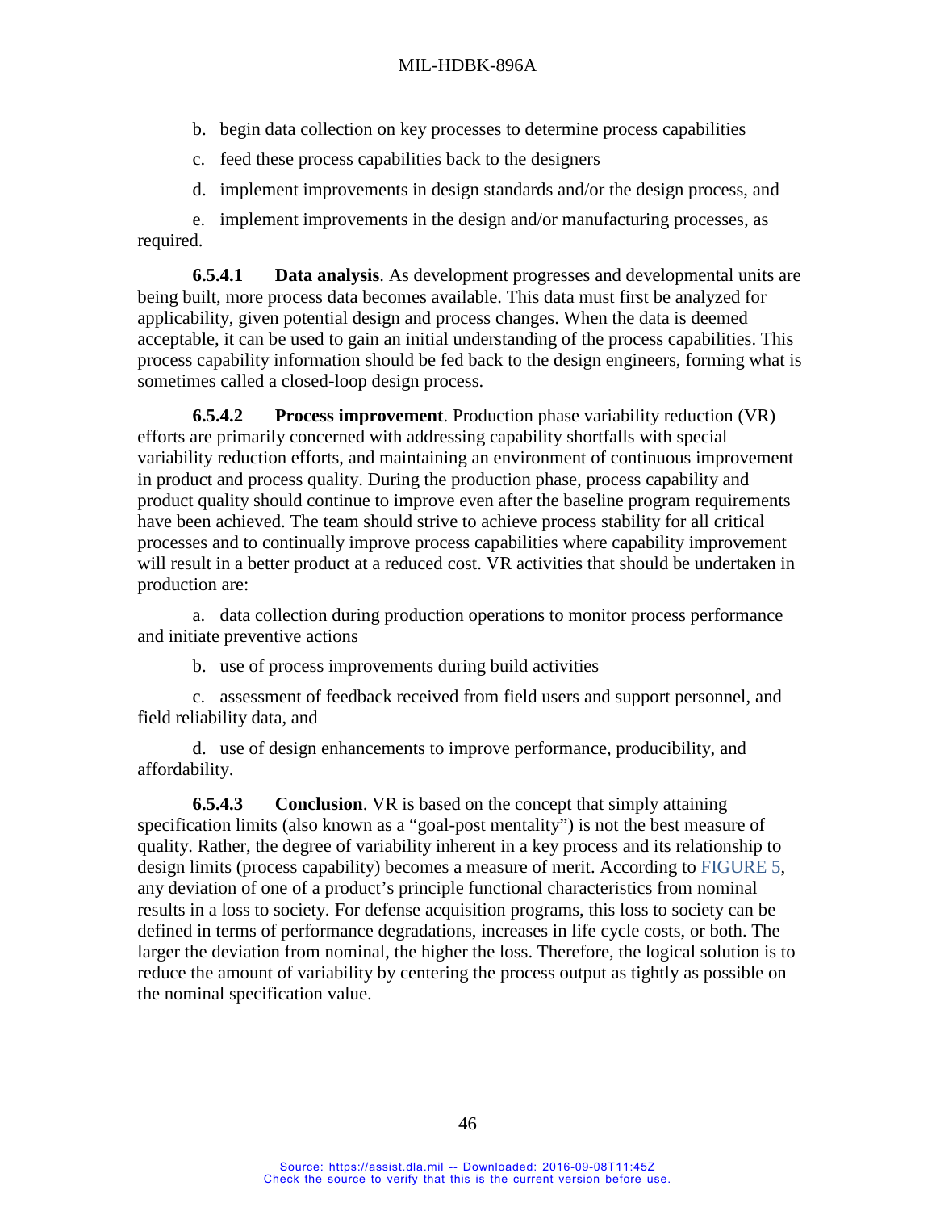b. begin data collection on key processes to determine process capabilities

c. feed these process capabilities back to the designers

d. implement improvements in design standards and/or the design process, and

e. implement improvements in the design and/or manufacturing processes, as required.

**6.5.4.1 Data analysis**. As development progresses and developmental units are being built, more process data becomes available. This data must first be analyzed for applicability, given potential design and process changes. When the data is deemed acceptable, it can be used to gain an initial understanding of the process capabilities. This process capability information should be fed back to the design engineers, forming what is sometimes called a closed-loop design process.

**6.5.4.2 Process improvement**. Production phase variability reduction (VR) efforts are primarily concerned with addressing capability shortfalls with special variability reduction efforts, and maintaining an environment of continuous improvement in product and process quality. During the production phase, process capability and product quality should continue to improve even after the baseline program requirements have been achieved. The team should strive to achieve process stability for all critical processes and to continually improve process capabilities where capability improvement will result in a better product at a reduced cost. VR activities that should be undertaken in production are:

a. data collection during production operations to monitor process performance and initiate preventive actions

b. use of process improvements during build activities

c. assessment of feedback received from field users and support personnel, and field reliability data, and

d. use of design enhancements to improve performance, producibility, and affordability.

**6.5.4.3 Conclusion**. VR is based on the concept that simply attaining specification limits (also known as a "goal-post mentality") is not the best measure of quality. Rather, the degree of variability inherent in a key process and its relationship to design limits (process capability) becomes a measure of merit. According to FIGURE 5, any deviation of one of a product's principle functional characteristics from nominal results in a loss to society. For defense acquisition programs, this loss to society can be defined in terms of performance degradations, increases in life cycle costs, or both. The larger the deviation from nominal, the higher the loss. Therefore, the logical solution is to reduce the amount of variability by centering the process output as tightly as possible on the nominal specification value.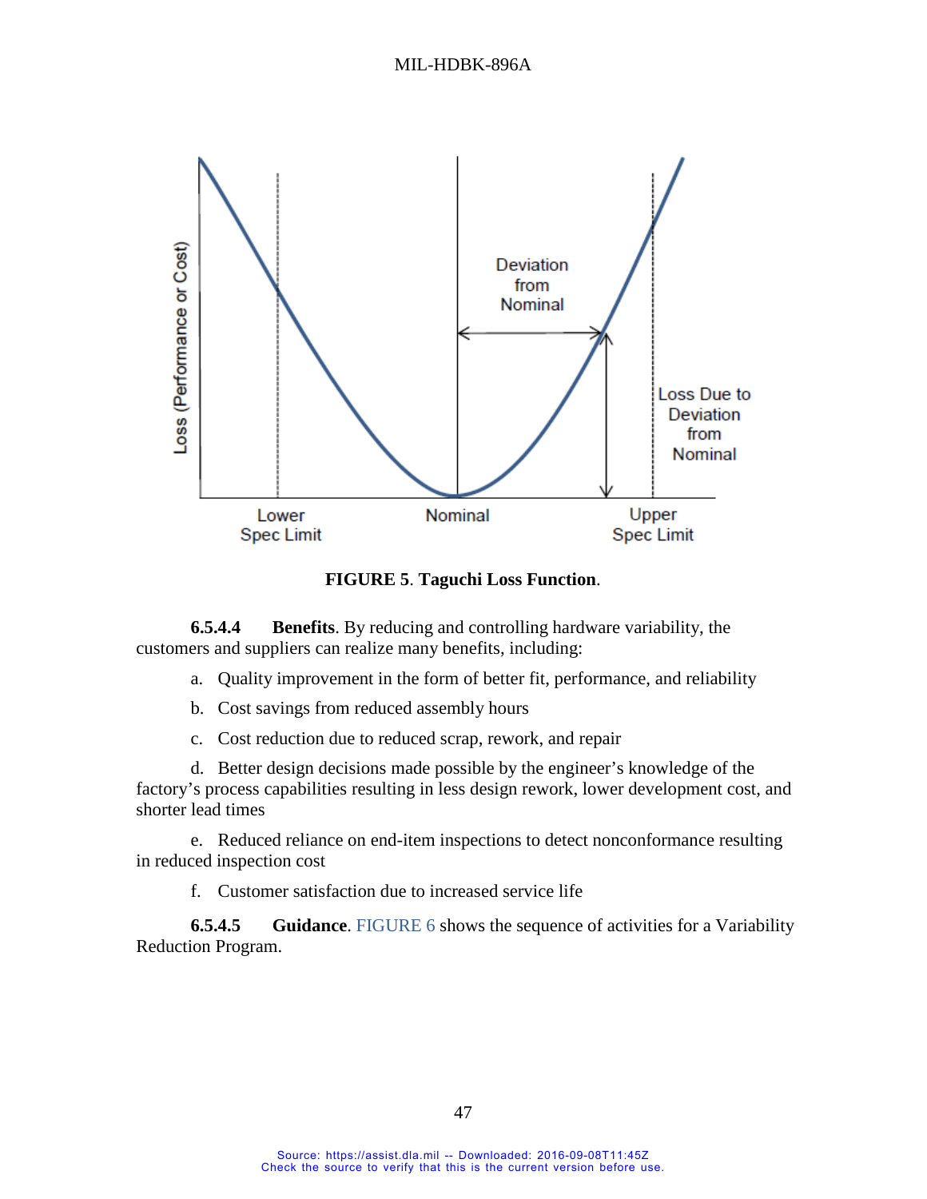**FIGURE 5**. **Taguchi Loss Function**.

**6.5.4.4 Benefits**. By reducing and controlling hardware variability, the customers and suppliers can realize many benefits, including:

a. Quality improvement in the form of better fit, performance, and reliability

b. Cost savings from reduced assembly hours

c. Cost reduction due to reduced scrap, rework, and repair

d. Better design decisions made possible by the engineer's knowledge of the factory's process capabilities resulting in less design rework, lower development cost, and shorter lead times

e. Reduced reliance on end-item inspections to detect nonconformance resulting in reduced inspection cost

f. Customer satisfaction due to increased service life

**6.5.4.5 Guidance**. FIGURE 6 shows the sequence of activities for a Variability Reduction Program.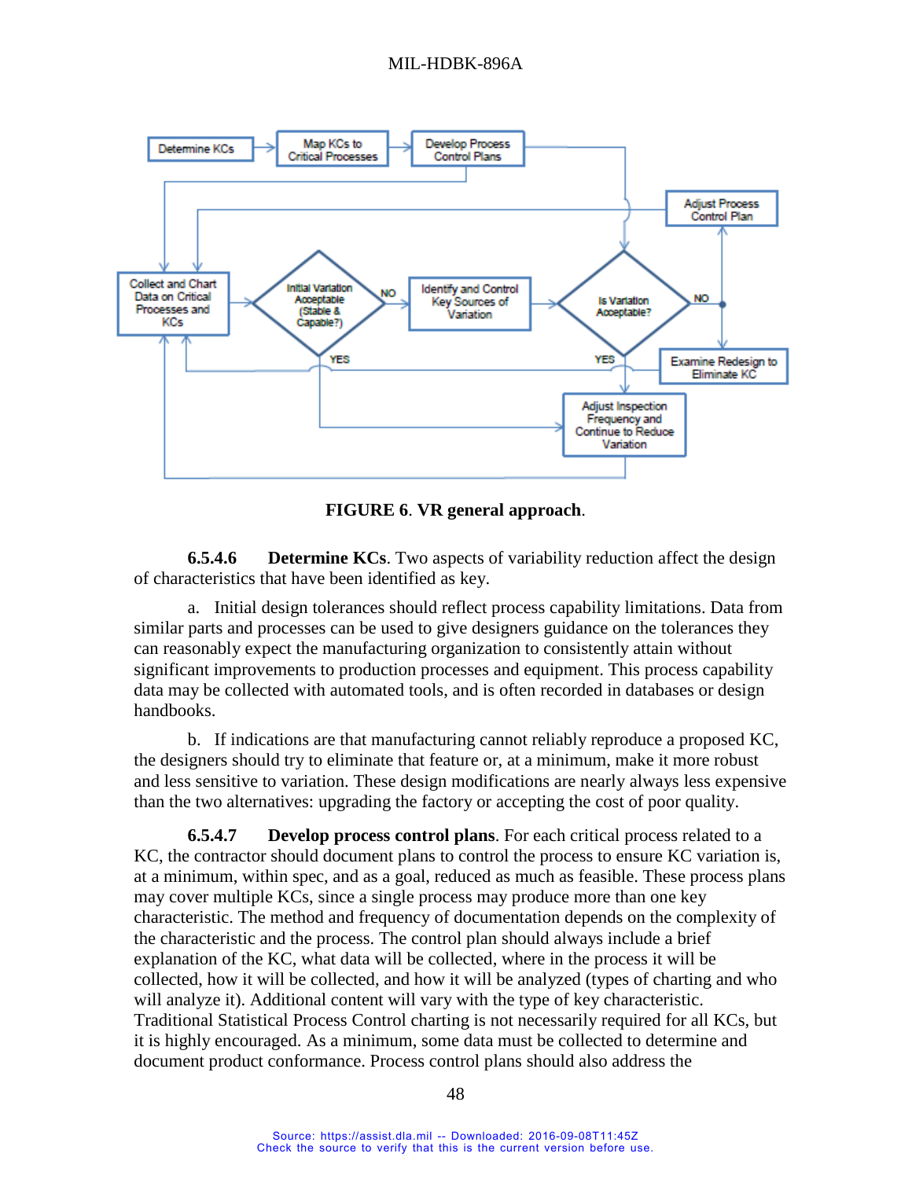FIGURE 6. VR general approach.

**6.5.4.6 Determine KCs**. Two aspects of variability reduction affect the design of characteristics that have been identified as key.

a. Initial design tolerances should reflect process capability limitations. Data from similar parts and processes can be used to give designers guidance on the tolerances they can reasonably expect the manufacturing organization to consistently attain without significant improvements to production processes and equipment. This process capability data may be collected with automated tools, and is often recorded in databases or design handbooks.

b. If indications are that manufacturing cannot reliably reproduce a proposed KC, the designers should try to eliminate that feature or, at a minimum, make it more robust and less sensitive to variation. These design modifications are nearly always less expensive than the two alternatives: upgrading the factory or accepting the cost of poor quality.

**6.5.4.7 Develop process control plans**. For each critical process related to a KC, the contractor should document plans to control the process to ensure KC variation is, at a minimum, within spec, and as a goal, reduced as much as feasible. These process plans may cover multiple KCs, since a single process may produce more than one key characteristic. The method and frequency of documentation depends on the complexity of the characteristic and the process. The control plan should always include a brief explanation of the KC, what data will be collected, where in the process it will be collected, how it will be collected, and how it will be analyzed (types of charting and who will analyze it). Additional content will vary with the type of key characteristic. Traditional Statistical Process Control charting is not necessarily required for all KCs, but it is highly encouraged. As a minimum, some data must be collected to determine and document product conformance. Process control plans should also address the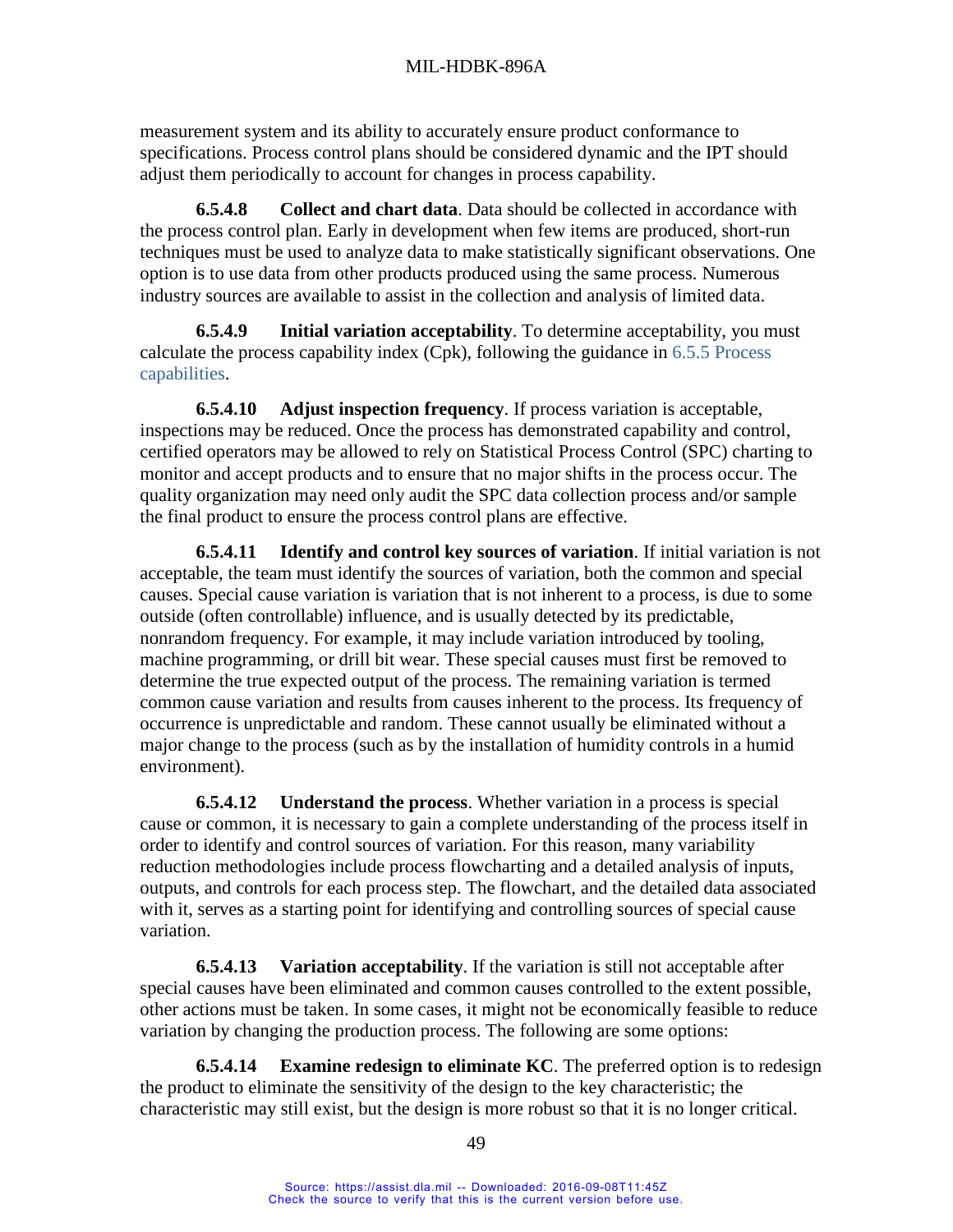measurement system and its ability to accurately ensure product conformance to specifications. Process control plans should be considered dynamic and the IPT should adjust them periodically to account for changes in process capability.

**6.5.4.8 Collect and chart data**. Data should be collected in accordance with the process control plan. Early in development when few items are produced, short-run techniques must be used to analyze data to make statistically significant observations. One option is to use data from other products produced using the same process. Numerous industry sources are available to assist in the collection and analysis of limited data.

**6.5.4.9 Initial variation acceptability**. To determine acceptability, you must calculate the process capability index (Cpk), following the guidance in 6.5.5 Process capabilities.

**6.5.4.10 Adjust inspection frequency**. If process variation is acceptable, inspections may be reduced. Once the process has demonstrated capability and control, certified operators may be allowed to rely on Statistical Process Control (SPC) charting to monitor and accept products and to ensure that no major shifts in the process occur. The quality organization may need only audit the SPC data collection process and/or sample the final product to ensure the process control plans are effective.

**6.5.4.11 Identify and control key sources of variation**. If initial variation is not acceptable, the team must identify the sources of variation, both the common and special causes. Special cause variation is variation that is not inherent to a process, is due to some outside (often controllable) influence, and is usually detected by its predictable, nonrandom frequency. For example, it may include variation introduced by tooling, machine programming, or drill bit wear. These special causes must first be removed to determine the true expected output of the process. The remaining variation is termed common cause variation and results from causes inherent to the process. Its frequency of occurrence is unpredictable and random. These cannot usually be eliminated without a major change to the process (such as by the installation of humidity controls in a humid environment).

**6.5.4.12 Understand the process**. Whether variation in a process is special cause or common, it is necessary to gain a complete understanding of the process itself in order to identify and control sources of variation. For this reason, many variability reduction methodologies include process flowcharting and a detailed analysis of inputs, outputs, and controls for each process step. The flowchart, and the detailed data associated with it, serves as a starting point for identifying and controlling sources of special cause variation.

**6.5.4.13 Variation acceptability**. If the variation is still not acceptable after special causes have been eliminated and common causes controlled to the extent possible, other actions must be taken. In some cases, it might not be economically feasible to reduce variation by changing the production process. The following are some options:

**6.5.4.14 Examine redesign to eliminate KC**. The preferred option is to redesign the product to eliminate the sensitivity of the design to the key characteristic; the characteristic may still exist, but the design is more robust so that it is no longer critical.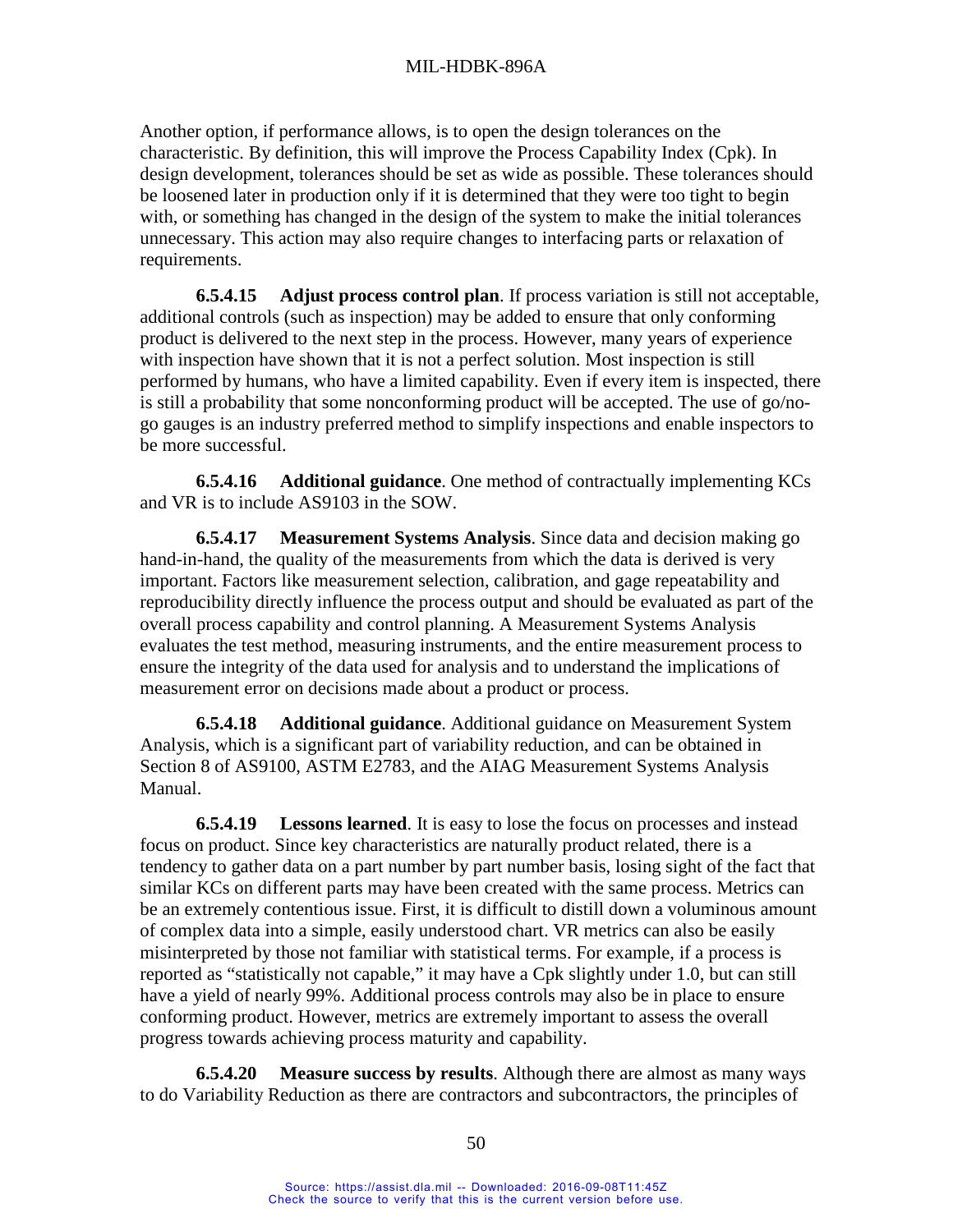Another option, if performance allows, is to open the design tolerances on the characteristic. By definition, this will improve the Process Capability Index (Cpk). In design development, tolerances should be set as wide as possible. These tolerances should be loosened later in production only if it is determined that they were too tight to begin with, or something has changed in the design of the system to make the initial tolerances unnecessary. This action may also require changes to interfacing parts or relaxation of requirements.

**6.5.4.15 Adjust process control plan**. If process variation is still not acceptable, additional controls (such as inspection) may be added to ensure that only conforming product is delivered to the next step in the process. However, many years of experience with inspection have shown that it is not a perfect solution. Most inspection is still performed by humans, who have a limited capability. Even if every item is inspected, there is still a probability that some nonconforming product will be accepted. The use of go/no-go gauges is an industry preferred method to simplify inspections and enable inspectors to be more successful.

**6.5.4.16 Additional guidance**. One method of contractually implementing KCs and VR is to include AS9103 in the SOW.

**6.5.4.17 Measurement Systems Analysis**. Since data and decision making go hand-in-hand, the quality of the measurements from which the data is derived is very important. Factors like measurement selection, calibration, and gage repeatability and reproducibility directly influence the process output and should be evaluated as part of the overall process capability and control planning. A Measurement Systems Analysis evaluates the test method, measuring instruments, and the entire measurement process to ensure the integrity of the data used for analysis and to understand the implications of measurement error on decisions made about a product or process.

**6.5.4.18 Additional guidance**. Additional guidance on Measurement System Analysis, which is a significant part of variability reduction, and can be obtained in Section 8 of AS9100, ASTM E2783, and the AIAG Measurement Systems Analysis Manual.

**6.5.4.19 Lessons learned**. It is easy to lose the focus on processes and instead focus on product. Since key characteristics are naturally product related, there is a tendency to gather data on a part number by part number basis, losing sight of the fact that similar KCs on different parts may have been created with the same process. Metrics can be an extremely contentious issue. First, it is difficult to distill down a voluminous amount of complex data into a simple, easily understood chart. VR metrics can also be easily misinterpreted by those not familiar with statistical terms. For example, if a process is reported as "statistically not capable," it may have a Cpk slightly under 1.0, but can still have a yield of nearly 99%. Additional process controls may also be in place to ensure conforming product. However, metrics are extremely important to assess the overall progress towards achieving process maturity and capability.

**6.5.4.20 Measure success by results**. Although there are almost as many ways to do Variability Reduction as there are contractors and subcontractors, the principles of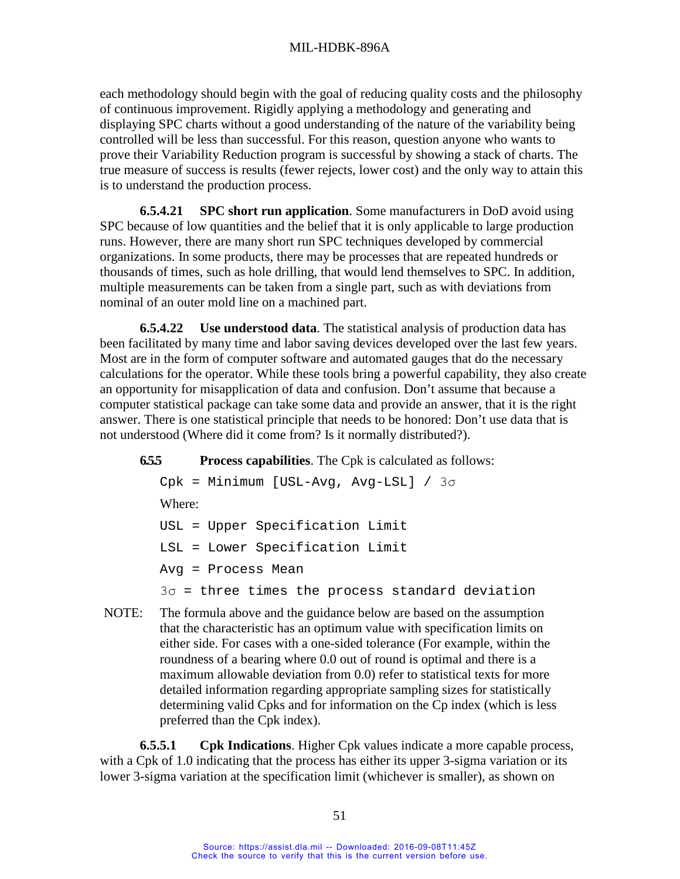each methodology should begin with the goal of reducing quality costs and the philosophy of continuous improvement. Rigidly applying a methodology and generating and displaying SPC charts without a good understanding of the nature of the variability being controlled will be less than successful. For this reason, question anyone who wants to prove their Variability Reduction program is successful by showing a stack of charts. The true measure of success is results (fewer rejects, lower cost) and the only way to attain this is to understand the production process.

**6.5.4.21 SPC short run application**. Some manufacturers in DoD avoid using SPC because of low quantities and the belief that it is only applicable to large production runs. However, there are many short run SPC techniques developed by commercial organizations. In some products, there may be processes that are repeated hundreds or thousands of times, such as hole drilling, that would lend themselves to SPC. In addition, multiple measurements can be taken from a single part, such as with deviations from nominal of an outer mold line on a machined part.

**6.5.4.22 Use understood data**. The statistical analysis of production data has been facilitated by many time and labor saving devices developed over the last few years. Most are in the form of computer software and automated gauges that do the necessary calculations for the operator. While these tools bring a powerful capability, they also create an opportunity for misapplication of data and confusion. Don't assume that because a computer statistical package can take some data and provide an answer, that it is the right answer. There is one statistical principle that needs to be honored: Don't use data that is not understood (Where did it come from? Is it normally distributed?).

**6.5.5 Process capabilities**. The Cpk is calculated as follows:

Cpk = Minimum [USL-Avg, Avg-LSL] / $3\sigma$

Where:

USL = Upper Specification Limit

LSL = Lower Specification Limit

Avg = Process Mean

$3\sigma$ = three times the process standard deviation

NOTE: The formula above and the guidance below are based on the assumption that the characteristic has an optimum value with specification limits on either side. For cases with a one-sided tolerance (For example, within the roundness of a bearing where 0.0 out of round is optimal and there is a maximum allowable deviation from 0.0) refer to statistical texts for more detailed information regarding appropriate sampling sizes for statistically determining valid Cpks and for information on the Cp index (which is less preferred than the Cpk index).

**6.5.5.1 Cpk Indications**. Higher Cpk values indicate a more capable process, with a Cpk of 1.0 indicating that the process has either its upper 3-sigma variation or its lower 3-sigma variation at the specification limit (whichever is smaller), as shown on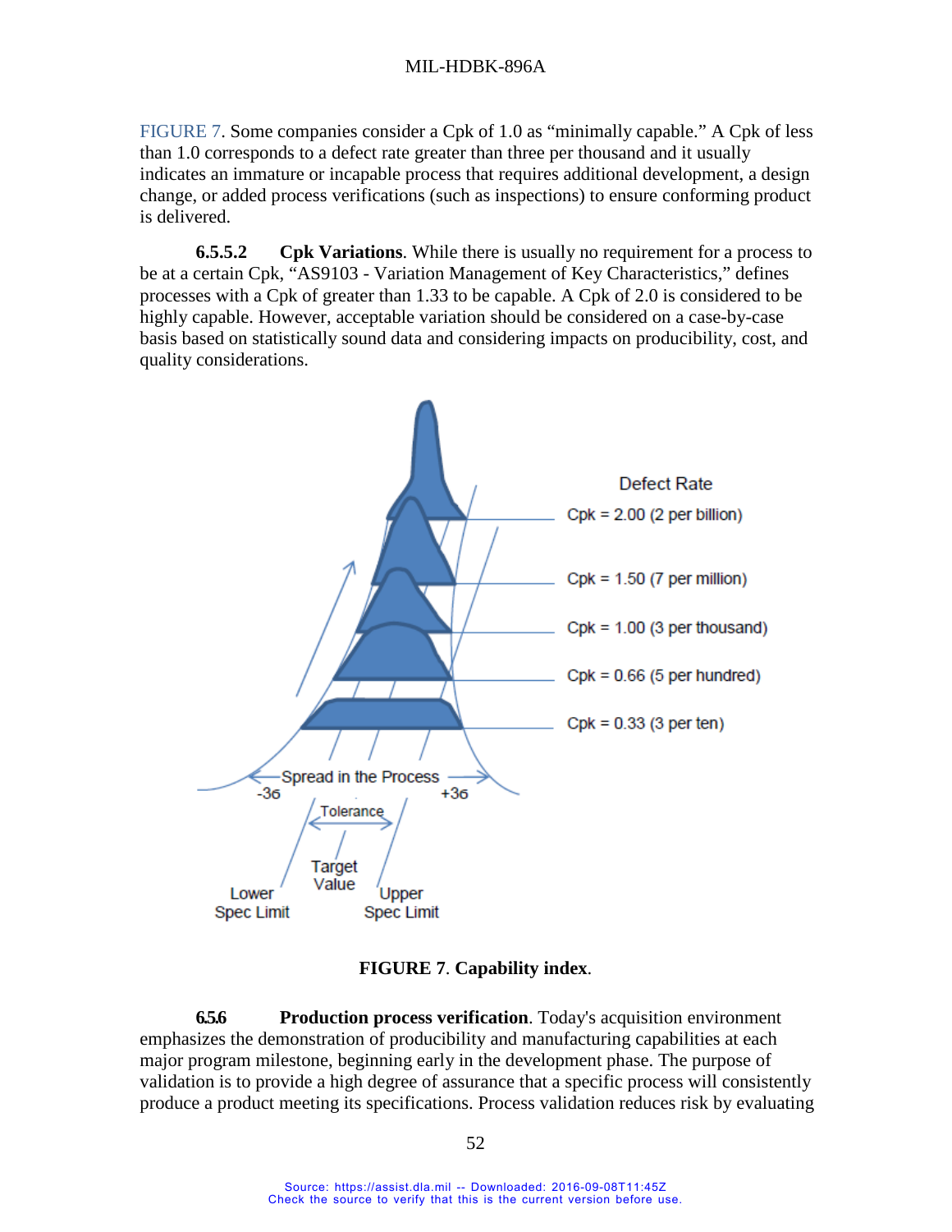FIGURE 7. Some companies consider a Cpk of 1.0 as "minimally capable." A Cpk of less than 1.0 corresponds to a defect rate greater than three per thousand and it usually indicates an immature or incapable process that requires additional development, a design change, or added process verifications (such as inspections) to ensure conforming product is delivered.

**6.5.5.2 Cpk Variations**. While there is usually no requirement for a process to be at a certain Cpk, "AS9103 - Variation Management of Key Characteristics," defines processes with a Cpk of greater than 1.33 to be capable. A Cpk of 2.0 is considered to be highly capable. However, acceptable variation should be considered on a case-by-case basis based on statistically sound data and considering impacts on producibility, cost, and quality considerations.

Defect Rate

Cpk = 2.00 (2 per billion)

Cpk = 1.50 (7 per million)

Cpk = 1.00 (3 per thousand)

Cpk = 0.66 (5 per hundred)

Cpk = 0.33 (3 per ten)

Spread in the Process

-3σ +3σ

Tolerance

Target Value

Lower Spec Limit

Upper Spec Limit

**FIGURE 7**. **Capability index**.

**6.5.6 Production process verification**. Today's acquisition environment emphasizes the demonstration of producibility and manufacturing capabilities at each major program milestone, beginning early in the development phase. The purpose of validation is to provide a high degree of assurance that a specific process will consistently produce a product meeting its specifications. Process validation reduces risk by evaluating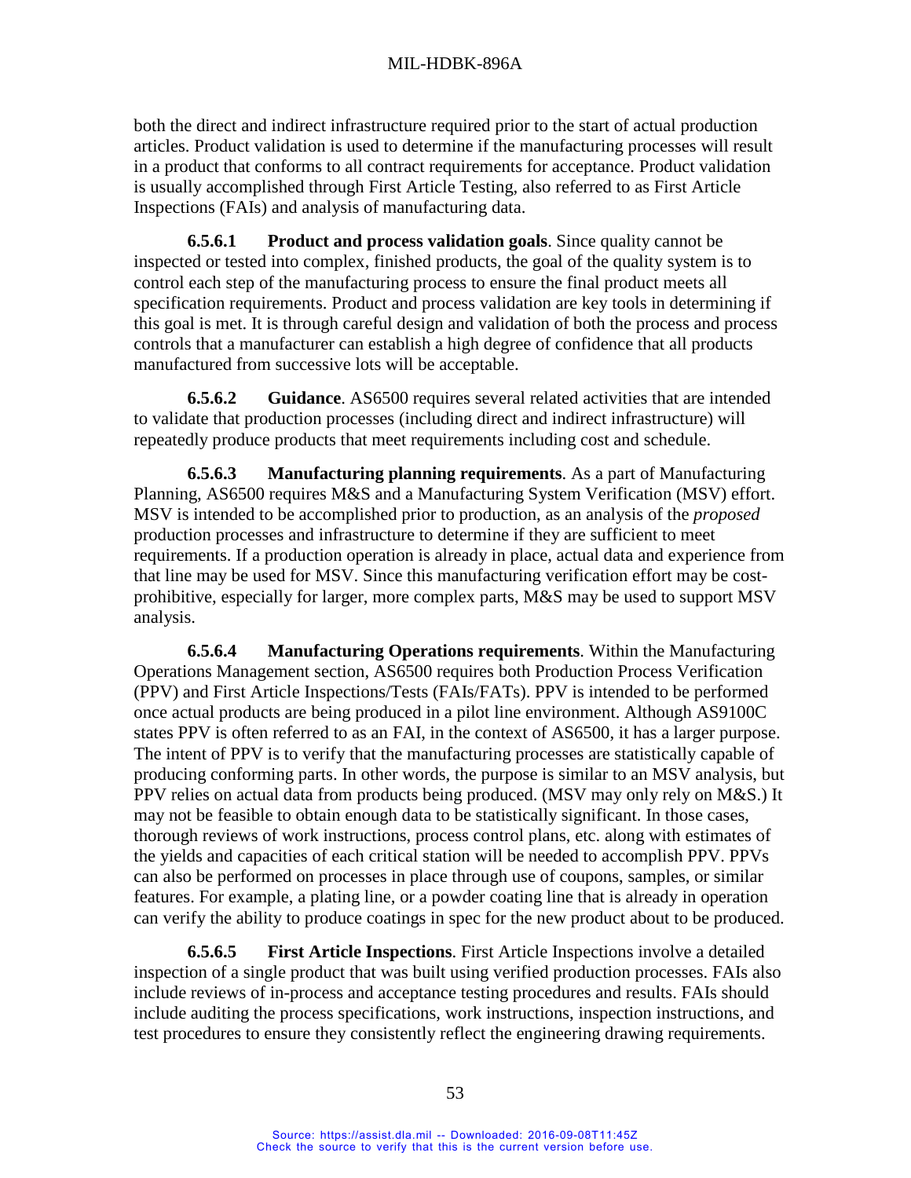both the direct and indirect infrastructure required prior to the start of actual production articles. Product validation is used to determine if the manufacturing processes will result in a product that conforms to all contract requirements for acceptance. Product validation is usually accomplished through First Article Testing, also referred to as First Article Inspections (FAIs) and analysis of manufacturing data.

**6.5.6.1 Product and process validation goals**. Since quality cannot be inspected or tested into complex, finished products, the goal of the quality system is to control each step of the manufacturing process to ensure the final product meets all specification requirements. Product and process validation are key tools in determining if this goal is met. It is through careful design and validation of both the process and process controls that a manufacturer can establish a high degree of confidence that all products manufactured from successive lots will be acceptable.

**6.5.6.2 Guidance**. AS6500 requires several related activities that are intended to validate that production processes (including direct and indirect infrastructure) will repeatedly produce products that meet requirements including cost and schedule.

**6.5.6.3 Manufacturing planning requirements**. As a part of Manufacturing Planning, AS6500 requires M&S and a Manufacturing System Verification (MSV) effort. MSV is intended to be accomplished prior to production, as an analysis of the *proposed* production processes and infrastructure to determine if they are sufficient to meet requirements. If a production operation is already in place, actual data and experience from that line may be used for MSV. Since this manufacturing verification effort may be cost-prohibitive, especially for larger, more complex parts, M&S may be used to support MSV analysis.

**6.5.6.4 Manufacturing Operations requirements**. Within the Manufacturing Operations Management section, AS6500 requires both Production Process Verification (PPV) and First Article Inspections/Tests (FAIs/FATs). PPV is intended to be performed once actual products are being produced in a pilot line environment. Although AS9100C states PPV is often referred to as an FAI, in the context of AS6500, it has a larger purpose. The intent of PPV is to verify that the manufacturing processes are statistically capable of producing conforming parts. In other words, the purpose is similar to an MSV analysis, but PPV relies on actual data from products being produced. (MSV may only rely on M&S.) It may not be feasible to obtain enough data to be statistically significant. In those cases, thorough reviews of work instructions, process control plans, etc. along with estimates of the yields and capacities of each critical station will be needed to accomplish PPV. PPVs can also be performed on processes in place through use of coupons, samples, or similar features. For example, a plating line, or a powder coating line that is already in operation can verify the ability to produce coatings in spec for the new product about to be produced.

**6.5.6.5 First Article Inspections**. First Article Inspections involve a detailed inspection of a single product that was built using verified production processes. FAIs also include reviews of in-process and acceptance testing procedures and results. FAIs should include auditing the process specifications, work instructions, inspection instructions, and test procedures to ensure they consistently reflect the engineering drawing requirements.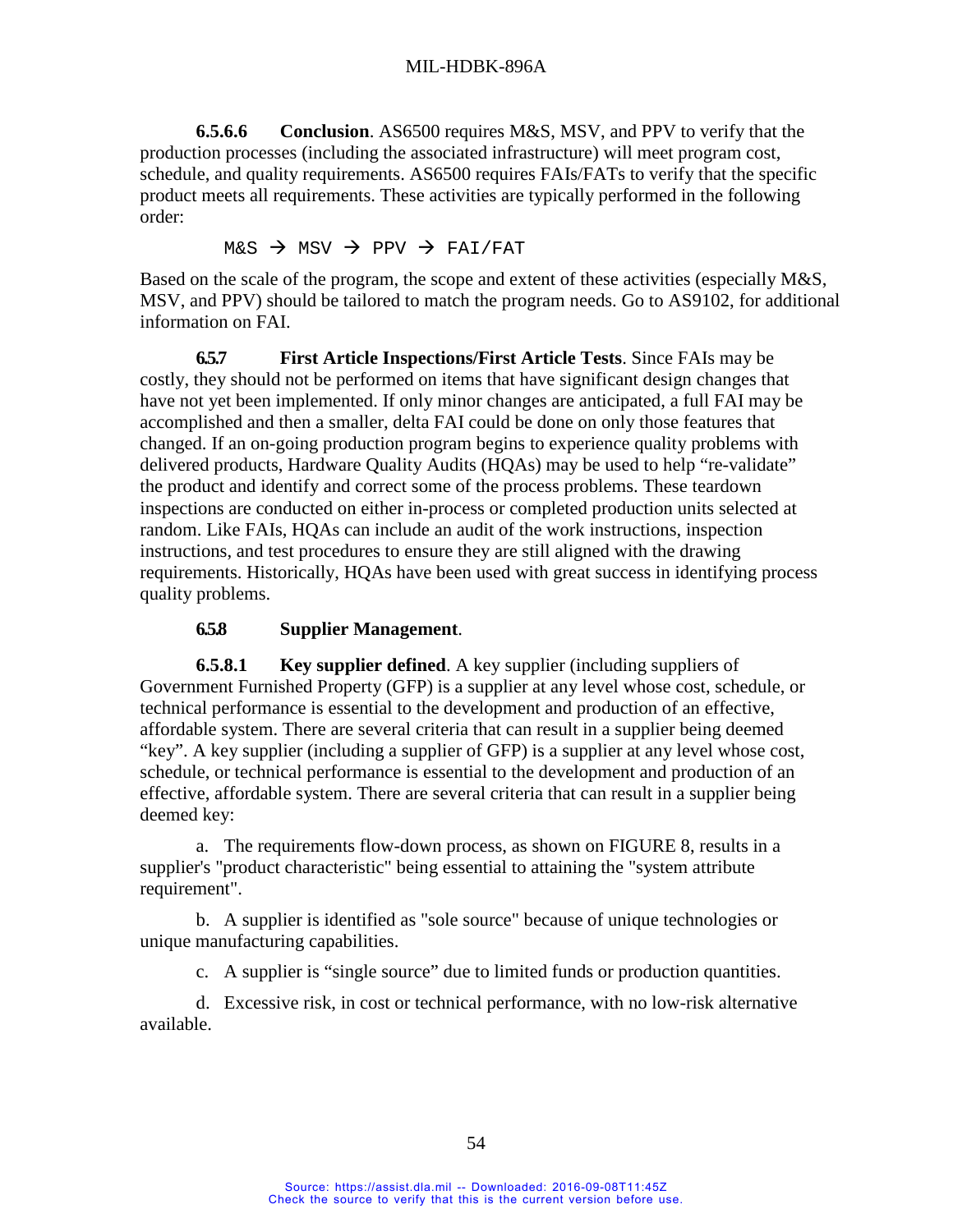**6.5.6.6 Conclusion**. AS6500 requires M&S, MSV, and PPV to verify that the production processes (including the associated infrastructure) will meet program cost, schedule, and quality requirements. AS6500 requires FAIs/FATs to verify that the specific product meets all requirements. These activities are typically performed in the following order:

```
M&S → MSV → PPV → FAI/FAT
```

Based on the scale of the program, the scope and extent of these activities (especially M&S, MSV, and PPV) should be tailored to match the program needs. Go to AS9102, for additional information on FAI.

**6.5.7 First Article Inspections/First Article Tests**. Since FAIs may be costly, they should not be performed on items that have significant design changes that have not yet been implemented. If only minor changes are anticipated, a full FAI may be accomplished and then a smaller, delta FAI could be done on only those features that changed. If an on-going production program begins to experience quality problems with delivered products, Hardware Quality Audits (HQAs) may be used to help "re-validate" the product and identify and correct some of the process problems. These teardown inspections are conducted on either in-process or completed production units selected at random. Like FAIs, HQAs can include an audit of the work instructions, inspection instructions, and test procedures to ensure they are still aligned with the drawing requirements. Historically, HQAs have been used with great success in identifying process quality problems.

**6.5.8 Supplier Management**.

**6.5.8.1 Key supplier defined**. A key supplier (including suppliers of Government Furnished Property (GFP) is a supplier at any level whose cost, schedule, or technical performance is essential to the development and production of an effective, affordable system. There are several criteria that can result in a supplier being deemed "key". A key supplier (including a supplier of GFP) is a supplier at any level whose cost, schedule, or technical performance is essential to the development and production of an effective, affordable system. There are several criteria that can result in a supplier being deemed key:

a. The requirements flow-down process, as shown on FIGURE 8, results in a supplier's "product characteristic" being essential to attaining the "system attribute requirement".

b. A supplier is identified as "sole source" because of unique technologies or unique manufacturing capabilities.

c. A supplier is "single source" due to limited funds or production quantities.

d. Excessive risk, in cost or technical performance, with no low-risk alternative available.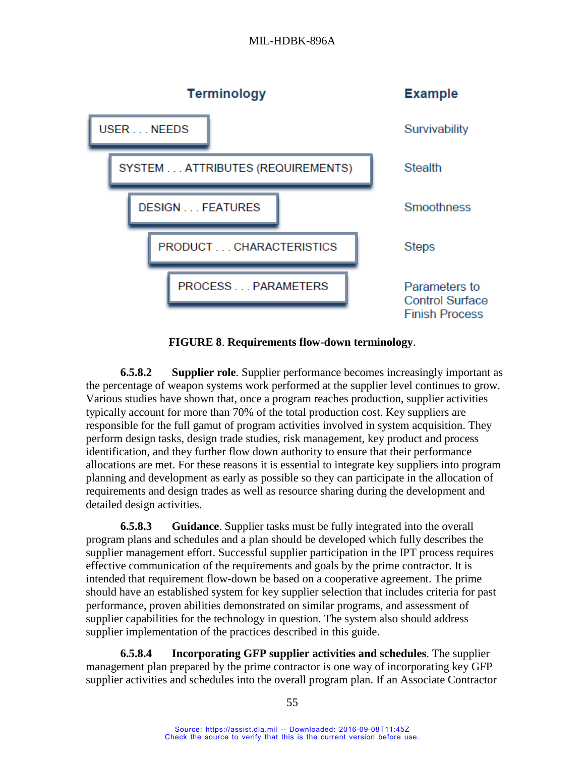| Terminology | Example |
|---|---|
| USER . . . NEEDS | Survivability |
| SYSTEM . . . ATTRIBUTES (REQUIREMENTS) | Stealth |
| DESIGN . . . FEATURES | Smoothness |
| PRODUCT . . . CHARACTERISTICS | Steps |
| PROCESS . . . PARAMETERS | Parameters to Control Surface Finish Process |

**FIGURE 8**. **Requirements flow-down terminology**.

**6.5.8.2 Supplier role**. Supplier performance becomes increasingly important as the percentage of weapon systems work performed at the supplier level continues to grow. Various studies have shown that, once a program reaches production, supplier activities typically account for more than 70% of the total production cost. Key suppliers are responsible for the full gamut of program activities involved in system acquisition. They perform design tasks, design trade studies, risk management, key product and process identification, and they further flow down authority to ensure that their performance allocations are met. For these reasons it is essential to integrate key suppliers into program planning and development as early as possible so they can participate in the allocation of requirements and design trades as well as resource sharing during the development and detailed design activities.

**6.5.8.3 Guidance**. Supplier tasks must be fully integrated into the overall program plans and schedules and a plan should be developed which fully describes the supplier management effort. Successful supplier participation in the IPT process requires effective communication of the requirements and goals by the prime contractor. It is intended that requirement flow-down be based on a cooperative agreement. The prime should have an established system for key supplier selection that includes criteria for past performance, proven abilities demonstrated on similar programs, and assessment of supplier capabilities for the technology in question. The system also should address supplier implementation of the practices described in this guide.

**6.5.8.4 Incorporating GFP supplier activities and schedules**. The supplier management plan prepared by the prime contractor is one way of incorporating key GFP supplier activities and schedules into the overall program plan. If an Associate Contractor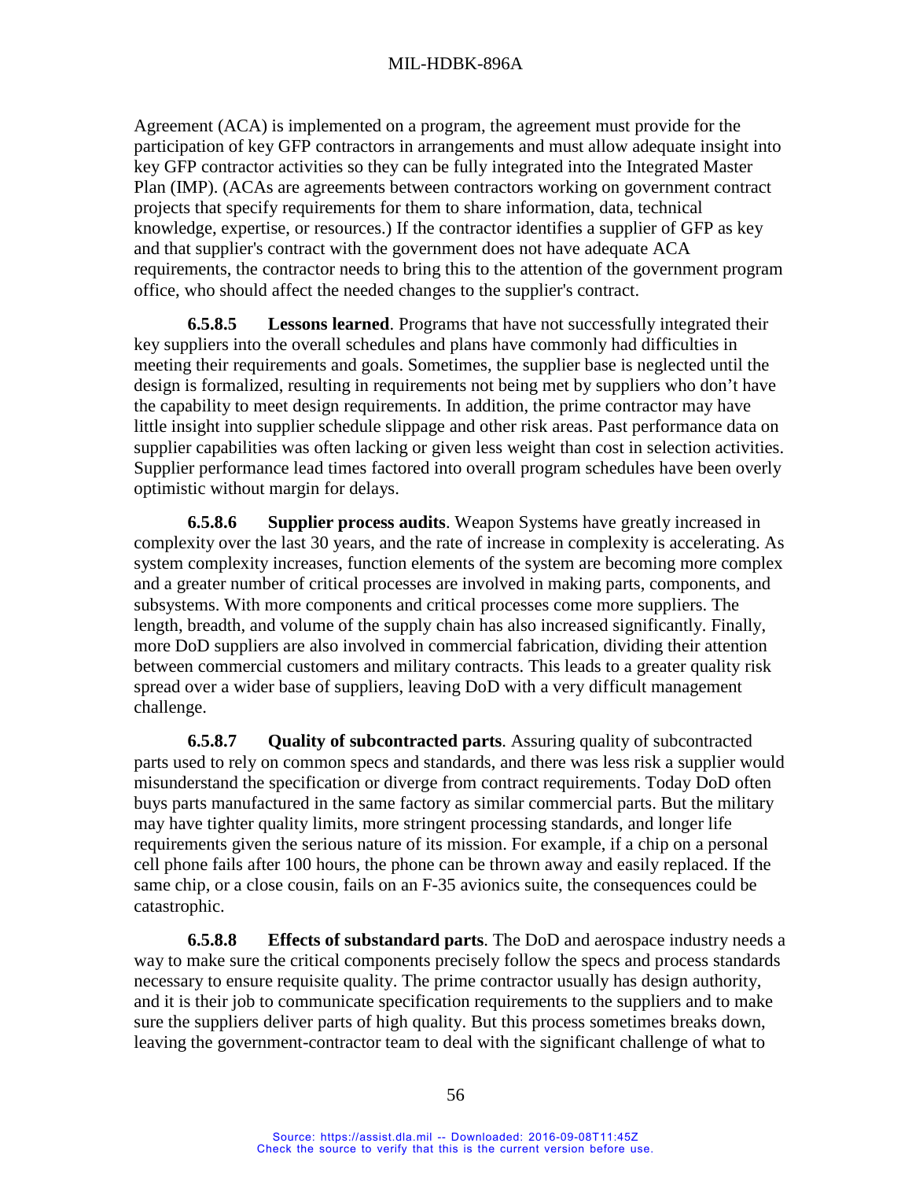Agreement (ACA) is implemented on a program, the agreement must provide for the participation of key GFP contractors in arrangements and must allow adequate insight into key GFP contractor activities so they can be fully integrated into the Integrated Master Plan (IMP). (ACAs are agreements between contractors working on government contract projects that specify requirements for them to share information, data, technical knowledge, expertise, or resources.) If the contractor identifies a supplier of GFP as key and that supplier's contract with the government does not have adequate ACA requirements, the contractor needs to bring this to the attention of the government program office, who should affect the needed changes to the supplier's contract.

**6.5.8.5 Lessons learned**. Programs that have not successfully integrated their key suppliers into the overall schedules and plans have commonly had difficulties in meeting their requirements and goals. Sometimes, the supplier base is neglected until the design is formalized, resulting in requirements not being met by suppliers who don't have the capability to meet design requirements. In addition, the prime contractor may have little insight into supplier schedule slippage and other risk areas. Past performance data on supplier capabilities was often lacking or given less weight than cost in selection activities. Supplier performance lead times factored into overall program schedules have been overly optimistic without margin for delays.

**6.5.8.6 Supplier process audits**. Weapon Systems have greatly increased in complexity over the last 30 years, and the rate of increase in complexity is accelerating. As system complexity increases, function elements of the system are becoming more complex and a greater number of critical processes are involved in making parts, components, and subsystems. With more components and critical processes come more suppliers. The length, breadth, and volume of the supply chain has also increased significantly. Finally, more DoD suppliers are also involved in commercial fabrication, dividing their attention between commercial customers and military contracts. This leads to a greater quality risk spread over a wider base of suppliers, leaving DoD with a very difficult management challenge.

**6.5.8.7 Quality of subcontracted parts**. Assuring quality of subcontracted parts used to rely on common specs and standards, and there was less risk a supplier would misunderstand the specification or diverge from contract requirements. Today DoD often buys parts manufactured in the same factory as similar commercial parts. But the military may have tighter quality limits, more stringent processing standards, and longer life requirements given the serious nature of its mission. For example, if a chip on a personal cell phone fails after 100 hours, the phone can be thrown away and easily replaced. If the same chip, or a close cousin, fails on an F-35 avionics suite, the consequences could be catastrophic.

**6.5.8.8 Effects of substandard parts**. The DoD and aerospace industry needs a way to make sure the critical components precisely follow the specs and process standards necessary to ensure requisite quality. The prime contractor usually has design authority, and it is their job to communicate specification requirements to the suppliers and to make sure the suppliers deliver parts of high quality. But this process sometimes breaks down, leaving the government-contractor team to deal with the significant challenge of what to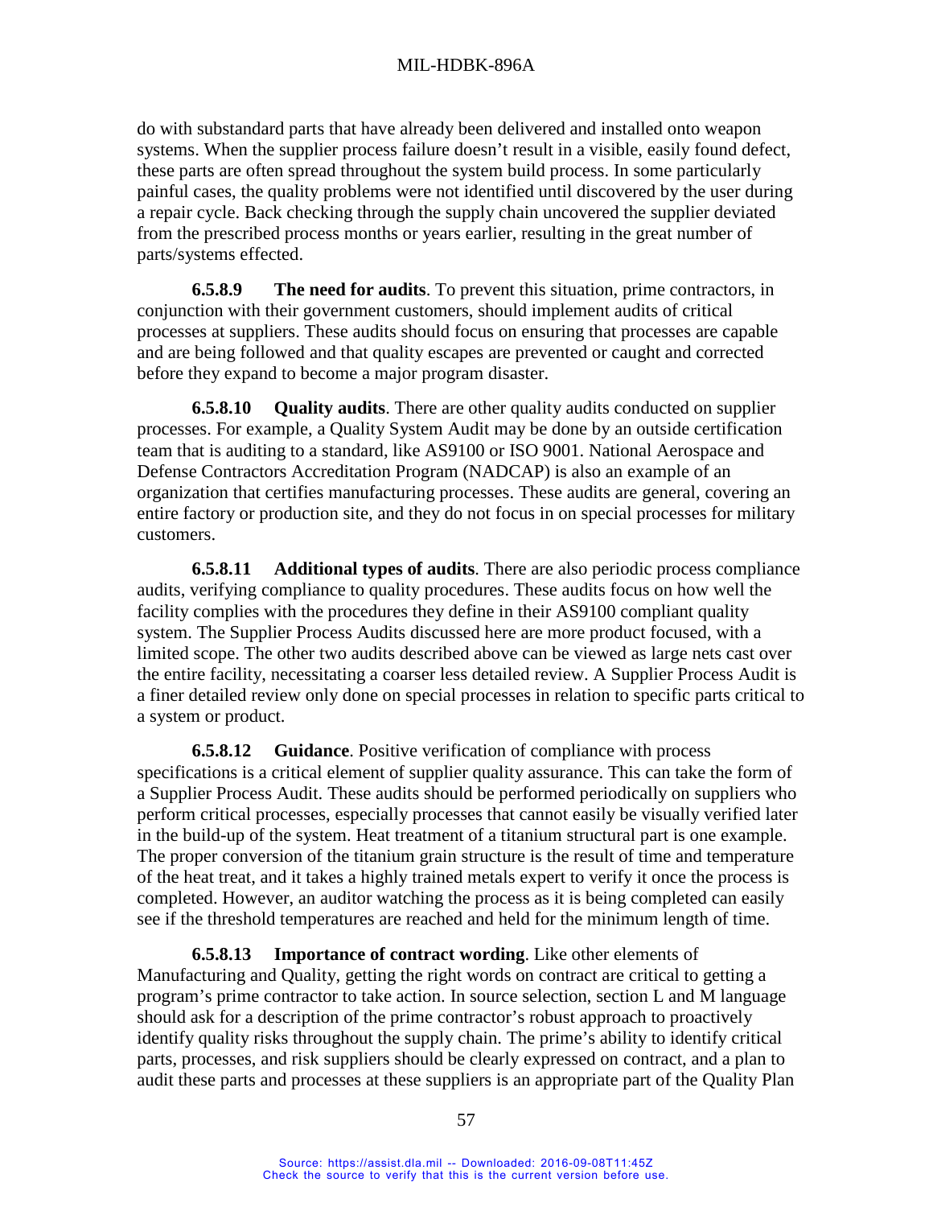do with substandard parts that have already been delivered and installed onto weapon systems. When the supplier process failure doesn't result in a visible, easily found defect, these parts are often spread throughout the system build process. In some particularly painful cases, the quality problems were not identified until discovered by the user during a repair cycle. Back checking through the supply chain uncovered the supplier deviated from the prescribed process months or years earlier, resulting in the great number of parts/systems effected.

**6.5.8.9 The need for audits**. To prevent this situation, prime contractors, in conjunction with their government customers, should implement audits of critical processes at suppliers. These audits should focus on ensuring that processes are capable and are being followed and that quality escapes are prevented or caught and corrected before they expand to become a major program disaster.

**6.5.8.10 Quality audits**. There are other quality audits conducted on supplier processes. For example, a Quality System Audit may be done by an outside certification team that is auditing to a standard, like AS9100 or ISO 9001. National Aerospace and Defense Contractors Accreditation Program (NADCAP) is also an example of an organization that certifies manufacturing processes. These audits are general, covering an entire factory or production site, and they do not focus in on special processes for military customers.

**6.5.8.11 Additional types of audits**. There are also periodic process compliance audits, verifying compliance to quality procedures. These audits focus on how well the facility complies with the procedures they define in their AS9100 compliant quality system. The Supplier Process Audits discussed here are more product focused, with a limited scope. The other two audits described above can be viewed as large nets cast over the entire facility, necessitating a coarser less detailed review. A Supplier Process Audit is a finer detailed review only done on special processes in relation to specific parts critical to a system or product.

**6.5.8.12 Guidance**. Positive verification of compliance with process specifications is a critical element of supplier quality assurance. This can take the form of a Supplier Process Audit. These audits should be performed periodically on suppliers who perform critical processes, especially processes that cannot easily be visually verified later in the build-up of the system. Heat treatment of a titanium structural part is one example. The proper conversion of the titanium grain structure is the result of time and temperature of the heat treat, and it takes a highly trained metals expert to verify it once the process is completed. However, an auditor watching the process as it is being completed can easily see if the threshold temperatures are reached and held for the minimum length of time.

**6.5.8.13 Importance of contract wording**. Like other elements of Manufacturing and Quality, getting the right words on contract are critical to getting a program's prime contractor to take action. In source selection, section L and M language should ask for a description of the prime contractor's robust approach to proactively identify quality risks throughout the supply chain. The prime's ability to identify critical parts, processes, and risk suppliers should be clearly expressed on contract, and a plan to audit these parts and processes at these suppliers is an appropriate part of the Quality Plan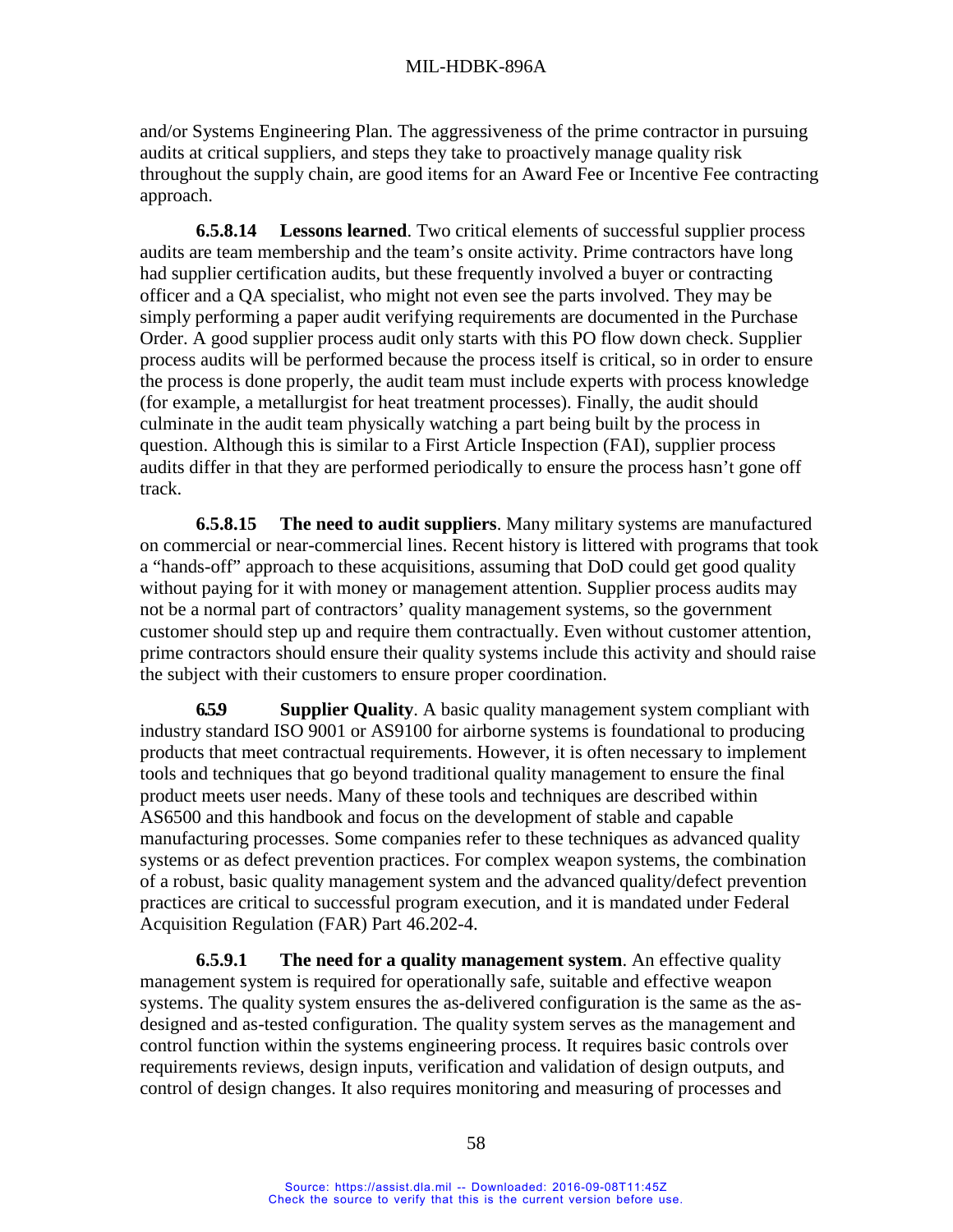and/or Systems Engineering Plan. The aggressiveness of the prime contractor in pursuing audits at critical suppliers, and steps they take to proactively manage quality risk throughout the supply chain, are good items for an Award Fee or Incentive Fee contracting approach.

**6.5.8.14 Lessons learned**. Two critical elements of successful supplier process audits are team membership and the team's onsite activity. Prime contractors have long had supplier certification audits, but these frequently involved a buyer or contracting officer and a QA specialist, who might not even see the parts involved. They may be simply performing a paper audit verifying requirements are documented in the Purchase Order. A good supplier process audit only starts with this PO flow down check. Supplier process audits will be performed because the process itself is critical, so in order to ensure the process is done properly, the audit team must include experts with process knowledge (for example, a metallurgist for heat treatment processes). Finally, the audit should culminate in the audit team physically watching a part being built by the process in question. Although this is similar to a First Article Inspection (FAI), supplier process audits differ in that they are performed periodically to ensure the process hasn't gone off track.

**6.5.8.15 The need to audit suppliers**. Many military systems are manufactured on commercial or near-commercial lines. Recent history is littered with programs that took a "hands-off" approach to these acquisitions, assuming that DoD could get good quality without paying for it with money or management attention. Supplier process audits may not be a normal part of contractors' quality management systems, so the government customer should step up and require them contractually. Even without customer attention, prime contractors should ensure their quality systems include this activity and should raise the subject with their customers to ensure proper coordination.

**6.5.9 Supplier Quality**. A basic quality management system compliant with industry standard ISO 9001 or AS9100 for airborne systems is foundational to producing products that meet contractual requirements. However, it is often necessary to implement tools and techniques that go beyond traditional quality management to ensure the final product meets user needs. Many of these tools and techniques are described within AS6500 and this handbook and focus on the development of stable and capable manufacturing processes. Some companies refer to these techniques as advanced quality systems or as defect prevention practices. For complex weapon systems, the combination of a robust, basic quality management system and the advanced quality/defect prevention practices are critical to successful program execution, and it is mandated under Federal Acquisition Regulation (FAR) Part 46.202-4.

**6.5.9.1 The need for a quality management system**. An effective quality management system is required for operationally safe, suitable and effective weapon systems. The quality system ensures the as-delivered configuration is the same as the as-designed and as-tested configuration. The quality system serves as the management and control function within the systems engineering process. It requires basic controls over requirements reviews, design inputs, verification and validation of design outputs, and control of design changes. It also requires monitoring and measuring of processes and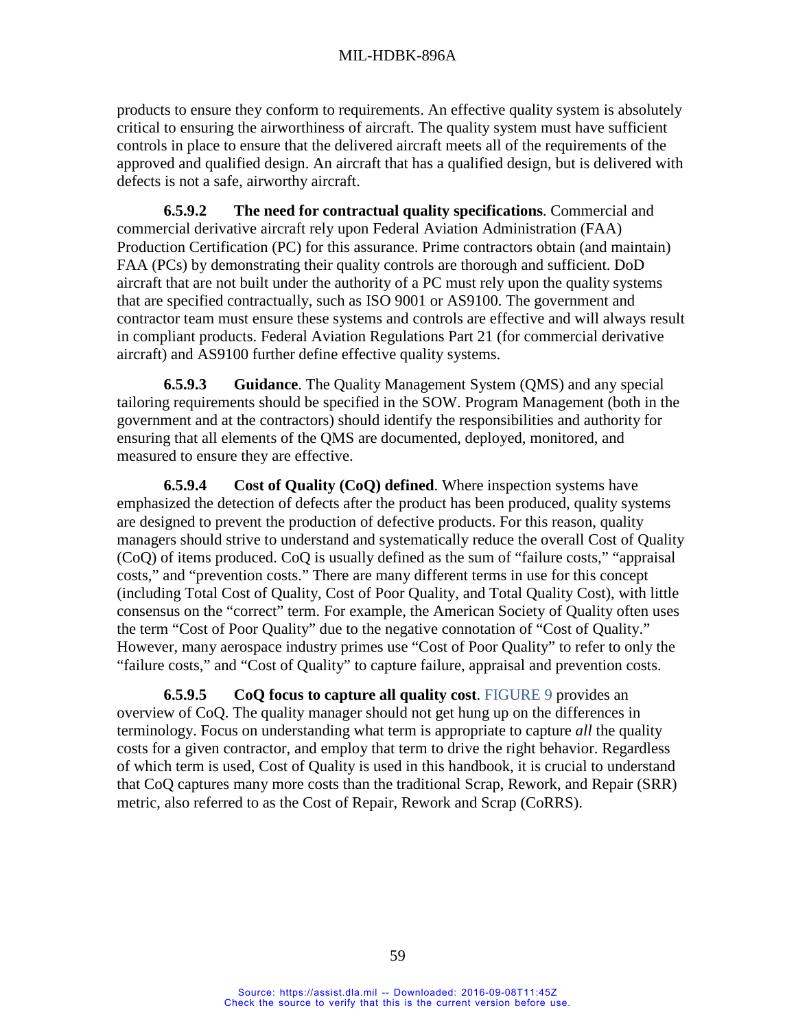products to ensure they conform to requirements. An effective quality system is absolutely critical to ensuring the airworthiness of aircraft. The quality system must have sufficient controls in place to ensure that the delivered aircraft meets all of the requirements of the approved and qualified design. An aircraft that has a qualified design, but is delivered with defects is not a safe, airworthy aircraft.

**6.5.9.2 The need for contractual quality specifications**. Commercial and commercial derivative aircraft rely upon Federal Aviation Administration (FAA) Production Certification (PC) for this assurance. Prime contractors obtain (and maintain) FAA (PCs) by demonstrating their quality controls are thorough and sufficient. DoD aircraft that are not built under the authority of a PC must rely upon the quality systems that are specified contractually, such as ISO 9001 or AS9100. The government and contractor team must ensure these systems and controls are effective and will always result in compliant products. Federal Aviation Regulations Part 21 (for commercial derivative aircraft) and AS9100 further define effective quality systems.

**6.5.9.3 Guidance**. The Quality Management System (QMS) and any special tailoring requirements should be specified in the SOW. Program Management (both in the government and at the contractors) should identify the responsibilities and authority for ensuring that all elements of the QMS are documented, deployed, monitored, and measured to ensure they are effective.

**6.5.9.4 Cost of Quality (CoQ) defined**. Where inspection systems have emphasized the detection of defects after the product has been produced, quality systems are designed to prevent the production of defective products. For this reason, quality managers should strive to understand and systematically reduce the overall Cost of Quality (CoQ) of items produced. CoQ is usually defined as the sum of "failure costs," "appraisal costs," and "prevention costs." There are many different terms in use for this concept (including Total Cost of Quality, Cost of Poor Quality, and Total Quality Cost), with little consensus on the "correct" term. For example, the American Society of Quality often uses the term "Cost of Poor Quality" due to the negative connotation of "Cost of Quality." However, many aerospace industry primes use "Cost of Poor Quality" to refer to only the "failure costs," and "Cost of Quality" to capture failure, appraisal and prevention costs.

**6.5.9.5 CoQ focus to capture all quality cost**. FIGURE 9 provides an overview of CoQ. The quality manager should not get hung up on the differences in terminology. Focus on understanding what term is appropriate to capture *all* the quality costs for a given contractor, and employ that term to drive the right behavior. Regardless of which term is used, Cost of Quality is used in this handbook, it is crucial to understand that CoQ captures many more costs than the traditional Scrap, Rework, and Repair (SRR) metric, also referred to as the Cost of Repair, Rework and Scrap (CoRRS).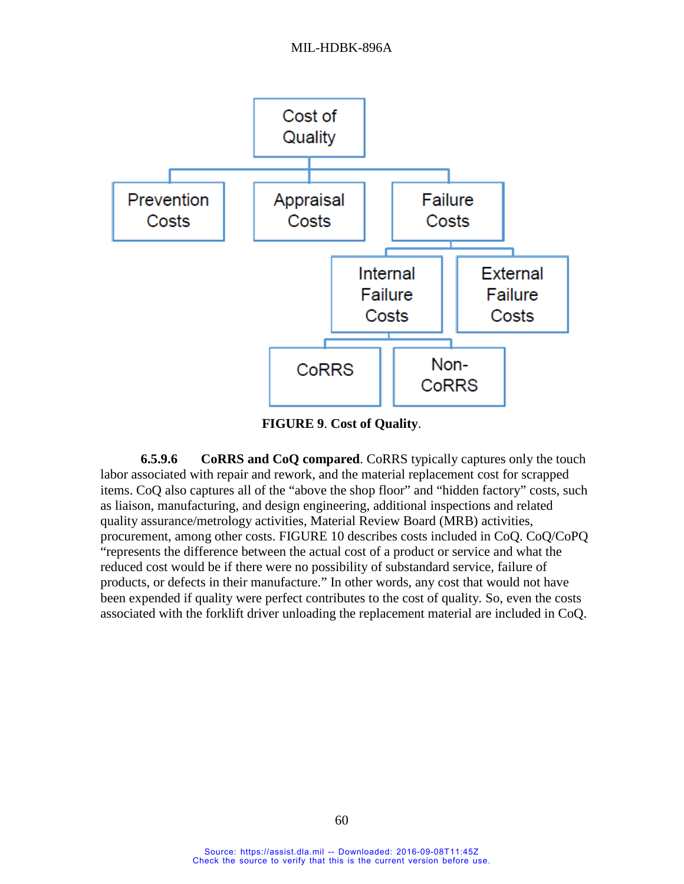Cost of Quality
- Prevention Costs
- Appraisal Costs
- Failure Costs
  - Internal Failure Costs
    - CoRRS
    - Non-CoRRS
  - External Failure Costs

**FIGURE 9**. **Cost of Quality**.

**6.5.9.6 CoRRS and CoQ compared**. CoRRS typically captures only the touch labor associated with repair and rework, and the material replacement cost for scrapped items. CoQ also captures all of the "above the shop floor" and "hidden factory" costs, such as liaison, manufacturing, and design engineering, additional inspections and related quality assurance/metrology activities, Material Review Board (MRB) activities, procurement, among other costs. FIGURE 10 describes costs included in CoQ. CoQ/CoPQ "represents the difference between the actual cost of a product or service and what the reduced cost would be if there were no possibility of substandard service, failure of products, or defects in their manufacture." In other words, any cost that would not have been expended if quality were perfect contributes to the cost of quality. So, even the costs associated with the forklift driver unloading the replacement material are included in CoQ.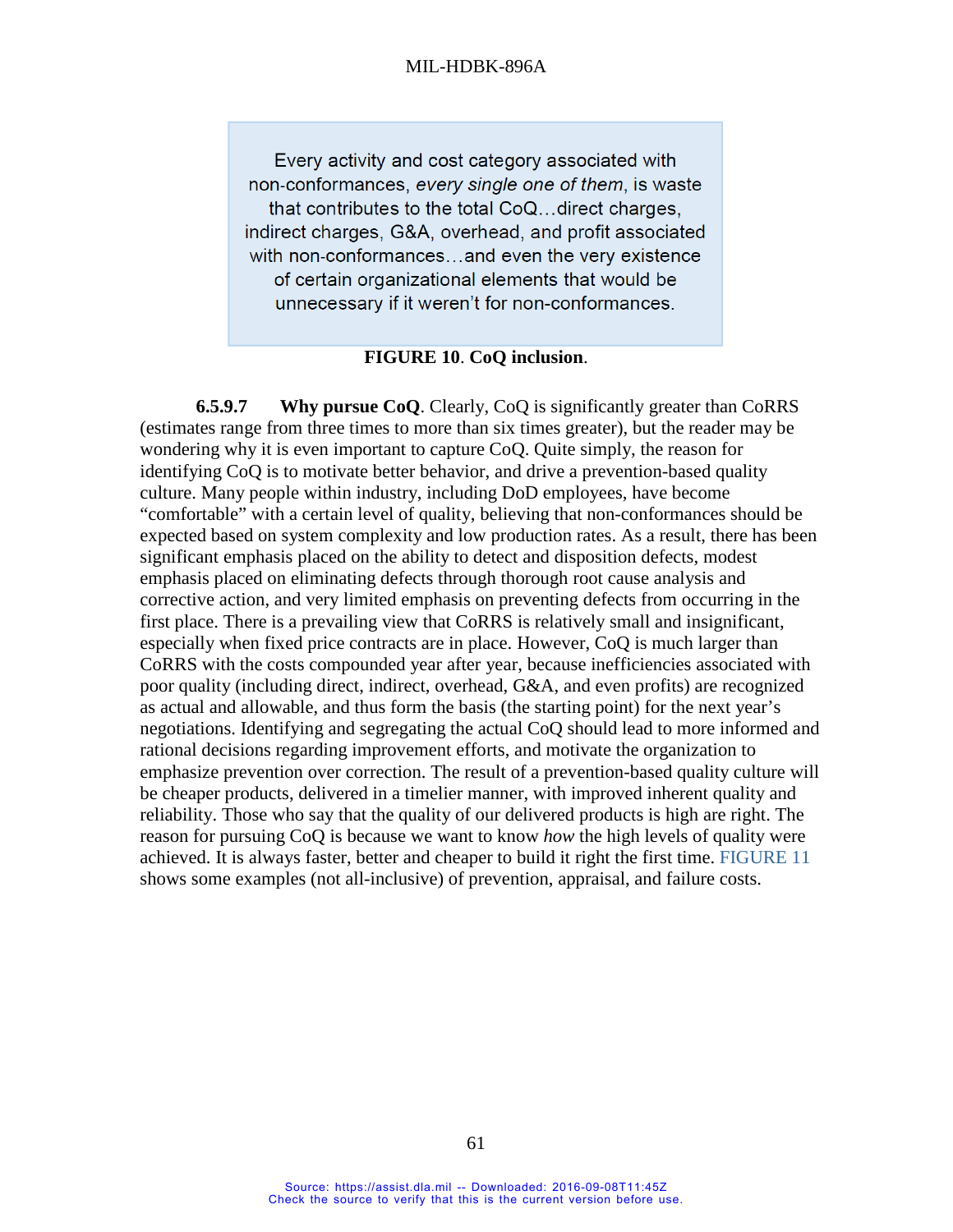Every activity and cost category associated with non-conformances, *every single one of them*, is waste that contributes to the total CoQ…direct charges, indirect charges, G&A, overhead, and profit associated with non-conformances…and even the very existence of certain organizational elements that would be unnecessary if it weren't for non-conformances.

**FIGURE 10**. **CoQ inclusion**.

**6.5.9.7 Why pursue CoQ**. Clearly, CoQ is significantly greater than CoRRS (estimates range from three times to more than six times greater), but the reader may be wondering why it is even important to capture CoQ. Quite simply, the reason for identifying CoQ is to motivate better behavior, and drive a prevention-based quality culture. Many people within industry, including DoD employees, have become "comfortable" with a certain level of quality, believing that non-conformances should be expected based on system complexity and low production rates. As a result, there has been significant emphasis placed on the ability to detect and disposition defects, modest emphasis placed on eliminating defects through thorough root cause analysis and corrective action, and very limited emphasis on preventing defects from occurring in the first place. There is a prevailing view that CoRRS is relatively small and insignificant, especially when fixed price contracts are in place. However, CoQ is much larger than CoRRS with the costs compounded year after year, because inefficiencies associated with poor quality (including direct, indirect, overhead, G&A, and even profits) are recognized as actual and allowable, and thus form the basis (the starting point) for the next year's negotiations. Identifying and segregating the actual CoQ should lead to more informed and rational decisions regarding improvement efforts, and motivate the organization to emphasize prevention over correction. The result of a prevention-based quality culture will be cheaper products, delivered in a timelier manner, with improved inherent quality and reliability. Those who say that the quality of our delivered products is high are right. The reason for pursuing CoQ is because we want to know *how* the high levels of quality were achieved. It is always faster, better and cheaper to build it right the first time. FIGURE 11 shows some examples (not all-inclusive) of prevention, appraisal, and failure costs.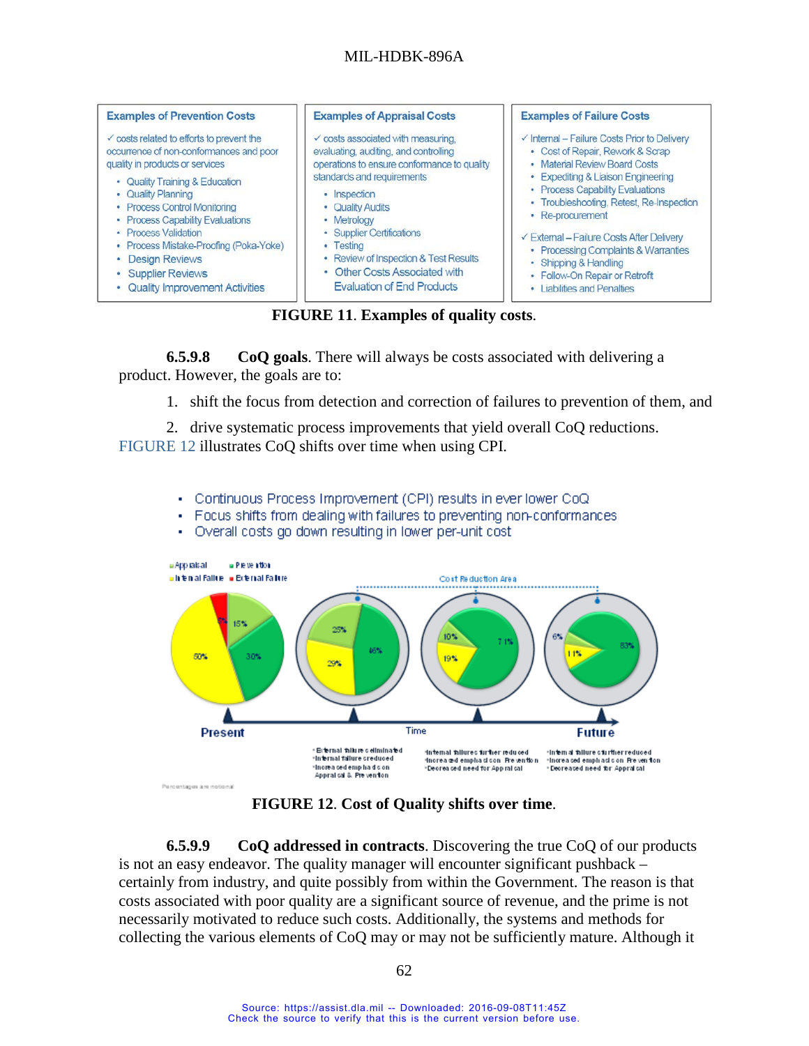| Examples of Prevention Costs | Examples of Appraisal Costs | Examples of Failure Costs |
|---|---|---|
| ✓ costs related to efforts to prevent the occurrence of non-conformances and poor quality in products or services<br>• Quality Training & Education<br>• Quality Planning<br>• Process Control Monitoring<br>• Process Capability Evaluations<br>• Process Validation<br>• Process Mistake-Proofing (Poka-Yoke)<br>• Design Reviews<br>• Supplier Reviews<br>• Quality Improvement Activities | ✓ costs associated with measuring, evaluating, auditing, and controlling operations to ensure conformance to quality standards and requirements<br>• Inspection<br>• Quality Audits<br>• Metrology<br>• Supplier Certifications<br>• Testing<br>• Review of Inspection & Test Results<br>• Other Costs Associated with Evaluation of End Products | ✓ Internal – Failure Costs Prior to Delivery<br>• Cost of Repair, Rework & Scrap<br>• Material Review Board Costs<br>• Expediting & Liaison Engineering<br>• Process Capability Evaluations<br>• Troubleshooting, Retest, Re-Inspection<br>• Re-procurement<br>✓ External – Failure Costs After Delivery<br>• Processing Complaints & Warranties<br>• Shipping & Handling<br>• Follow-On Repair or Retrofit<br>• Liabilities and Penalties |

**FIGURE 11. Examples of quality costs.**

**6.5.9.8 CoQ goals**. There will always be costs associated with delivering a product. However, the goals are to:

1. shift the focus from detection and correction of failures to prevention of them, and
2. drive systematic process improvements that yield overall CoQ reductions.

FIGURE 12 illustrates CoQ shifts over time when using CPI.

- Continuous Process Improvement (CPI) results in ever lower CoQ
- Focus shifts from dealing with failures to preventing non-conformances
- Overall costs go down resulting in lower per-unit cost

**FIGURE 12. Cost of Quality shifts over time.**

**6.5.9.9 CoQ addressed in contracts**. Discovering the true CoQ of our products is not an easy endeavor. The quality manager will encounter significant pushback – certainly from industry, and quite possibly from within the Government. The reason is that costs associated with poor quality are a significant source of revenue, and the prime is not necessarily motivated to reduce such costs. Additionally, the systems and methods for collecting the various elements of CoQ may or may not be sufficiently mature. Although it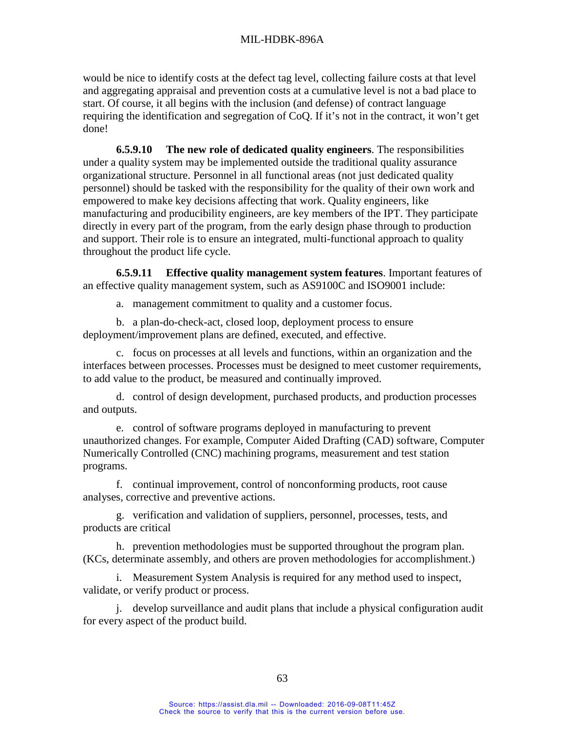would be nice to identify costs at the defect tag level, collecting failure costs at that level and aggregating appraisal and prevention costs at a cumulative level is not a bad place to start. Of course, it all begins with the inclusion (and defense) of contract language requiring the identification and segregation of CoQ. If it's not in the contract, it won't get done!

**6.5.9.10 The new role of dedicated quality engineers**. The responsibilities under a quality system may be implemented outside the traditional quality assurance organizational structure. Personnel in all functional areas (not just dedicated quality personnel) should be tasked with the responsibility for the quality of their own work and empowered to make key decisions affecting that work. Quality engineers, like manufacturing and producibility engineers, are key members of the IPT. They participate directly in every part of the program, from the early design phase through to production and support. Their role is to ensure an integrated, multi-functional approach to quality throughout the product life cycle.

**6.5.9.11 Effective quality management system features**. Important features of an effective quality management system, such as AS9100C and ISO9001 include:

a. management commitment to quality and a customer focus.

b. a plan-do-check-act, closed loop, deployment process to ensure deployment/improvement plans are defined, executed, and effective.

c. focus on processes at all levels and functions, within an organization and the interfaces between processes. Processes must be designed to meet customer requirements, to add value to the product, be measured and continually improved.

d. control of design development, purchased products, and production processes and outputs.

e. control of software programs deployed in manufacturing to prevent unauthorized changes. For example, Computer Aided Drafting (CAD) software, Computer Numerically Controlled (CNC) machining programs, measurement and test station programs.

f. continual improvement, control of nonconforming products, root cause analyses, corrective and preventive actions.

g. verification and validation of suppliers, personnel, processes, tests, and products are critical

h. prevention methodologies must be supported throughout the program plan. (KCs, determinate assembly, and others are proven methodologies for accomplishment.)

i. Measurement System Analysis is required for any method used to inspect, validate, or verify product or process.

j. develop surveillance and audit plans that include a physical configuration audit for every aspect of the product build.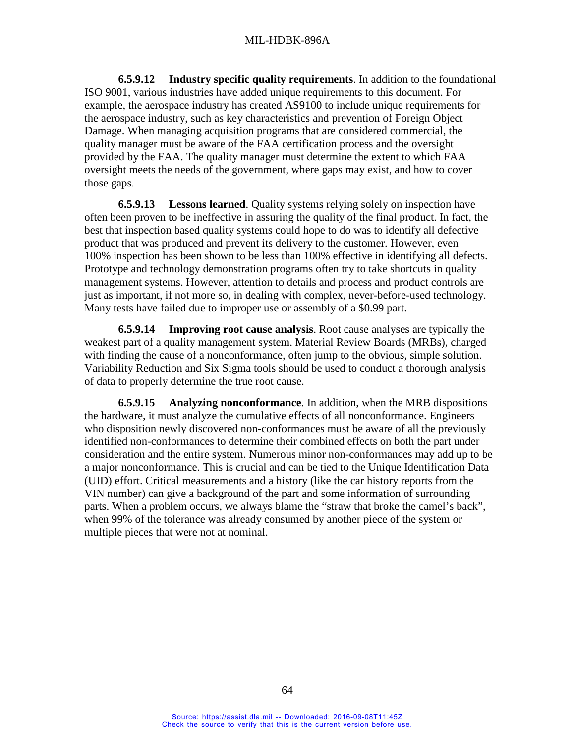**6.5.9.12 Industry specific quality requirements**. In addition to the foundational ISO 9001, various industries have added unique requirements to this document. For example, the aerospace industry has created AS9100 to include unique requirements for the aerospace industry, such as key characteristics and prevention of Foreign Object Damage. When managing acquisition programs that are considered commercial, the quality manager must be aware of the FAA certification process and the oversight provided by the FAA. The quality manager must determine the extent to which FAA oversight meets the needs of the government, where gaps may exist, and how to cover those gaps.

**6.5.9.13 Lessons learned**. Quality systems relying solely on inspection have often been proven to be ineffective in assuring the quality of the final product. In fact, the best that inspection based quality systems could hope to do was to identify all defective product that was produced and prevent its delivery to the customer. However, even 100% inspection has been shown to be less than 100% effective in identifying all defects. Prototype and technology demonstration programs often try to take shortcuts in quality management systems. However, attention to details and process and product controls are just as important, if not more so, in dealing with complex, never-before-used technology. Many tests have failed due to improper use or assembly of a $0.99 part.

**6.5.9.14 Improving root cause analysis**. Root cause analyses are typically the weakest part of a quality management system. Material Review Boards (MRBs), charged with finding the cause of a nonconformance, often jump to the obvious, simple solution. Variability Reduction and Six Sigma tools should be used to conduct a thorough analysis of data to properly determine the true root cause.

**6.5.9.15 Analyzing nonconformance**. In addition, when the MRB dispositions the hardware, it must analyze the cumulative effects of all nonconformance. Engineers who disposition newly discovered non-conformances must be aware of all the previously identified non-conformances to determine their combined effects on both the part under consideration and the entire system. Numerous minor non-conformances may add up to be a major nonconformance. This is crucial and can be tied to the Unique Identification Data (UID) effort. Critical measurements and a history (like the car history reports from the VIN number) can give a background of the part and some information of surrounding parts. When a problem occurs, we always blame the "straw that broke the camel's back", when 99% of the tolerance was already consumed by another piece of the system or multiple pieces that were not at nominal.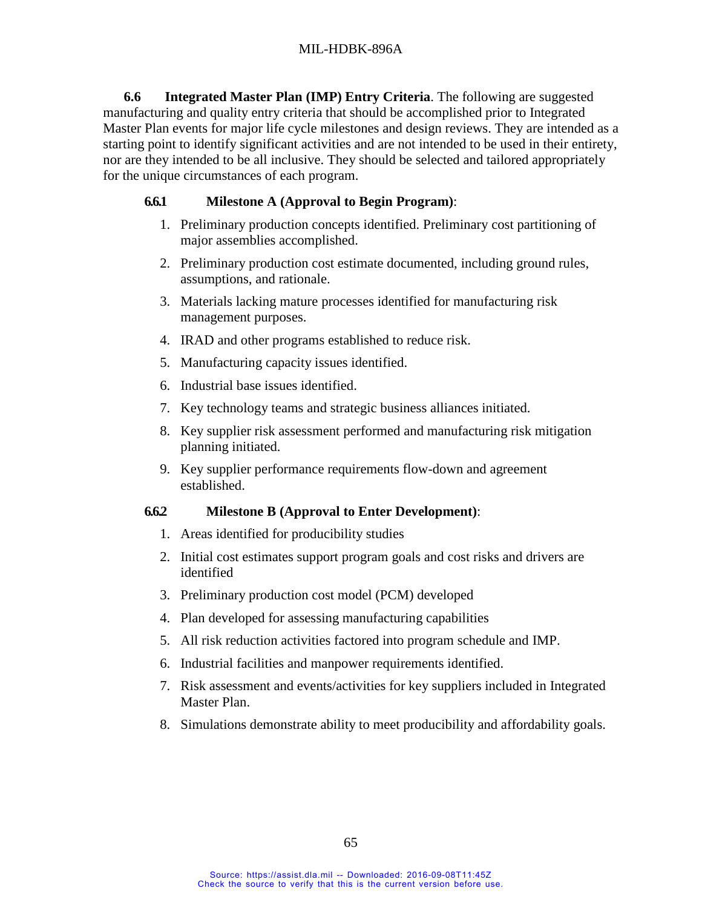**6.6 Integrated Master Plan (IMP) Entry Criteria**. The following are suggested manufacturing and quality entry criteria that should be accomplished prior to Integrated Master Plan events for major life cycle milestones and design reviews. They are intended as a starting point to identify significant activities and are not intended to be used in their entirety, nor are they intended to be all inclusive. They should be selected and tailored appropriately for the unique circumstances of each program.

**6.6.1 Milestone A (Approval to Begin Program)**:

1. Preliminary production concepts identified. Preliminary cost partitioning of major assemblies accomplished.
2. Preliminary production cost estimate documented, including ground rules, assumptions, and rationale.
3. Materials lacking mature processes identified for manufacturing risk management purposes.
4. IRAD and other programs established to reduce risk.
5. Manufacturing capacity issues identified.
6. Industrial base issues identified.
7. Key technology teams and strategic business alliances initiated.
8. Key supplier risk assessment performed and manufacturing risk mitigation planning initiated.
9. Key supplier performance requirements flow-down and agreement established.

**6.6.2 Milestone B (Approval to Enter Development)**:

1. Areas identified for producibility studies
2. Initial cost estimates support program goals and cost risks and drivers are identified
3. Preliminary production cost model (PCM) developed
4. Plan developed for assessing manufacturing capabilities
5. All risk reduction activities factored into program schedule and IMP.
6. Industrial facilities and manpower requirements identified.
7. Risk assessment and events/activities for key suppliers included in Integrated Master Plan.
8. Simulations demonstrate ability to meet producibility and affordability goals.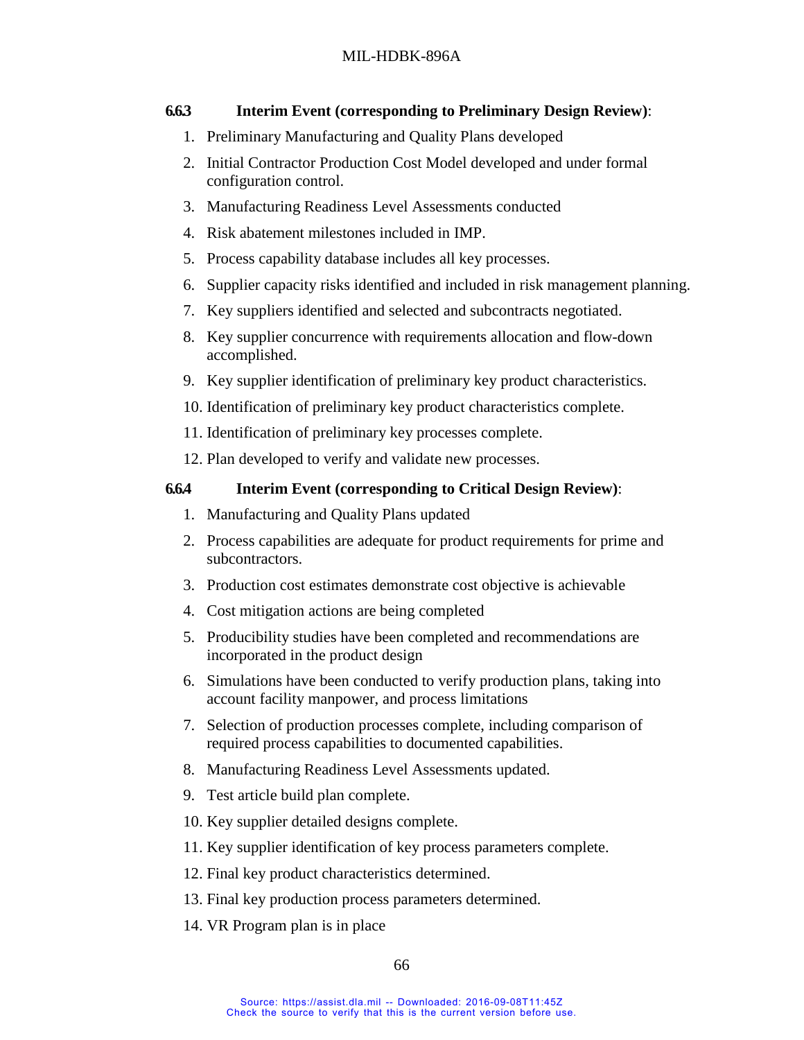### 6.6.3 Interim Event (corresponding to Preliminary Design Review):

1. Preliminary Manufacturing and Quality Plans developed
2. Initial Contractor Production Cost Model developed and under formal configuration control.
3. Manufacturing Readiness Level Assessments conducted
4. Risk abatement milestones included in IMP.
5. Process capability database includes all key processes.
6. Supplier capacity risks identified and included in risk management planning.
7. Key suppliers identified and selected and subcontracts negotiated.
8. Key supplier concurrence with requirements allocation and flow-down accomplished.
9. Key supplier identification of preliminary key product characteristics.
10. Identification of preliminary key product characteristics complete.
11. Identification of preliminary key processes complete.
12. Plan developed to verify and validate new processes.

### 6.6.4 Interim Event (corresponding to Critical Design Review):

1. Manufacturing and Quality Plans updated
2. Process capabilities are adequate for product requirements for prime and subcontractors.
3. Production cost estimates demonstrate cost objective is achievable
4. Cost mitigation actions are being completed
5. Producibility studies have been completed and recommendations are incorporated in the product design
6. Simulations have been conducted to verify production plans, taking into account facility manpower, and process limitations
7. Selection of production processes complete, including comparison of required process capabilities to documented capabilities.
8. Manufacturing Readiness Level Assessments updated.
9. Test article build plan complete.
10. Key supplier detailed designs complete.
11. Key supplier identification of key process parameters complete.
12. Final key product characteristics determined.
13. Final key production process parameters determined.
14. VR Program plan is in place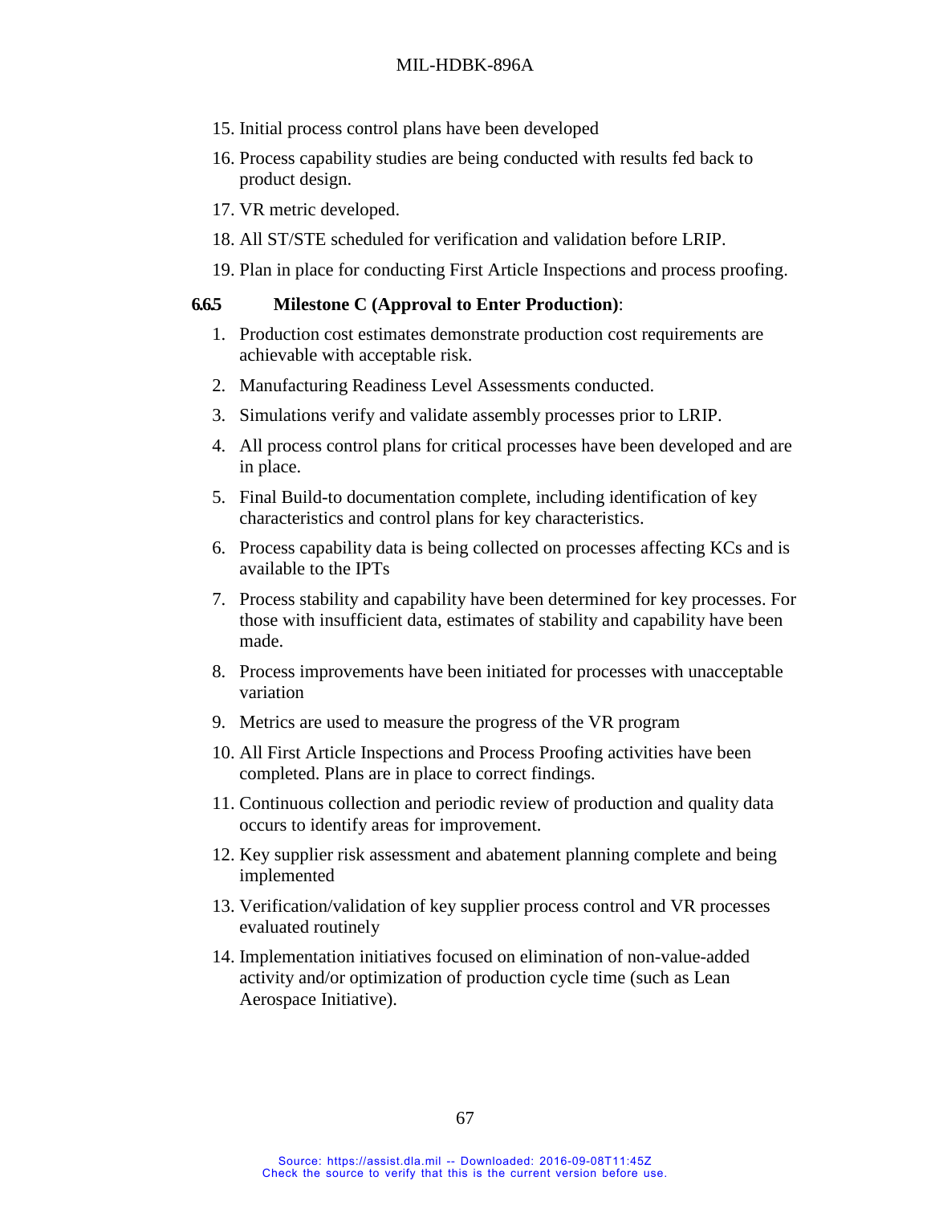15. Initial process control plans have been developed
16. Process capability studies are being conducted with results fed back to product design.
17. VR metric developed.
18. All ST/STE scheduled for verification and validation before LRIP.
19. Plan in place for conducting First Article Inspections and process proofing.

#### 6.6.5 Milestone C (Approval to Enter Production):

1. Production cost estimates demonstrate production cost requirements are achievable with acceptable risk.
2. Manufacturing Readiness Level Assessments conducted.
3. Simulations verify and validate assembly processes prior to LRIP.
4. All process control plans for critical processes have been developed and are in place.
5. Final Build-to documentation complete, including identification of key characteristics and control plans for key characteristics.
6. Process capability data is being collected on processes affecting KCs and is available to the IPTs
7. Process stability and capability have been determined for key processes. For those with insufficient data, estimates of stability and capability have been made.
8. Process improvements have been initiated for processes with unacceptable variation
9. Metrics are used to measure the progress of the VR program
10. All First Article Inspections and Process Proofing activities have been completed. Plans are in place to correct findings.
11. Continuous collection and periodic review of production and quality data occurs to identify areas for improvement.
12. Key supplier risk assessment and abatement planning complete and being implemented
13. Verification/validation of key supplier process control and VR processes evaluated routinely
14. Implementation initiatives focused on elimination of non-value-added activity and/or optimization of production cycle time (such as Lean Aerospace Initiative).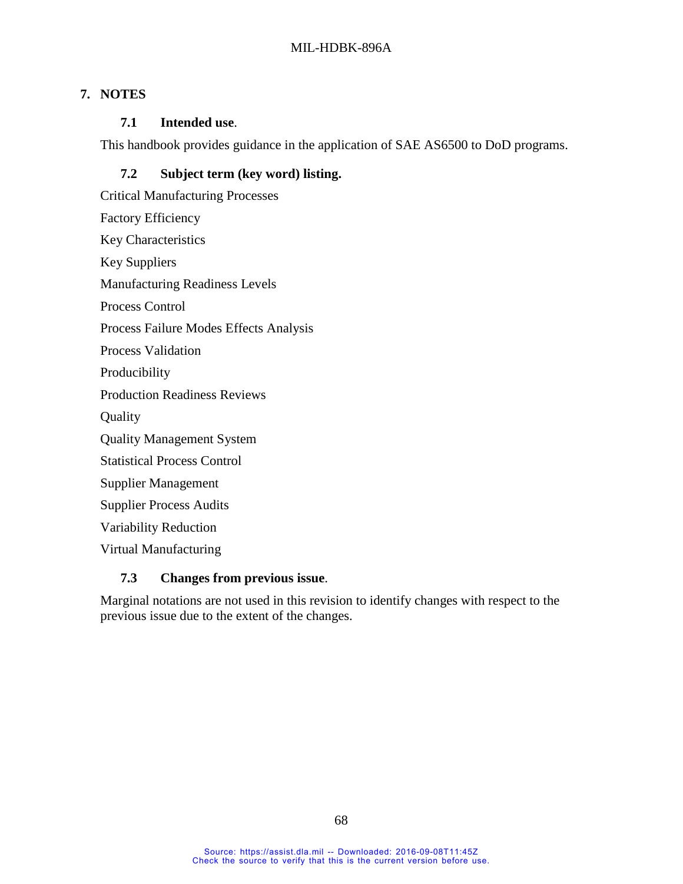# 7. NOTES

## 7.1 Intended use.

This handbook provides guidance in the application of SAE AS6500 to DoD programs.

## 7.2 Subject term (key word) listing.

Critical Manufacturing Processes

Factory Efficiency

Key Characteristics

Key Suppliers

Manufacturing Readiness Levels

Process Control

Process Failure Modes Effects Analysis

Process Validation

Producibility

Production Readiness Reviews

Quality

Quality Management System

Statistical Process Control

Supplier Management

Supplier Process Audits

Variability Reduction

Virtual Manufacturing

## 7.3 Changes from previous issue.

Marginal notations are not used in this revision to identify changes with respect to the previous issue due to the extent of the changes.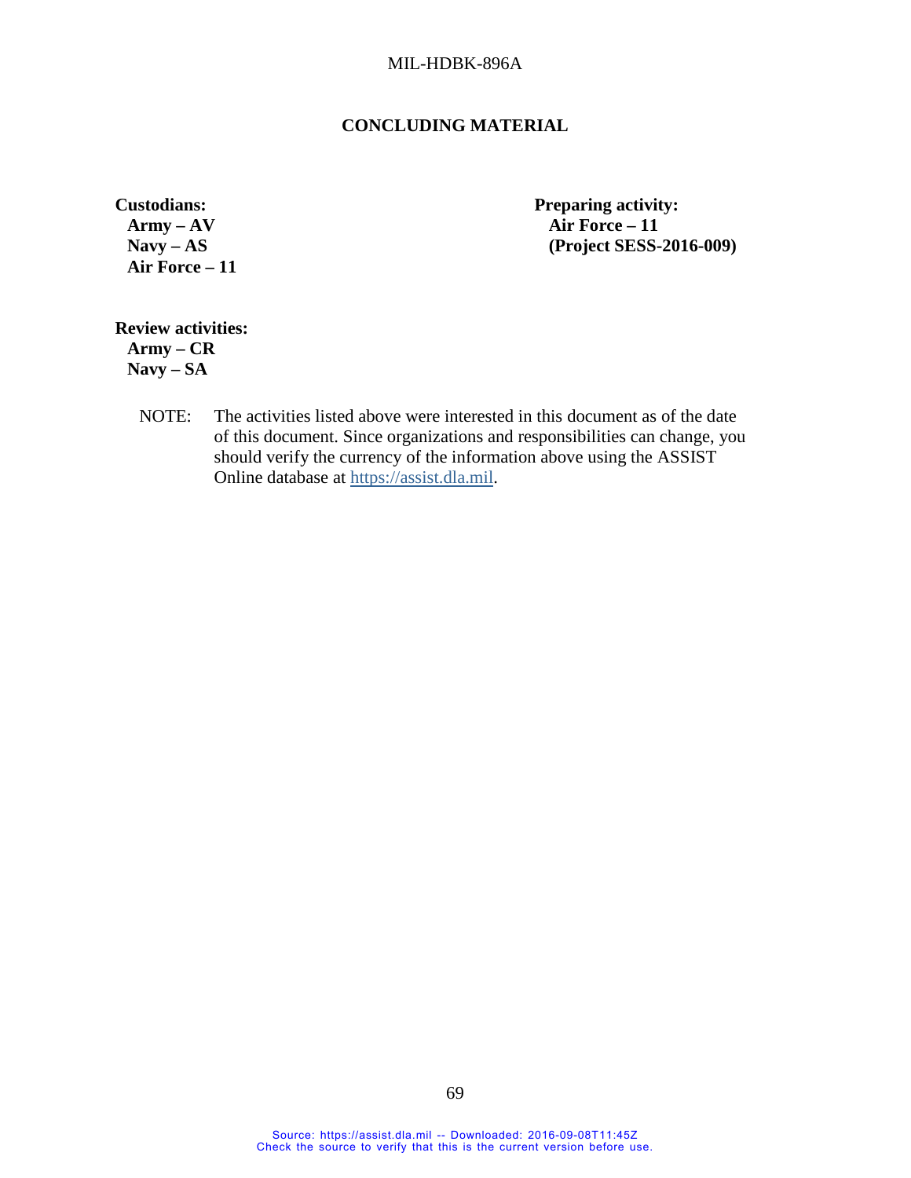## CONCLUDING MATERIAL

**Custodians:**
**Army – AV**
**Navy – AS**
**Air Force – 11**

**Preparing activity:**
**Air Force – 11**
**(Project SESS-2016-009)**

**Review activities:**
**Army – CR**
**Navy – SA**

NOTE: The activities listed above were interested in this document as of the date of this document. Since organizations and responsibilities can change, you should verify the currency of the information above using the ASSIST Online database at https://assist.dla.mil.